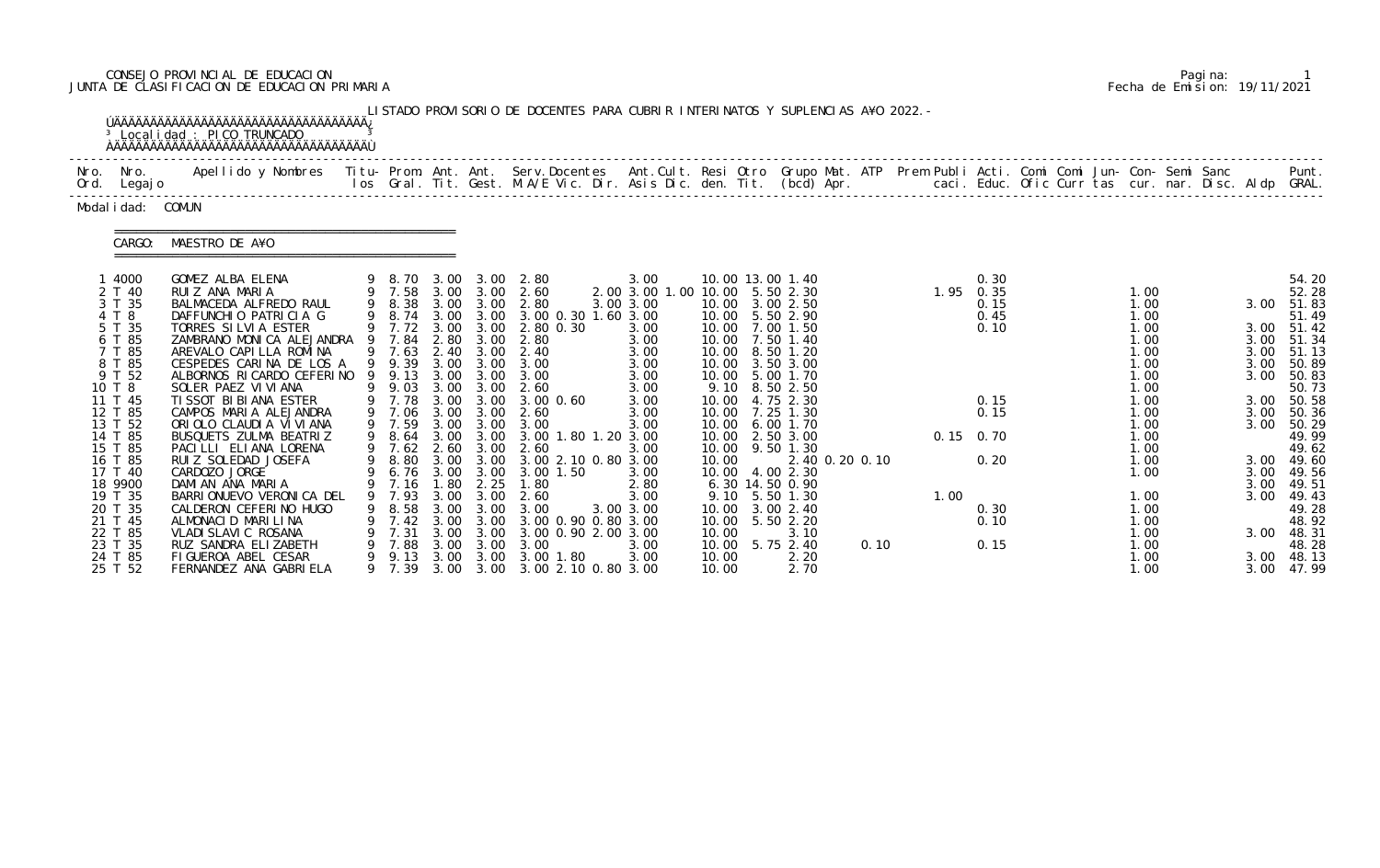CONSEJO PROVINCIAL DE EDUCACION
JUNTA DE CLASIFICACION DE EDUCACION PRIMARIA

Pagina: 1
Fecha de Emision: 19/11/2021

LISTADO PROVISORIO DE DOCENTES PARA CUBRIR INTERINATOS Y SUPLENCIAS A¥O 2022.-

Localidad : PICO TRUNCADO

Modalidad: COMUN

CARGO: MAESTRO DE A¥O

| Nro. Ord. | Nro. Legajo | Apellido y Nombres | Titu-los | Prom. Gral. | Ant. Tit. | Ant. Gest. | Serv.Docentes M.A/E Vic. Dir. | Ant.Cult. Asis Dic. | Resi den. | Otro Tit. | Grupo Mat. (bcd) | ATP Apr. | Prem Publi caci. | Acti. Educ. | Comi Ofic | Comi Curr | Jun- tas | Con- cur. | Semi nar. | Sanc Disc. | Aldp | Punt. GRAL. |
|---|---|---|---|---|---|---|---|---|---|---|---|---|---|---|---|---|---|---|---|---|---|---|
| 1 | 4000 | GOMEZ ALBA ELENA | 9 | 8.70 | 3.00 | 3.00 | 2.80 | 3.00 | 10.00 | 13.00 | 1.40 | | | 0.30 | | | | | | | | 54.20 |
| 2 | T 40 | RUIZ ANA MARIA | 9 | 7.58 | 3.00 | 3.00 | 2.60 | 2.00 3.00 1.00 | 10.00 | 5.50 | 2.30 | | 1.95 | 0.35 | | | | 1.00 | | | | 52.28 |
| 3 | T 35 | BALMACEDA ALFREDO RAUL | 9 | 8.38 | 3.00 | 3.00 | 2.80 | 3.00 3.00 | 10.00 | 3.00 | 2.50 | | | 0.15 | | | | 1.00 | | | 3.00 | 51.83 |
| 4 | T 8 | DAFFUNCHIO PATRICIA G | 9 | 8.74 | 3.00 | 3.00 | 3.00 0.30 1.60 | 3.00 | 10.00 | 5.50 | 2.90 | | | 0.45 | | | | 1.00 | | | | 51.49 |
| 5 | T 35 | TORRES SILVIA ESTER | 9 | 7.72 | 3.00 | 3.00 | 2.80 0.30 | 3.00 | 10.00 | 7.00 | 1.50 | | | 0.10 | | | | 1.00 | | | 3.00 | 51.42 |
| 6 | T 85 | ZAMBRANO MONICA ALEJANDRA | 9 | 7.84 | 2.80 | 3.00 | 2.80 | 3.00 | 10.00 | 7.50 | 1.40 | | | | | | | 1.00 | | | 3.00 | 51.34 |
| 7 | T 85 | AREVALO CAPILLA ROMINA | 9 | 7.63 | 2.40 | 3.00 | 2.40 | 3.00 | 10.00 | 8.50 | 1.20 | | | | | | | 1.00 | | | 3.00 | 51.13 |
| 8 | T 85 | CESPEDES CARINA DE LOS A | 9 | 9.39 | 3.00 | 3.00 | 3.00 | 3.00 | 10.00 | 3.50 | 3.00 | | | | | | | 1.00 | | | 3.00 | 50.89 |
| 9 | T 52 | ALBORNOS RICARDO CEFERINO | 9 | 9.13 | 3.00 | 3.00 | 3.00 | 3.00 | 10.00 | 5.00 | 1.70 | | | | | | | 1.00 | | | 3.00 | 50.83 |
| 10 | T 8 | SOLER PAEZ VIVIANA | 9 | 9.03 | 3.00 | 3.00 | 2.60 | 3.00 | 9.10 | 8.50 | 2.50 | | | | | | | 1.00 | | | | 50.73 |
| 11 | T 45 | TISSOT BIBIANA ESTER | 9 | 7.78 | 3.00 | 3.00 | 3.00 0.60 | 3.00 | 10.00 | 4.75 | 2.30 | | | 0.15 | | | | 1.00 | | | 3.00 | 50.58 |
| 12 | T 85 | CAMPOS MARIA ALEJANDRA | 9 | 7.06 | 3.00 | 3.00 | 2.60 | 3.00 | 10.00 | 7.25 | 1.30 | | | 0.15 | | | | 1.00 | | | 3.00 | 50.36 |
| 13 | T 52 | ORIOLO CLAUDIA VIVIANA | 9 | 7.59 | 3.00 | 3.00 | 3.00 | 3.00 | 10.00 | 6.00 | 1.70 | | | | | | | 1.00 | | | 3.00 | 50.29 |
| 14 | T 85 | BUSQUETS ZULMA BEATRIZ | 9 | 8.64 | 3.00 | 3.00 | 3.00 1.80 1.20 | 3.00 | 10.00 | 2.50 | 3.00 | | 0.15 | 0.70 | | | | 1.00 | | | | 49.99 |
| 15 | T 85 | PACILLI ELIANA LORENA | 9 | 7.62 | 2.60 | 3.00 | 2.60 | 3.00 | 10.00 | 9.50 | 1.30 | | | | | | | 1.00 | | | | 49.62 |
| 16 | T 85 | RUIZ SOLEDAD JOSEFA | 9 | 8.80 | 3.00 | 3.00 | 3.00 2.10 0.80 | 3.00 | 10.00 | | 2.40 0.20 0.10 | | | 0.20 | | | | 1.00 | | | 3.00 | 49.60 |
| 17 | T 40 | CARDOZO JORGE | 9 | 6.76 | 3.00 | 3.00 | 3.00 1.50 | 3.00 | 10.00 | 4.00 | 2.30 | | | | | | | 1.00 | | | 3.00 | 49.56 |
| 18 | 9900 | DAMIAN ANA MARIA | 9 | 7.16 | 1.80 | 2.25 | 1.80 | 2.80 | 6.30 | 14.50 | 0.90 | | | | | | | | | | 3.00 | 49.51 |
| 19 | T 35 | BARRIONUEVO VERONICA DEL | 9 | 7.93 | 3.00 | 3.00 | 2.60 | 3.00 | 9.10 | 5.50 | 1.30 | | 1.00 | | | | | 1.00 | | | 3.00 | 49.43 |
| 20 | T 35 | CALDERON CEFERINO HUGO | 9 | 8.58 | 3.00 | 3.00 | 3.00 | 3.00 3.00 | 10.00 | 3.00 | 2.40 | | | 0.30 | | | | 1.00 | | | | 49.28 |
| 21 | T 45 | ALMONACID MARILINA | 9 | 7.42 | 3.00 | 3.00 | 3.00 0.90 0.80 | 3.00 | 10.00 | 5.50 | 2.20 | | | 0.10 | | | | 1.00 | | | | 48.92 |
| 22 | T 85 | VLADISLAVIC ROSANA | 9 | 7.31 | 3.00 | 3.00 | 3.00 0.90 2.00 | 3.00 | 10.00 | | 3.10 | | | | | | | 1.00 | | | 3.00 | 48.31 |
| 23 | T 35 | RUZ SANDRA ELIZABETH | 9 | 7.88 | 3.00 | 3.00 | 3.00 | 3.00 | 10.00 | 5.75 | 2.40 | 0.10 | | 0.15 | | | | 1.00 | | | | 48.28 |
| 24 | T 85 | FIGUEROA ABEL CESAR | 9 | 9.13 | 3.00 | 3.00 | 3.00 1.80 | 3.00 | 10.00 | | 2.20 | | | | | | | 1.00 | | | 3.00 | 48.13 |
| 25 | T 52 | FERNANDEZ ANA GABRIELA | 9 | 7.39 | 3.00 | 3.00 | 3.00 2.10 0.80 | 3.00 | 10.00 | | 2.70 | | | | | | | 1.00 | | | 3.00 | 47.99 |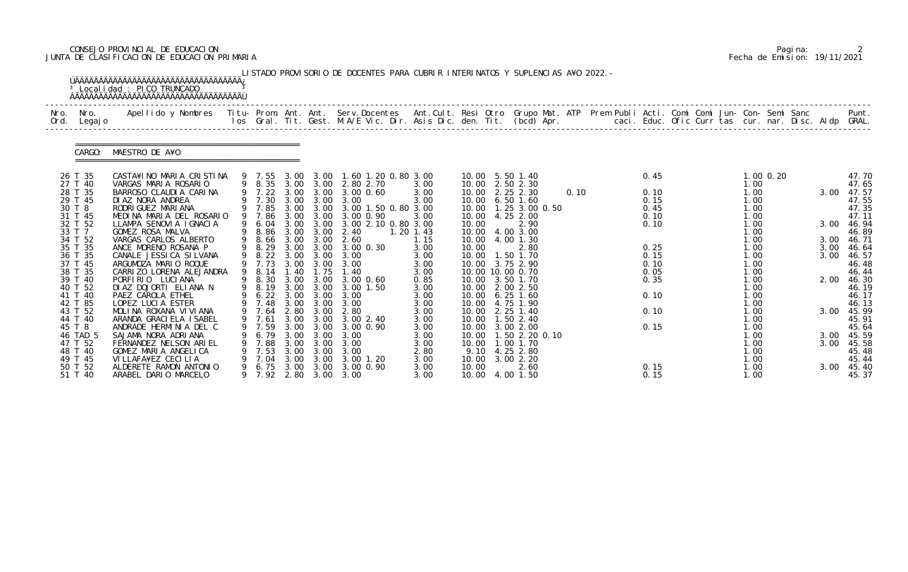CONSEJO PROVINCIAL DE EDUCACION
JUNTA DE CLASIFICACION DE EDUCACION PRIMARIA

Pagina: 2
Fecha de Emision: 19/11/2021

LISTADO PROVISORIO DE DOCENTES PARA CUBRIR INTERINATOS Y SUPLENCIAS A¥O 2022.-

Localidad : PICO TRUNCADO

CARGO: MAESTRO DE A¥O

| Nro. Ord. | Nro. Legajo | Apellido y Nombres | Titu- los | Prom. Gral. | Ant. Tit. | Ant. Gest. | Serv.Docentes M.A/E Vic. Dir. | Ant.Cult. Asis Dic. | Resi den. | Otro Tit. | Grupo Mat. (bcd) | ATP Apr. | Prem Publi caci. | Acti. Educ. | Comi Ofic | Comi Curr | Jun- tas | Con- cur. | Semi nar. | Sanc Disc. | Aldp | Punt. GRAL. |
|---|---|---|---|---|---|---|---|---|---|---|---|---|---|---|---|---|---|---|---|---|---|---|
| 26 | T 35 | CASTA¥INO MARIA CRISTINA | 9 | 7.55 | 3.00 | 3.00 | 1.60 1.20 0.80 3.00 | | 10.00 | 5.50 1.40 | | | | 0.45 | | | | 1.00 | 0.20 | | | 47.70 |
| 27 | T 40 | VARGAS MARIA ROSARIO | 9 | 8.35 | 3.00 | 3.00 | 2.80 2.70 | 3.00 | 10.00 | 2.50 2.30 | | | | | | | | 1.00 | | | | 47.65 |
| 28 | T 35 | BARROSO CLAUDIA CARINA | 9 | 7.22 | 3.00 | 3.00 | 3.00 0.60 | 3.00 | 10.00 | 2.25 2.30 | | 0.10 | | 0.10 | | | | 1.00 | | | 3.00 | 47.57 |
| 29 | T 45 | DIAZ NORA ANDREA | 9 | 7.30 | 3.00 | 3.00 | 3.00 | 3.00 | 10.00 | 6.50 1.60 | | | | 0.15 | | | | 1.00 | | | | 47.55 |
| 30 | T 8 | RODRIGUEZ MARIANA | 9 | 7.85 | 3.00 | 3.00 | 3.00 1.50 0.80 3.00 | | 10.00 | 1.25 3.00 0.50 | | | | 0.45 | | | | 1.00 | | | | 47.35 |
| 31 | T 45 | MEDINA MARIA DEL ROSARIO | 9 | 7.86 | 3.00 | 3.00 | 3.00 0.90 | 3.00 | 10.00 | 4.25 2.00 | | | | 0.10 | | | | 1.00 | | | | 47.11 |
| 32 | T 52 | LLAMPA SENOVIA IGNACIA | 9 | 6.04 | 3.00 | 3.00 | 3.00 2.10 0.80 3.00 | | 10.00 | 2.90 | | | | 0.10 | | | | 1.00 | | | 3.00 | 46.94 |
| 33 | T 7 | GOMEZ ROSA MALVA | 9 | 8.86 | 3.00 | 3.00 | 2.40 | 1.20 1.43 | 10.00 | 4.00 3.00 | | | | | | | | 1.00 | | | | 46.89 |
| 34 | T 52 | VARGAS CARLOS ALBERTO | 9 | 8.66 | 3.00 | 3.00 | 2.60 | 1.15 | 10.00 | 4.00 1.30 | | | | | | | | 1.00 | | | 3.00 | 46.71 |
| 35 | T 35 | ANCE MORENO ROSANA P | 9 | 8.29 | 3.00 | 3.00 | 3.00 0.30 | 3.00 | 10.00 | 2.80 | | | | 0.25 | | | | 1.00 | | | 3.00 | 46.64 |
| 36 | T 35 | CANALE JESSICA SILVANA | 9 | 8.22 | 3.00 | 3.00 | 3.00 | 3.00 | 10.00 | 1.50 1.70 | | | | 0.15 | | | | 1.00 | | | 3.00 | 46.57 |
| 37 | T 45 | ARGUMOZA MARIO ROQUE | 9 | 7.73 | 3.00 | 3.00 | 3.00 | 3.00 | 10.00 | 3.75 2.90 | | | | 0.10 | | | | 1.00 | | | | 46.48 |
| 38 | T 35 | CARRIZO LORENA ALEJANDRA | 9 | 8.14 | 1.40 | 1.75 | 1.40 | 3.00 | 10.00 | 10.00 0.70 | | | | 0.05 | | | | 1.00 | | | | 46.44 |
| 39 | T 40 | PORFIRIO LUCIANA | 9 | 8.30 | 3.00 | 3.00 | 3.00 0.60 | 0.85 | 10.00 | 3.50 1.70 | | | | 0.35 | | | | 1.00 | | | 2.00 | 46.30 |
| 40 | T 52 | DIAZ DOJORTI ELIANA N | 9 | 8.19 | 3.00 | 3.00 | 3.00 1.50 | 3.00 | 10.00 | 2.00 2.50 | | | | | | | | 1.00 | | | | 46.19 |
| 41 | T 40 | PAEZ CAROLA ETHEL | 9 | 6.22 | 3.00 | 3.00 | 3.00 | 3.00 | 10.00 | 6.25 1.60 | | | | 0.10 | | | | 1.00 | | | | 46.17 |
| 42 | T 85 | LOPEZ LUCIA ESTER | 9 | 7.48 | 3.00 | 3.00 | 3.00 | 3.00 | 10.00 | 4.75 1.90 | | | | | | | | 1.00 | | | | 46.13 |
| 43 | T 52 | MOLINA ROXANA VIVIANA | 9 | 7.64 | 2.80 | 3.00 | 2.80 | 3.00 | 10.00 | 2.25 1.40 | | | | 0.10 | | | | 1.00 | | | 3.00 | 45.99 |
| 44 | T 40 | ARANDA GRACIELA ISABEL | 9 | 7.61 | 3.00 | 3.00 | 3.00 2.40 | 3.00 | 10.00 | 1.50 2.40 | | | | | | | | 1.00 | | | | 45.91 |
| 45 | T 8 | ANDRADE HERMINIA DEL C | 9 | 7.59 | 3.00 | 3.00 | 3.00 0.90 | 3.00 | 10.00 | 3.00 2.00 | | | | 0.15 | | | | 1.00 | | | | 45.64 |
| 46 | TAD 5 | SAJAMA NORA ADRIANA | 9 | 6.79 | 3.00 | 3.00 | 3.00 | 3.00 | 10.00 | 1.50 2.20 0.10 | | | | | | | | 1.00 | | | 3.00 | 45.59 |
| 47 | T 52 | FERNANDEZ NELSON ARIEL | 9 | 7.88 | 3.00 | 3.00 | 3.00 | 3.00 | 10.00 | 1.00 1.70 | | | | | | | | 1.00 | | | 3.00 | 45.58 |
| 48 | T 40 | GOMEZ MARIA ANGELICA | 9 | 7.53 | 3.00 | 3.00 | 3.00 | 2.80 | 9.10 | 4.25 2.80 | | | | | | | | 1.00 | | | | 45.48 |
| 49 | T 45 | VILLAFA¥EZ CECILIA | 9 | 7.04 | 3.00 | 3.00 | 3.00 1.20 | 3.00 | 10.00 | 3.00 2.20 | | | | | | | | 1.00 | | | | 45.44 |
| 50 | T 52 | ALDERETE RAMON ANTONIO | 9 | 6.75 | 3.00 | 3.00 | 3.00 0.90 | 3.00 | 10.00 | 2.60 | | | | 0.15 | | | | 1.00 | | | 3.00 | 45.40 |
| 51 | T 40 | ARABEL DARIO MARCELO | 9 | 7.92 | 2.80 | 3.00 | 3.00 | 3.00 | 10.00 | 4.00 1.50 | | | | 0.15 | | | | 1.00 | | | | 45.37 |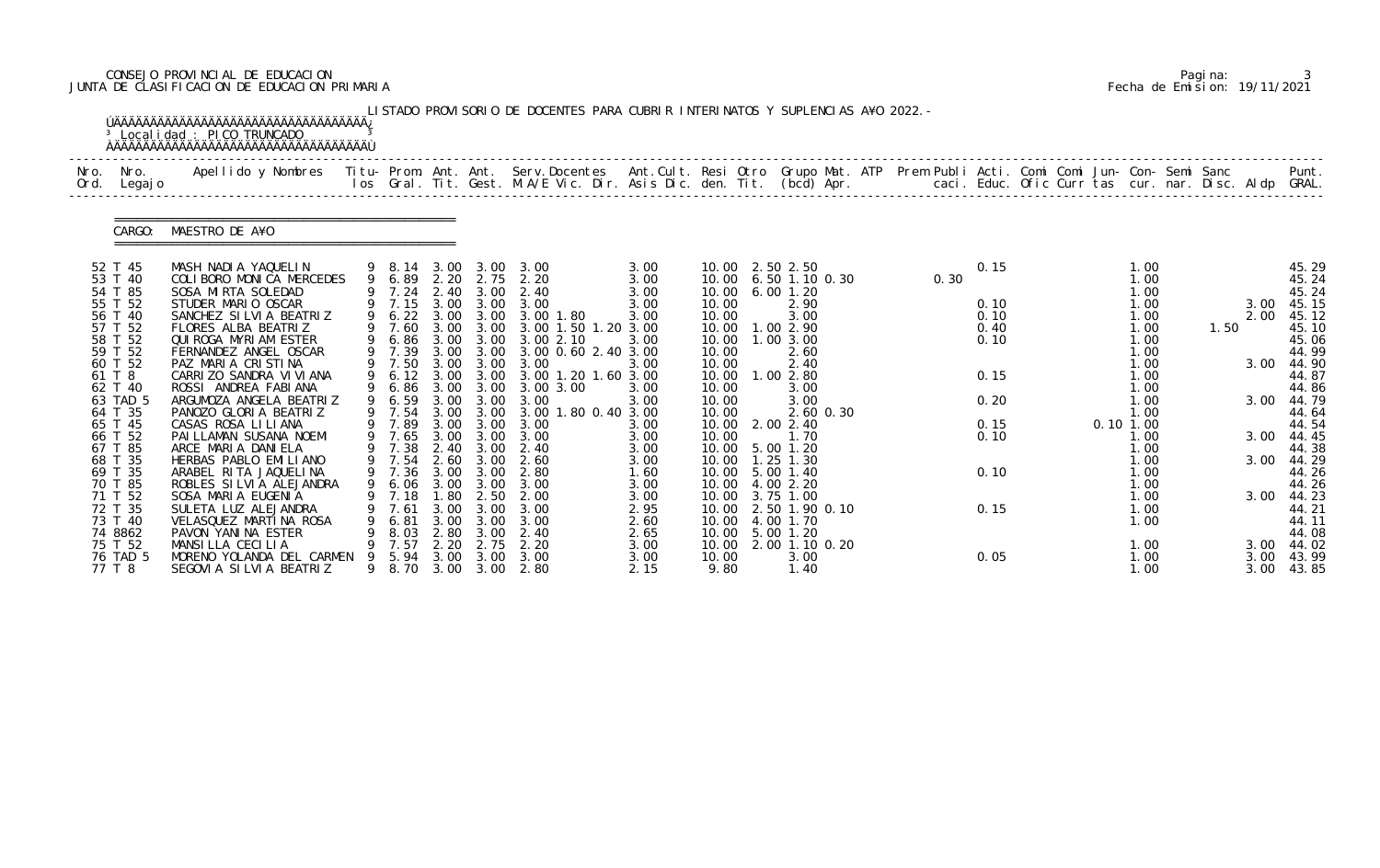CONSEJO PROVINCIAL DE EDUCACION
JUNTA DE CLASIFICACION DE EDUCACION PRIMARIA

Pagina: 3
Fecha de Emision: 19/11/2021

LISTADO PROVISORIO DE DOCENTES PARA CUBRIR INTERINATOS Y SUPLENCIAS A¥O 2022.-

Localidad : PICO TRUNCADO

CARGO: MAESTRO DE A¥O

| Nro. Ord. | Nro. Legajo | Apellido y Nombres | Titu-los | Prom. Gral. | Ant. Tit. | Ant. Gest. | Serv.Docentes M.A/E Vic. Dir. | Ant.Cult. Asis Dic. | Resi den. | Otro Tit. | Grupo Mat. (bcd) | ATP Apr. | Prem caci. | Publi Educ. | Acti. Ofic | Comi Curr | Comi tas | Jun- cur. | Con- nar. | Semi Disc. | Sanc Aldp | Punt. GRAL. |
|---|---|---|---|---|---|---|---|---|---|---|---|---|---|---|---|---|---|---|---|---|---|---|
| 52 | T 45 | MASH NADIA YAQUELIN | 9 | 8.14 | 3.00 | 3.00 | 3.00 | 3.00 | 10.00 | 2.50 | 2.50 | | | 0.15 | | | | 1.00 | | | | 45.29 |
| 53 | T 40 | COLIBORO MONICA MERCEDES | 9 | 6.89 | 2.20 | 2.75 | 2.20 | 3.00 | 10.00 | 6.50 | 1.10 0.30 | | 0.30 | | | | | 1.00 | | | | 45.24 |
| 54 | T 85 | SOSA MIRTA SOLEDAD | 9 | 7.24 | 2.40 | 3.00 | 2.40 | 3.00 | 10.00 | 6.00 | 1.20 | | | | | | | 1.00 | | | | 45.24 |
| 55 | T 52 | STUDER MARIO OSCAR | 9 | 7.15 | 3.00 | 3.00 | 3.00 | 3.00 | 10.00 | | 2.90 | | | 0.10 | | | | 1.00 | | | 3.00 | 45.15 |
| 56 | T 40 | SANCHEZ SILVIA BEATRIZ | 9 | 6.22 | 3.00 | 3.00 | 3.00 1.80 | 3.00 | 10.00 | | 3.00 | | | 0.10 | | | | 1.00 | | | 2.00 | 45.12 |
| 57 | T 52 | FLORES ALBA BEATRIZ | 9 | 7.60 | 3.00 | 3.00 | 3.00 1.50 1.20 | 3.00 | 10.00 | 1.00 | 2.90 | | | 0.40 | | | | 1.00 | | 1.50 | | 45.10 |
| 58 | T 52 | QUIROGA MYRIAM ESTER | 9 | 6.86 | 3.00 | 3.00 | 3.00 2.10 | 3.00 | 10.00 | 1.00 | 3.00 | | | 0.10 | | | | 1.00 | | | | 45.06 |
| 59 | T 52 | FERNANDEZ ANGEL OSCAR | 9 | 7.39 | 3.00 | 3.00 | 3.00 0.60 2.40 | 3.00 | 10.00 | | 2.60 | | | | | | | 1.00 | | | | 44.99 |
| 60 | T 52 | PAZ MARIA CRISTINA | 9 | 7.50 | 3.00 | 3.00 | 3.00 | 3.00 | 10.00 | | 2.40 | | | | | | | 1.00 | | | 3.00 | 44.90 |
| 61 | T 8 | CARRIZO SANDRA VIVIANA | 9 | 6.12 | 3.00 | 3.00 | 3.00 1.20 1.60 | 3.00 | 10.00 | 1.00 | 2.80 | | | 0.15 | | | | 1.00 | | | | 44.87 |
| 62 | T 40 | ROSSI ANDREA FABIANA | 9 | 6.86 | 3.00 | 3.00 | 3.00 3.00 | 3.00 | 10.00 | | 3.00 | | | | | | | 1.00 | | | | 44.86 |
| 63 | TAD 5 | ARGUMOZA ANGELA BEATRIZ | 9 | 6.59 | 3.00 | 3.00 | 3.00 | 3.00 | 10.00 | | 3.00 | | | 0.20 | | | | 1.00 | | | 3.00 | 44.79 |
| 64 | T 35 | PANOZO GLORIA BEATRIZ | 9 | 7.54 | 3.00 | 3.00 | 3.00 1.80 0.40 | 3.00 | 10.00 | | 2.60 0.30 | | | | | | | 1.00 | | | | 44.64 |
| 65 | T 45 | CASAS ROSA LILIANA | 9 | 7.89 | 3.00 | 3.00 | 3.00 | 3.00 | 10.00 | 2.00 | 2.40 | | | 0.15 | | | 0.10 | 1.00 | | | | 44.54 |
| 66 | T 52 | PAILLAMAN SUSANA NOEMI | 9 | 7.65 | 3.00 | 3.00 | 3.00 | 3.00 | 10.00 | | 1.70 | | | 0.10 | | | | 1.00 | | | 3.00 | 44.45 |
| 67 | T 85 | ARCE MARIA DANIELA | 9 | 7.38 | 2.40 | 3.00 | 2.40 | 3.00 | 10.00 | 5.00 | 1.20 | | | | | | | 1.00 | | | | 44.38 |
| 68 | T 35 | HERBAS PABLO EMILIANO | 9 | 7.54 | 2.60 | 3.00 | 2.60 | 3.00 | 10.00 | 1.25 | 1.30 | | | | | | | 1.00 | | | 3.00 | 44.29 |
| 69 | T 35 | ARABEL RITA JAQUELINA | 9 | 7.36 | 3.00 | 3.00 | 2.80 | 1.60 | 10.00 | 5.00 | 1.40 | | | 0.10 | | | | 1.00 | | | | 44.26 |
| 70 | T 85 | ROBLES SILVIA ALEJANDRA | 9 | 6.06 | 3.00 | 3.00 | 3.00 | 3.00 | 10.00 | 4.00 | 2.20 | | | | | | | 1.00 | | | | 44.26 |
| 71 | T 52 | SOSA MARIA EUGENIA | 9 | 7.18 | 1.80 | 2.50 | 2.00 | 3.00 | 10.00 | 3.75 | 1.00 | | | | | | | 1.00 | | | 3.00 | 44.23 |
| 72 | T 35 | SULETA LUZ ALEJANDRA | 9 | 7.61 | 3.00 | 3.00 | 3.00 | 2.95 | 10.00 | 2.50 | 1.90 0.10 | | | 0.15 | | | | 1.00 | | | | 44.21 |
| 73 | T 40 | VELASQUEZ MARTINA ROSA | 9 | 6.81 | 3.00 | 3.00 | 3.00 | 2.60 | 10.00 | 4.00 | 1.70 | | | | | | | 1.00 | | | | 44.11 |
| 74 | 8862 | PAVON YANINA ESTER | 9 | 8.03 | 2.80 | 3.00 | 2.40 | 2.65 | 10.00 | 5.00 | 1.20 | | | | | | | | | | | 44.08 |
| 75 | T 52 | MANSILLA CECILIA | 9 | 7.57 | 2.20 | 2.75 | 2.20 | 3.00 | 10.00 | 2.00 | 1.10 0.20 | | | | | | | 1.00 | | | 3.00 | 44.02 |
| 76 | TAD 5 | MORENO YOLANDA DEL CARMEN | 9 | 5.94 | 3.00 | 3.00 | 3.00 | 3.00 | 10.00 | | 3.00 | | | 0.05 | | | | 1.00 | | | 3.00 | 43.99 |
| 77 | T 8 | SEGOVIA SILVIA BEATRIZ | 9 | 8.70 | 3.00 | 3.00 | 2.80 | 2.15 | 9.80 | | 1.40 | | | | | | | 1.00 | | | 3.00 | 43.85 |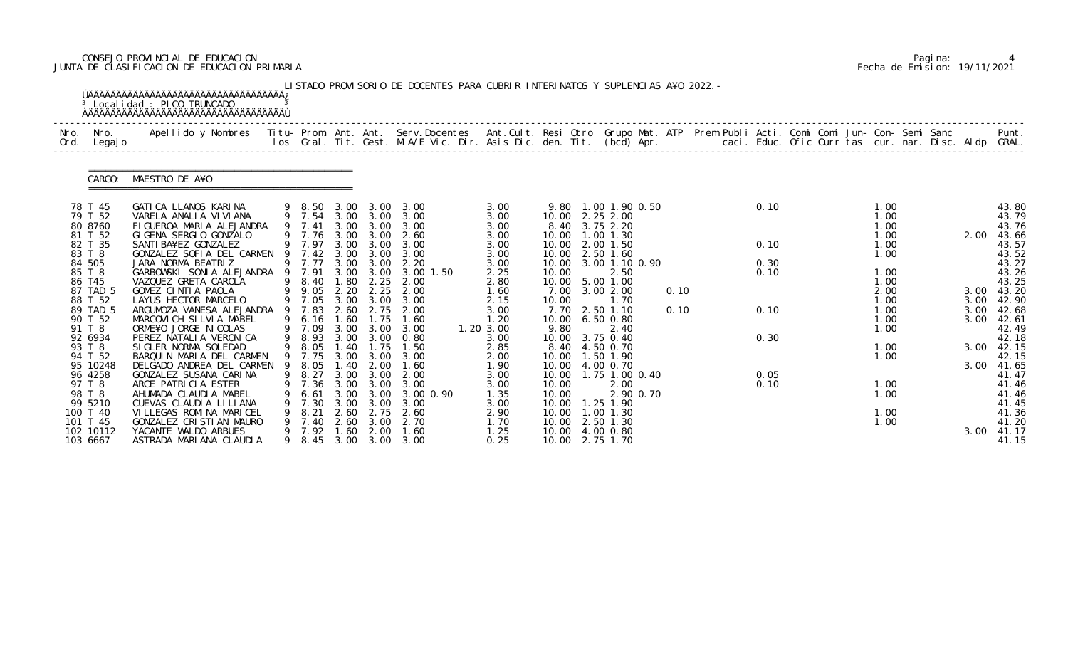CONSEJO PROVINCIAL DE EDUCACION
JUNTA DE CLASIFICACION DE EDUCACION PRIMARIA

LISTADO PROVISORIO DE DOCENTES PARA CUBRIR INTERINATOS Y SUPLENCIAS A¥O 2022.-

Localidad : PICO TRUNCADO

CARGO: MAESTRO DE A¥O

| Nro. Ord. | Nro. Legajo | Apellido y Nombres | Titu- los | Prom. Gral. | Ant. Tit. | Ant. Gest. | Serv.Docentes M.A/E Vic. Dir. | Ant.Cult. Asis Dic. | Resi den. | Otro Tit. | Grupo Mat. (bcd) | ATP Apr. | Prem Publi caci. | Acti. Educ. | Comi Ofic | Comi Curr | Jun- tas | Con- cur. | Semi nar. | Sanc Disc. | Aldp | Punt. GRAL. |
|---|---|---|---|---|---|---|---|---|---|---|---|---|---|---|---|---|---|---|---|---|---|---|
| 78 | T 45 | GATICA LLANOS KARINA | 9 | 8.50 | 3.00 | 3.00 | 3.00 | 3.00 | 9.80 | 1.00 | 1.90 0.50 | | | 0.10 | | | | 1.00 | | | | 43.80 |
| 79 | T 52 | VARELA ANALIA VIVIANA | 9 | 7.54 | 3.00 | 3.00 | 3.00 | 3.00 | 10.00 | 2.25 | 2.00 | | | | | | | 1.00 | | | | 43.79 |
| 80 | 8760 | FIGUEROA MARIA ALEJANDRA | 9 | 7.41 | 3.00 | 3.00 | 3.00 | 3.00 | 8.40 | 3.75 | 2.20 | | | | | | | 1.00 | | | | 43.76 |
| 81 | T 52 | GIGENA SERGIO GONZALO | 9 | 7.76 | 3.00 | 3.00 | 2.60 | 3.00 | 10.00 | 1.00 | 1.30 | | | | | | | 1.00 | | | 2.00 | 43.66 |
| 82 | T 35 | SANTIBA¥EZ GONZALEZ | 9 | 7.97 | 3.00 | 3.00 | 3.00 | 3.00 | 10.00 | 2.00 | 1.50 | | | 0.10 | | | | 1.00 | | | | 43.57 |
| 83 | T 8 | GONZALEZ SOFIA DEL CARMEN | 9 | 7.42 | 3.00 | 3.00 | 3.00 | 3.00 | 10.00 | 2.50 | 1.60 | | | | | | | 1.00 | | | | 43.52 |
| 84 | 505 | JARA NORMA BEATRIZ | 9 | 7.77 | 3.00 | 3.00 | 2.20 | 3.00 | 10.00 | 3.00 | 1.10 0.90 | | | 0.30 | | | | | | | | 43.27 |
| 85 | T 8 | GARBOWSKI SONIA ALEJANDRA | 9 | 7.91 | 3.00 | 3.00 | 3.00 1.50 | 2.25 | 10.00 | | 2.50 | | | 0.10 | | | | 1.00 | | | | 43.26 |
| 86 | T45 | VAZQUEZ GRETA CAROLA | 9 | 8.40 | 1.80 | 2.25 | 2.00 | 2.80 | 10.00 | 5.00 | 1.00 | | | | | | | 1.00 | | | | 43.25 |
| 87 | TAD 5 | GOMEZ CINTIA PAOLA | 9 | 9.05 | 2.20 | 2.25 | 2.00 | 1.60 | 7.00 | 3.00 | 2.00 | 0.10 | | | | | | 2.00 | | | 3.00 | 43.20 |
| 88 | T 52 | LAYUS HECTOR MARCELO | 9 | 7.05 | 3.00 | 3.00 | 3.00 | 2.15 | 10.00 | | 1.70 | | | | | | | 1.00 | | | 3.00 | 42.90 |
| 89 | TAD 5 | ARGUMOZA VANESA ALEJANDRA | 9 | 7.83 | 2.60 | 2.75 | 2.00 | 3.00 | 7.70 | 2.50 | 1.10 | 0.10 | | 0.10 | | | | 1.00 | | | 3.00 | 42.68 |
| 90 | T 52 | MARCOVICH SILVIA MABEL | 9 | 6.16 | 1.60 | 1.75 | 1.60 | 1.20 | 10.00 | 6.50 | 0.80 | | | | | | | 1.00 | | | 3.00 | 42.61 |
| 91 | T 8 | ORME¥O JORGE NICOLAS | 9 | 7.09 | 3.00 | 3.00 | 3.00 | 1.20 3.00 | 9.80 | | 2.40 | | | | | | | 1.00 | | | | 42.49 |
| 92 | 6934 | PEREZ NATALIA VERONICA | 9 | 8.93 | 3.00 | 3.00 | 0.80 | 3.00 | 10.00 | 3.75 | 0.40 | | | 0.30 | | | | | | | | 42.18 |
| 93 | T 8 | SIGLER NORMA SOLEDAD | 9 | 8.05 | 1.40 | 1.75 | 1.50 | 2.85 | 8.40 | 4.50 | 0.70 | | | | | | | 1.00 | | | 3.00 | 42.15 |
| 94 | T 52 | BARQUIN MARIA DEL CARMEN | 9 | 7.75 | 3.00 | 3.00 | 3.00 | 2.00 | 10.00 | 1.50 | 1.90 | | | | | | | 1.00 | | | | 42.15 |
| 95 | 10248 | DELGADO ANDREA DEL CARMEN | 9 | 8.05 | 1.40 | 2.00 | 1.60 | 1.90 | 10.00 | 4.00 | 0.70 | | | | | | | | | | 3.00 | 41.65 |
| 96 | 4258 | GONZALEZ SUSANA CARINA | 9 | 8.27 | 3.00 | 3.00 | 2.00 | 3.00 | 10.00 | 1.75 | 1.00 0.40 | | | 0.05 | | | | | | | | 41.47 |
| 97 | T 8 | ARCE PATRICIA ESTER | 9 | 7.36 | 3.00 | 3.00 | 3.00 | 3.00 | 10.00 | | 2.00 | | | 0.10 | | | | 1.00 | | | | 41.46 |
| 98 | T 8 | AHUMADA CLAUDIA MABEL | 9 | 6.61 | 3.00 | 3.00 | 3.00 0.90 | 1.35 | 10.00 | | 2.90 0.70 | | | | | | | 1.00 | | | | 41.46 |
| 99 | 5210 | CUEVAS CLAUDIA LILIANA | 9 | 7.30 | 3.00 | 3.00 | 3.00 | 3.00 | 10.00 | 1.25 | 1.90 | | | | | | | | | | | 41.45 |
| 100 | T 40 | VILLEGAS ROMINA MARICEL | 9 | 8.21 | 2.60 | 2.75 | 2.60 | 2.90 | 10.00 | 1.00 | 1.30 | | | | | | | 1.00 | | | | 41.36 |
| 101 | T 45 | GONZALEZ CRISTIAN MAURO | 9 | 7.40 | 2.60 | 3.00 | 2.70 | 1.70 | 10.00 | 2.50 | 1.30 | | | | | | | 1.00 | | | | 41.20 |
| 102 | 10112 | YACANTE WALDO ARBUES | 9 | 7.92 | 1.60 | 2.00 | 1.60 | 1.25 | 10.00 | 4.00 | 0.80 | | | | | | | | | | 3.00 | 41.17 |
| 103 | 6667 | ASTRADA MARIANA CLAUDIA | 9 | 8.45 | 3.00 | 3.00 | 3.00 | 0.25 | 10.00 | 2.75 | 1.70 | | | | | | | | | | | 41.15 |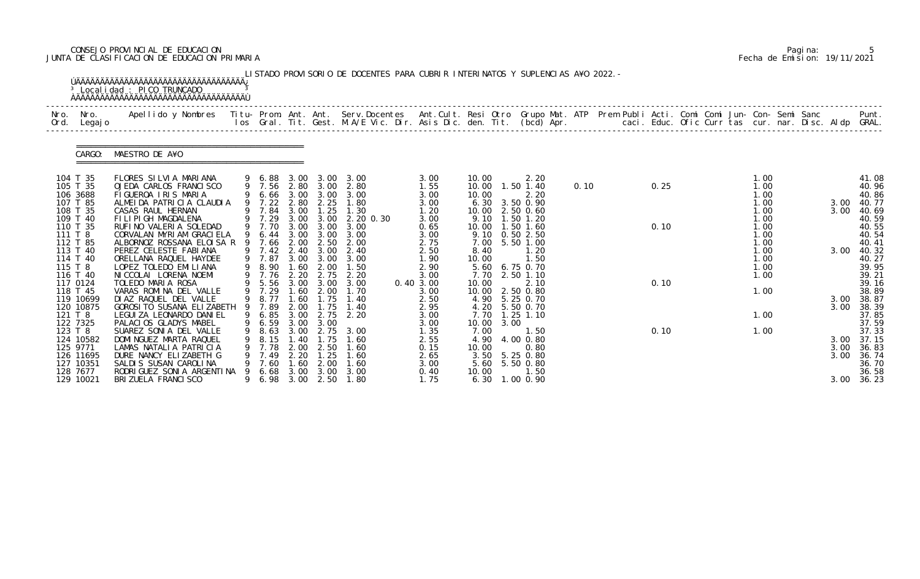CONSEJO PROVINCIAL DE EDUCACION
JUNTA DE CLASIFICACION DE EDUCACION PRIMARIA

Pagina: 5
Fecha de Emision: 19/11/2021

LISTADO PROVISORIO DE DOCENTES PARA CUBRIR INTERINATOS Y SUPLENCIAS A¥O 2022.-

Localidad : PICO TRUNCADO

CARGO: MAESTRO DE A¥O

| Nro. Ord. | Nro. Legajo | Apellido y Nombres | Titu- los | Prom. Gral. | Ant. Tit. | Ant. Gest. | Serv.Docentes M.A/E Vic. Dir. | Ant.Cult. Asis Dic. | Resi den. | Otro Tit. | Grupo Mat. (bcd) Apr. | ATP | Prem Publi caci. | Acti. Educ. | Comi Ofic | Comi Curr | Jun- tas | Con- cur. | Semi nar. | Sanc Disc. | Aldp | Punt. GRAL. |
|---|---|---|---|---|---|---|---|---|---|---|---|---|---|---|---|---|---|---|---|---|---|---|
| 104 | T 35 | FLORES SILVIA MARIANA | 9 | 6.88 | 3.00 | 3.00 | 3.00 | 3.00 | 10.00 | | 2.20 | | | | | | | 1.00 | | | | 41.08 |
| 105 | T 35 | OJEDA CARLOS FRANCISCO | 9 | 7.56 | 2.80 | 3.00 | 2.80 | 1.55 | 10.00 | 1.50 | 1.40 | 0.10 | | 0.25 | | | | 1.00 | | | | 40.96 |
| 106 | 3688 | FIGUEROA IRIS MARIA | 9 | 6.66 | 3.00 | 3.00 | 3.00 | 3.00 | 10.00 | | 2.20 | | | | | | | 1.00 | | | | 40.86 |
| 107 | T 85 | ALMEIDA PATRICIA CLAUDIA | 9 | 7.22 | 2.80 | 2.25 | 1.80 | 3.00 | 6.30 | 3.50 | 0.90 | | | | | | | 1.00 | | | 3.00 | 40.77 |
| 108 | T 35 | CASAS RAUL HERNAN | 9 | 7.84 | 3.00 | 1.25 | 1.30 | 1.20 | 10.00 | 2.50 | 0.60 | | | | | | | 1.00 | | | 3.00 | 40.69 |
| 109 | T 40 | FILIPIGH MAGDALENA | 9 | 7.29 | 3.00 | 3.00 | 2.20 0.30 | 3.00 | 9.10 | 1.50 | 1.20 | | | | | | | 1.00 | | | | 40.59 |
| 110 | T 35 | RUFINO VALERIA SOLEDAD | 9 | 7.70 | 3.00 | 3.00 | 3.00 | 0.65 | 10.00 | 1.50 | 1.60 | | | 0.10 | | | | 1.00 | | | | 40.55 |
| 111 | T 8 | CORVALAN MYRIAM GRACIELA | 9 | 6.44 | 3.00 | 3.00 | 3.00 | 3.00 | 9.10 | 0.50 | 2.50 | | | | | | | 1.00 | | | | 40.54 |
| 112 | T 85 | ALBORNOZ ROSSANA ELOISA R | 9 | 7.66 | 2.00 | 2.50 | 2.00 | 2.75 | 7.00 | 5.50 | 1.00 | | | | | | | 1.00 | | | | 40.41 |
| 113 | T 40 | PEREZ CELESTE FABIANA | 9 | 7.42 | 2.40 | 3.00 | 2.40 | 2.50 | 8.40 | | 1.20 | | | | | | | 1.00 | | | 3.00 | 40.32 |
| 114 | T 40 | ORELLANA RAQUEL HAYDEE | 9 | 7.87 | 3.00 | 3.00 | 3.00 | 1.90 | 10.00 | | 1.50 | | | | | | | 1.00 | | | | 40.27 |
| 115 | T 8 | LOPEZ TOLEDO EMILIANA | 9 | 8.90 | 1.60 | 2.00 | 1.50 | 2.90 | 5.60 | 6.75 | 0.70 | | | | | | | 1.00 | | | | 39.95 |
| 116 | T 40 | NICCOLAI LORENA NOEMI | 9 | 7.76 | 2.20 | 2.75 | 2.20 | 3.00 | 7.70 | 2.50 | 1.10 | | | | | | | 1.00 | | | | 39.21 |
| 117 | 0124 | TOLEDO MARIA ROSA | 9 | 5.56 | 3.00 | 3.00 | 3.00 | 0.40 3.00 | 10.00 | | 2.10 | | | 0.10 | | | | | | | | 39.16 |
| 118 | T 45 | VARAS ROMINA DEL VALLE | 9 | 7.29 | 1.60 | 2.00 | 1.70 | 3.00 | 10.00 | 2.50 | 0.80 | | | | | | | 1.00 | | | | 38.89 |
| 119 | 10699 | DIAZ RAQUEL DEL VALLE | 9 | 8.77 | 1.60 | 1.75 | 1.40 | 2.50 | 4.90 | 5.25 | 0.70 | | | | | | | | | | 3.00 | 38.87 |
| 120 | 10875 | GOROSITO SUSANA ELIZABETH | 9 | 7.89 | 2.00 | 1.75 | 1.40 | 2.95 | 4.20 | 5.50 | 0.70 | | | | | | | | | | 3.00 | 38.39 |
| 121 | T 8 | LEGUIZA LEONARDO DANIEL | 9 | 6.85 | 3.00 | 2.75 | 2.20 | 3.00 | 7.70 | 1.25 | 1.10 | | | | | | | 1.00 | | | | 37.85 |
| 122 | 7325 | PALACIOS GLADYS MABEL | 9 | 6.59 | 3.00 | 3.00 | | 3.00 | 10.00 | 3.00 | | | | | | | | | | | | 37.59 |
| 123 | T 8 | SUAREZ SONIA DEL VALLE | 9 | 8.63 | 3.00 | 2.75 | 3.00 | 1.35 | 7.00 | | 1.50 | | | 0.10 | | | | 1.00 | | | | 37.33 |
| 124 | 10582 | DOMINGUEZ MARTA RAQUEL | 9 | 8.15 | 1.40 | 1.75 | 1.60 | 2.55 | 4.90 | 4.00 | 0.80 | | | | | | | | | | 3.00 | 37.15 |
| 125 | 9771 | LAMAS NATALIA PATRICIA | 9 | 7.78 | 2.00 | 2.50 | 1.60 | 0.15 | 10.00 | | 0.80 | | | | | | | | | | 3.00 | 36.83 |
| 126 | 11695 | DURE NANCY ELIZABETH G | 9 | 7.49 | 2.20 | 1.25 | 1.60 | 2.65 | 3.50 | 5.25 | 0.80 | | | | | | | | | | 3.00 | 36.74 |
| 127 | 10351 | SALDIS SUSAN CAROLINA | 9 | 7.60 | 1.60 | 2.00 | 1.60 | 3.00 | 5.60 | 5.50 | 0.80 | | | | | | | | | | | 36.70 |
| 128 | 7677 | RODRIGUEZ SONIA ARGENTINA | 9 | 6.68 | 3.00 | 3.00 | 3.00 | 0.40 | 10.00 | | 1.50 | | | | | | | | | | | 36.58 |
| 129 | 10021 | BRIZUELA FRANCISCO | 9 | 6.98 | 3.00 | 2.50 | 1.80 | 1.75 | 6.30 | 1.00 | 0.90 | | | | | | | | | | 3.00 | 36.23 |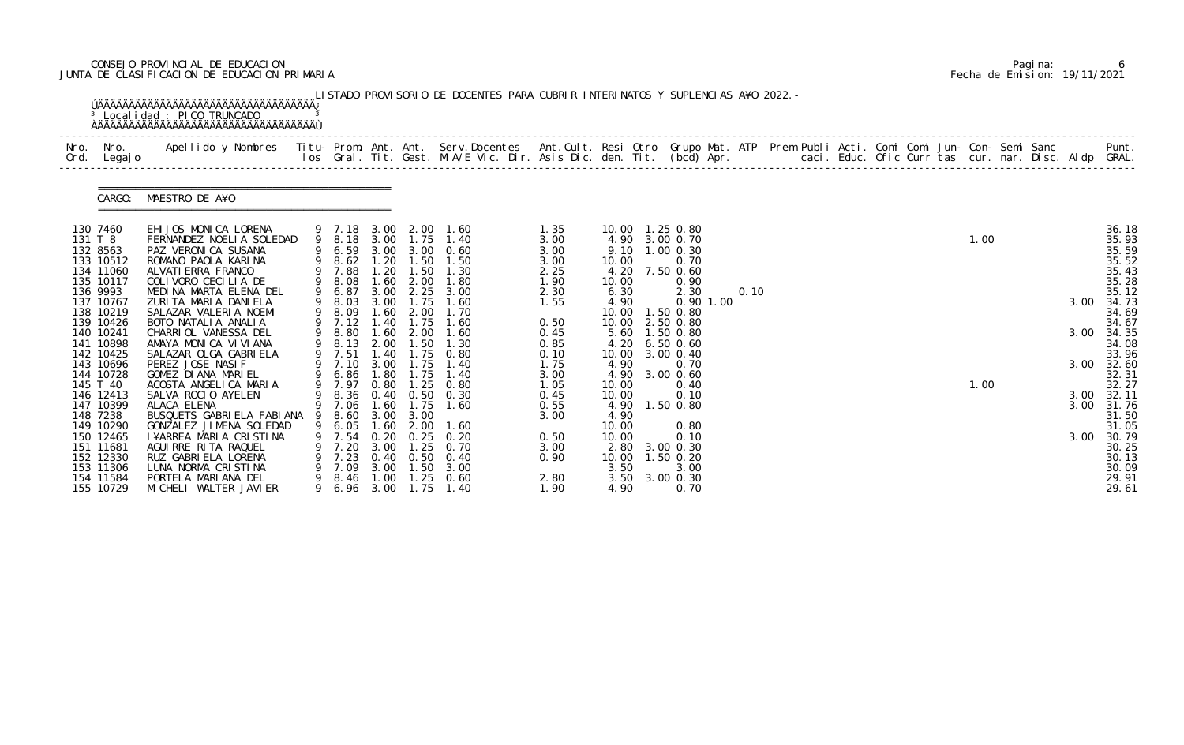CONSEJO PROVINCIAL DE EDUCACION
JUNTA DE CLASIFICACION DE EDUCACION PRIMARIA

Pagina: 6
Fecha de Emision: 19/11/2021

LISTADO PROVISORIO DE DOCENTES PARA CUBRIR INTERINATOS Y SUPLENCIAS A¥O 2022.-

Localidad : PICO TRUNCADO

CARGO: MAESTRO DE A¥O

| Nro. Ord. | Nro. Legajo | Apellido y Nombres | Titu- los | Prom. Gral. | Ant. Tit. | Ant. Gest. | Serv.Docentes M.A/E Vic. Dir. | Ant.Cult. Asis Dic. | Resi den. | Otro Tit. | Grupo Mat. (bcd) | ATP Apr. | Prem Publi caci. | Acti. Educ. | Comi Ofic | Comi Curr | Jun- tas | Con- cur. | Semi nar. | Sanc Disc. | Aldp | Punt. GRAL. |
|---|---|---|---|---|---|---|---|---|---|---|---|---|---|---|---|---|---|---|---|---|---|---|
| 130 | 7460 | EHIJOS MONICA LORENA | 9 | 7.18 | 3.00 | 2.00 | 1.60 | 1.35 | 10.00 | 1.25 | 0.80 | | | | | | | | | | | 36.18 |
| 131 | T 8 | FERNANDEZ NOELIA SOLEDAD | 9 | 8.18 | 3.00 | 1.75 | 1.40 | 3.00 | 4.90 | 3.00 | 0.70 | | | | | | | 1.00 | | | | 35.93 |
| 132 | 8563 | PAZ VERONICA SUSANA | 9 | 6.59 | 3.00 | 3.00 | 0.60 | 3.00 | 9.10 | 1.00 | 0.30 | | | | | | | | | | | 35.59 |
| 133 | 10512 | ROMANO PAOLA KARINA | 9 | 8.62 | 1.20 | 1.50 | 1.50 | 3.00 | 10.00 | | 0.70 | | | | | | | | | | | 35.52 |
| 134 | 11060 | ALVATIERRA FRANCO | 9 | 7.88 | 1.20 | 1.50 | 1.30 | 2.25 | 4.20 | 7.50 | 0.60 | | | | | | | | | | | 35.43 |
| 135 | 10117 | COLIVORO CECILIA DE | 9 | 8.08 | 1.60 | 2.00 | 1.80 | 1.90 | 10.00 | | 0.90 | | | | | | | | | | | 35.28 |
| 136 | 9993 | MEDINA MARTA ELENA DEL | 9 | 6.87 | 3.00 | 2.25 | 3.00 | 2.30 | 6.30 | | 2.30 | | 0.10 | | | | | | | | | 35.12 |
| 137 | 10767 | ZURITA MARIA DANIELA | 9 | 8.03 | 3.00 | 1.75 | 1.60 | 1.55 | 4.90 | | 0.90 | 1.00 | | | | | | | | | 3.00 | 34.73 |
| 138 | 10219 | SALAZAR VALERIA NOEMI | 9 | 8.09 | 1.60 | 2.00 | 1.70 | | 10.00 | 1.50 | 0.80 | | | | | | | | | | | 34.69 |
| 139 | 10426 | BOTO NATALIA ANALIA | 9 | 7.12 | 1.40 | 1.75 | 1.60 | 0.50 | 10.00 | 2.50 | 0.80 | | | | | | | | | | | 34.67 |
| 140 | 10241 | CHARRIOL VANESSA DEL | 9 | 8.80 | 1.60 | 2.00 | 1.60 | 0.45 | 5.60 | 1.50 | 0.80 | | | | | | | | | | 3.00 | 34.35 |
| 141 | 10898 | AMAYA MONICA VIVIANA | 9 | 8.13 | 2.00 | 1.50 | 1.30 | 0.85 | 4.20 | 6.50 | 0.60 | | | | | | | | | | | 34.08 |
| 142 | 10425 | SALAZAR OLGA GABRIELA | 9 | 7.51 | 1.40 | 1.75 | 0.80 | 0.10 | 10.00 | 3.00 | 0.40 | | | | | | | | | | | 33.96 |
| 143 | 10696 | PEREZ JOSE NASIF | 9 | 7.10 | 3.00 | 1.75 | 1.40 | 1.75 | 4.90 | | 0.70 | | | | | | | | | | 3.00 | 32.60 |
| 144 | 10728 | GOMEZ DIANA MARIEL | 9 | 6.86 | 1.80 | 1.75 | 1.40 | 3.00 | 4.90 | 3.00 | 0.60 | | | | | | | | | | | 32.31 |
| 145 | T 40 | ACOSTA ANGELICA MARIA | 9 | 7.97 | 0.80 | 1.25 | 0.80 | 1.05 | 10.00 | | 0.40 | | | | | | | 1.00 | | | | 32.27 |
| 146 | 12413 | SALVA ROCIO AYELEN | 9 | 8.36 | 0.40 | 0.50 | 0.30 | 0.45 | 10.00 | | 0.10 | | | | | | | | | | 3.00 | 32.11 |
| 147 | 10399 | ALACA ELENA | 9 | 7.06 | 1.60 | 1.75 | 1.60 | 0.55 | 4.90 | 1.50 | 0.80 | | | | | | | | | | 3.00 | 31.76 |
| 148 | 7238 | BUSQUETS GABRIELA FABIANA | 9 | 8.60 | 3.00 | 3.00 | | 3.00 | 4.90 | | | | | | | | | | | | | 31.50 |
| 149 | 10290 | GONZALEZ JIMENA SOLEDAD | 9 | 6.05 | 1.60 | 2.00 | 1.60 | | 10.00 | | 0.80 | | | | | | | | | | | 31.05 |
| 150 | 12465 | I¥ARREA MARIA CRISTINA | 9 | 7.54 | 0.20 | 0.25 | 0.20 | 0.50 | 10.00 | | 0.10 | | | | | | | | | | 3.00 | 30.79 |
| 151 | 11681 | AGUIRRE RITA RAQUEL | 9 | 7.20 | 3.00 | 1.25 | 0.70 | 3.00 | 2.80 | 3.00 | 0.30 | | | | | | | | | | | 30.25 |
| 152 | 12330 | RUZ GABRIELA LORENA | 9 | 7.23 | 0.40 | 0.50 | 0.40 | 0.90 | 10.00 | 1.50 | 0.20 | | | | | | | | | | | 30.13 |
| 153 | 11306 | LUNA NORMA CRISTINA | 9 | 7.09 | 3.00 | 1.50 | 3.00 | | 3.50 | | 3.00 | | | | | | | | | | | 30.09 |
| 154 | 11584 | PORTELA MARIANA DEL | 9 | 8.46 | 1.00 | 1.25 | 0.60 | 2.80 | 3.50 | 3.00 | 0.30 | | | | | | | | | | | 29.91 |
| 155 | 10729 | MICHELI WALTER JAVIER | 9 | 6.96 | 3.00 | 1.75 | 1.40 | 1.90 | 4.90 | | 0.70 | | | | | | | | | | | 29.61 |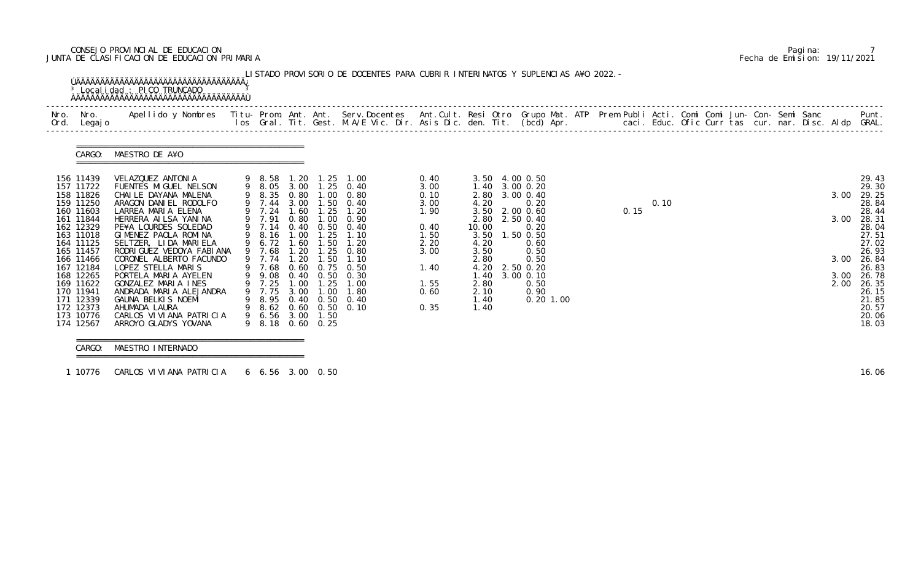CONSEJO PROVINCIAL DE EDUCACION
JUNTA DE CLASIFICACION DE EDUCACION PRIMARIA

Pagina: 7
Fecha de Emision: 19/11/2021

LISTADO PROVISORIO DE DOCENTES PARA CUBRIR INTERINATOS Y SUPLENCIAS A¥O 2022.-

Localidad : PICO TRUNCADO

CARGO: MAESTRO DE A¥O

| Nro. Ord. | Nro. Legajo | Apellido y Nombres | Titu- los | Prom. Gral. | Ant. Tit. | Ant. Gest. | Serv.Docentes M.A/E Vic. Dir. | Ant.Cult. Asis Dic. | Resi den. | Otro Tit. | Grupo Mat. (bcd) | ATP Apr. | Prem | Publi caci. | Acti. Educ. | Comi Ofic | Comi Curr | Jun- tas | Con- cur. | Semi nar. | Sanc Disc. | Aldp | Punt. GRAL. |
|---|---|---|---|---|---|---|---|---|---|---|---|---|---|---|---|---|---|---|---|---|---|---|---|
| 156 | 11439 | VELAZQUEZ ANTONIA | 9 | 8.58 | 1.20 | 1.25 | 1.00 | 0.40 | 3.50 | 4.00 | 0.50 | | | | | | | | | | | | 29.43 |
| 157 | 11722 | FUENTES MIGUEL NELSON | 9 | 8.05 | 3.00 | 1.25 | 0.40 | 3.00 | 1.40 | 3.00 | 0.20 | | | | | | | | | | | | 29.30 |
| 158 | 11826 | CHAILE DAYANA MALENA | 9 | 8.35 | 0.80 | 1.00 | 0.80 | 0.10 | 2.80 | 3.00 | 0.40 | | | | | | | | | | | 3.00 | 29.25 |
| 159 | 11250 | ARAGON DANIEL RODOLFO | 9 | 7.44 | 3.00 | 1.50 | 0.40 | 3.00 | 4.20 | | 0.20 | | | | 0.10 | | | | | | | | 28.84 |
| 160 | 11603 | LARREA MARIA ELENA | 9 | 7.24 | 1.60 | 1.25 | 1.20 | 1.90 | 3.50 | 2.00 | 0.60 | | | 0.15 | | | | | | | | | 28.44 |
| 161 | 11844 | HERRERA AILSA YANINA | 9 | 7.91 | 0.80 | 1.00 | 0.90 | | 2.80 | 2.50 | 0.40 | | | | | | | | | | | 3.00 | 28.31 |
| 162 | 12329 | PE¥A LOURDES SOLEDAD | 9 | 7.14 | 0.40 | 0.50 | 0.40 | 0.40 | 10.00 | | 0.20 | | | | | | | | | | | | 28.04 |
| 163 | 11018 | GIMENEZ PAOLA ROMINA | 9 | 8.16 | 1.00 | 1.25 | 1.10 | 1.50 | 3.50 | 1.50 | 0.50 | | | | | | | | | | | | 27.51 |
| 164 | 11125 | SELTZER, LIDA MARIELA | 9 | 6.72 | 1.60 | 1.50 | 1.20 | 2.20 | 4.20 | | 0.60 | | | | | | | | | | | | 27.02 |
| 165 | 11457 | RODRIGUEZ VEDOYA FABIANA | 9 | 7.68 | 1.20 | 1.25 | 0.80 | 3.00 | 3.50 | | 0.50 | | | | | | | | | | | | 26.93 |
| 166 | 11466 | CORONEL ALBERTO FACUNDO | 9 | 7.74 | 1.20 | 1.50 | 1.10 | | 2.80 | | 0.50 | | | | | | | | | | | 3.00 | 26.84 |
| 167 | 12184 | LOPEZ STELLA MARIS | 9 | 7.68 | 0.60 | 0.75 | 0.50 | 1.40 | 4.20 | 2.50 | 0.20 | | | | | | | | | | | | 26.83 |
| 168 | 12265 | PORTELA MARIA AYELEN | 9 | 9.08 | 0.40 | 0.50 | 0.30 | | 1.40 | 3.00 | 0.10 | | | | | | | | | | | 3.00 | 26.78 |
| 169 | 11622 | GONZALEZ MARIA INES | 9 | 7.25 | 1.00 | 1.25 | 1.00 | 1.55 | 2.80 | | 0.50 | | | | | | | | | | | 2.00 | 26.35 |
| 170 | 11941 | ANDRADA MARIA ALEJANDRA | 9 | 7.75 | 3.00 | 1.00 | 1.80 | 0.60 | 2.10 | | 0.90 | | | | | | | | | | | | 26.15 |
| 171 | 12339 | GAUNA BELKIS NOEMI | 9 | 8.95 | 0.40 | 0.50 | 0.40 | | 1.40 | | 0.20 | 1.00 | | | | | | | | | | | 21.85 |
| 172 | 12373 | AHUMADA LAURA | 9 | 8.62 | 0.60 | 0.50 | 0.10 | 0.35 | 1.40 | | | | | | | | | | | | | | 20.57 |
| 173 | 10776 | CARLOS VIVIANA PATRICIA | 9 | 6.56 | 3.00 | 1.50 | | | | | | | | | | | | | | | | | 20.06 |
| 174 | 12567 | ARROYO GLADYS YOVANA | 9 | 8.18 | 0.60 | 0.25 | | | | | | | | | | | | | | | | | 18.03 |

CARGO: MAESTRO INTERNADO

| Nro. Ord. | Nro. Legajo | Apellido y Nombres | Titu- los | Prom. Gral. | Ant. Tit. | Ant. Gest. | Punt. GRAL. |
|---|---|---|---|---|---|---|---|
| 1 | 10776 | CARLOS VIVIANA PATRICIA | 6 | 6.56 | 3.00 | 0.50 | 16.06 |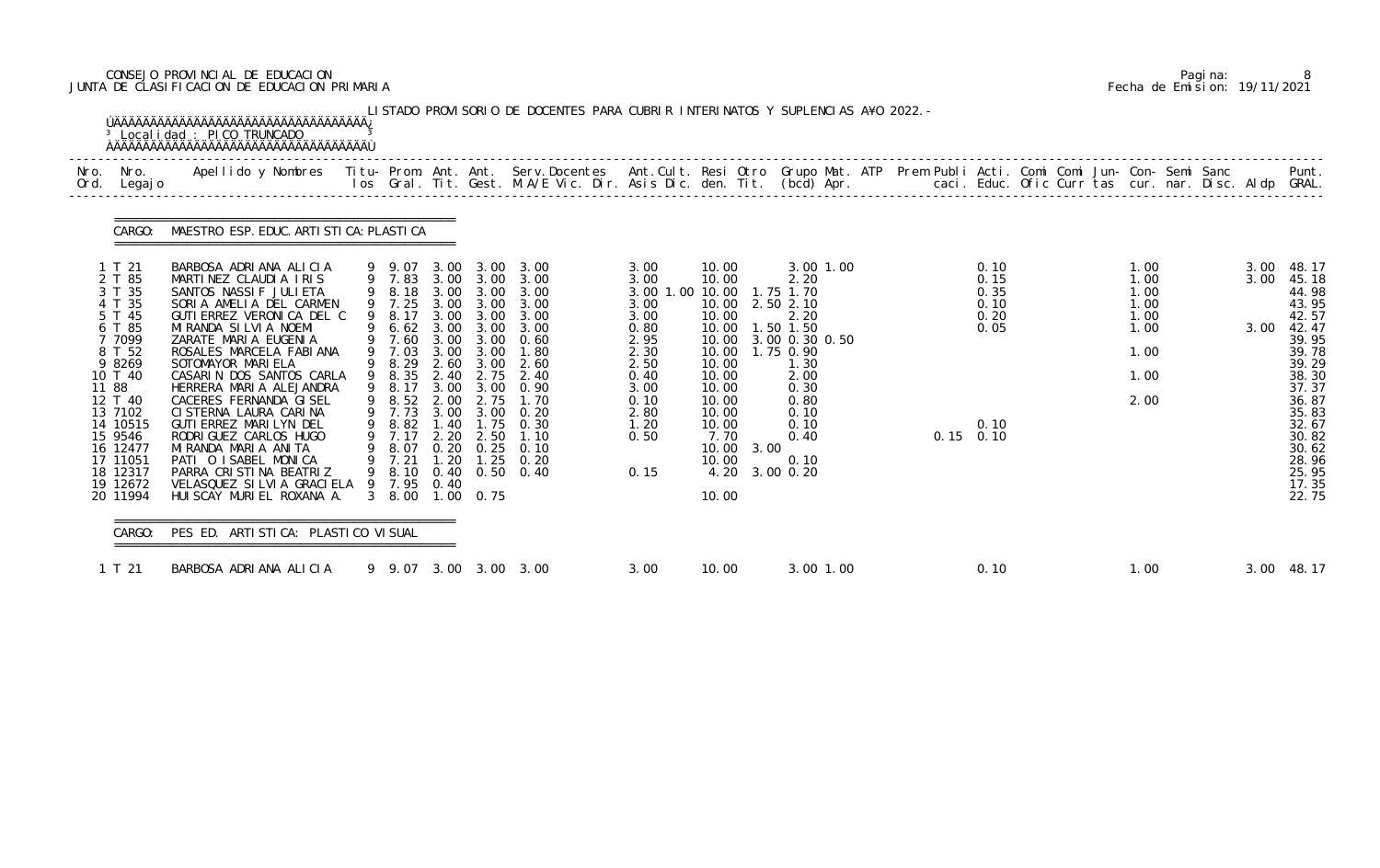CONSEJO PROVINCIAL DE EDUCACION
JUNTA DE CLASIFICACION DE EDUCACION PRIMARIA

Pagina: 8
Fecha de Emision: 19/11/2021

LISTADO PROVISORIO DE DOCENTES PARA CUBRIR INTERINATOS Y SUPLENCIAS A¥O 2022.-

Localidad : PICO TRUNCADO

CARGO: MAESTRO ESP. EDUC. ARTISTICA: PLASTICA

| Nro. Ord. | Nro. Legajo | Apellido y Nombres | Titu- los | Prom. Gral. | Ant. Tit. | Ant. Gest. | Serv. Docentes M.A/E Vic. Dir. | Ant. Cult. Asis Dic. | Resi den. | Otro Tit. | Grupo Mat. (bcd) | ATP Apr. | Prem Publi caci. | Acti. Educ. | Comi Ofic | Comi Curr | Jun- tas | Con- cur. | Semi nar. | Sanc Disc. | Aldp | Punt. GRAL. |
|---|---|---|---|---|---|---|---|---|---|---|---|---|---|---|---|---|---|---|---|---|---|---|
| 1 | T 21 | BARBOSA ADRIANA ALICIA | 9 | 9.07 | 3.00 | 3.00 | 3.00 | 3.00 | 10.00 | | 3.00 1.00 | | | 0.10 | | | | 1.00 | | | 3.00 | 48.17 |
| 2 | T 85 | MARTINEZ CLAUDIA IRIS | 9 | 7.83 | 3.00 | 3.00 | 3.00 | 3.00 | 10.00 | | 2.20 | | | 0.15 | | | | 1.00 | | | 3.00 | 45.18 |
| 3 | T 35 | SANTOS NASSIF JULIETA | 9 | 8.18 | 3.00 | 3.00 | 3.00 | 3.00 1.00 | 10.00 | 1.75 | 1.70 | | | 0.35 | | | | 1.00 | | | | 44.98 |
| 4 | T 35 | SORIA AMELIA DEL CARMEN | 9 | 7.25 | 3.00 | 3.00 | 3.00 | 3.00 | 10.00 | 2.50 | 2.10 | | | 0.10 | | | | 1.00 | | | | 43.95 |
| 5 | T 45 | GUTIERREZ VERONICA DEL C | 9 | 8.17 | 3.00 | 3.00 | 3.00 | 3.00 | 10.00 | | 2.20 | | | 0.20 | | | | 1.00 | | | | 42.57 |
| 6 | T 85 | MIRANDA SILVIA NOEMI | 9 | 6.62 | 3.00 | 3.00 | 3.00 | 0.80 | 10.00 | 1.50 | 1.50 | | | 0.05 | | | | 1.00 | | | 3.00 | 42.47 |
| 7 | 7099 | ZARATE MARIA EUGENIA | 9 | 7.60 | 3.00 | 3.00 | 0.60 | 2.95 | 10.00 | 3.00 | 0.30 0.50 | | | | | | | | | | | 39.95 |
| 8 | T 52 | ROSALES MARCELA FABIANA | 9 | 7.03 | 3.00 | 3.00 | 1.80 | 2.30 | 10.00 | 1.75 | 0.90 | | | | | | | 1.00 | | | | 39.78 |
| 9 | 8269 | SOTOMAYOR MARIELA | 9 | 8.29 | 2.60 | 3.00 | 2.60 | 2.50 | 10.00 | | 1.30 | | | | | | | | | | | 39.29 |
| 10 | T 40 | CASARIN DOS SANTOS CARLA | 9 | 8.35 | 2.40 | 2.75 | 2.40 | 0.40 | 10.00 | | 2.00 | | | | | | | 1.00 | | | | 38.30 |
| 11 | 88 | HERRERA MARIA ALEJANDRA | 9 | 8.17 | 3.00 | 3.00 | 0.90 | 3.00 | 10.00 | | 0.30 | | | | | | | | | | | 37.37 |
| 12 | T 40 | CACERES FERNANDA GISEL | 9 | 8.52 | 2.00 | 2.75 | 1.70 | 0.10 | 10.00 | | 0.80 | | | | | | | 2.00 | | | | 36.87 |
| 13 | 7102 | CISTERNA LAURA CARINA | 9 | 7.73 | 3.00 | 3.00 | 0.20 | 2.80 | 10.00 | | 0.10 | | | | | | | | | | | 35.83 |
| 14 | 10515 | GUTIERREZ MARILYN DEL | 9 | 8.82 | 1.40 | 1.75 | 0.30 | 1.20 | 10.00 | | 0.10 | | | 0.10 | | | | | | | | 32.67 |
| 15 | 9546 | RODRIGUEZ CARLOS HUGO | 9 | 7.17 | 2.20 | 2.50 | 1.10 | 0.50 | 7.70 | | 0.40 | | 0.15 | 0.10 | | | | | | | | 30.82 |
| 16 | 12477 | MIRANDA MARIA ANITA | 9 | 8.07 | 0.20 | 0.25 | 0.10 | | 10.00 | 3.00 | | | | | | | | | | | | 30.62 |
| 17 | 11051 | PATI O ISABEL MONICA | 9 | 7.21 | 1.20 | 1.25 | 0.20 | | 10.00 | | 0.10 | | | | | | | | | | | 28.96 |
| 18 | 12317 | PARRA CRISTINA BEATRIZ | 9 | 8.10 | 0.40 | 0.50 | 0.40 | 0.15 | 4.20 | 3.00 | 0.20 | | | | | | | | | | | 25.95 |
| 19 | 12672 | VELASQUEZ SILVIA GRACIELA | 9 | 7.95 | 0.40 | | | | | | | | | | | | | | | | | 17.35 |
| 20 | 11994 | HUISCAY MURIEL ROXANA A. | 3 | 8.00 | 1.00 | 0.75 | | | 10.00 | | | | | | | | | | | | | 22.75 |

CARGO: PES ED. ARTISTICA: PLASTICO VISUAL

| Nro. Ord. | Nro. Legajo | Apellido y Nombres | Titu- los | Prom. Gral. | Ant. Tit. | Ant. Gest. | Serv. Docentes M.A/E Vic. Dir. | Ant. Cult. Asis Dic. | Resi den. | Otro Tit. | Grupo Mat. (bcd) | ATP Apr. | Prem Publi caci. | Acti. Educ. | Comi Ofic | Comi Curr | Jun- tas | Con- cur. | Semi nar. | Sanc Disc. | Aldp | Punt. GRAL. |
|---|---|---|---|---|---|---|---|---|---|---|---|---|---|---|---|---|---|---|---|---|---|---|
| 1 | T 21 | BARBOSA ADRIANA ALICIA | 9 | 9.07 | 3.00 | 3.00 | 3.00 | 3.00 | 10.00 | | 3.00 1.00 | | | 0.10 | | | | 1.00 | | | 3.00 | 48.17 |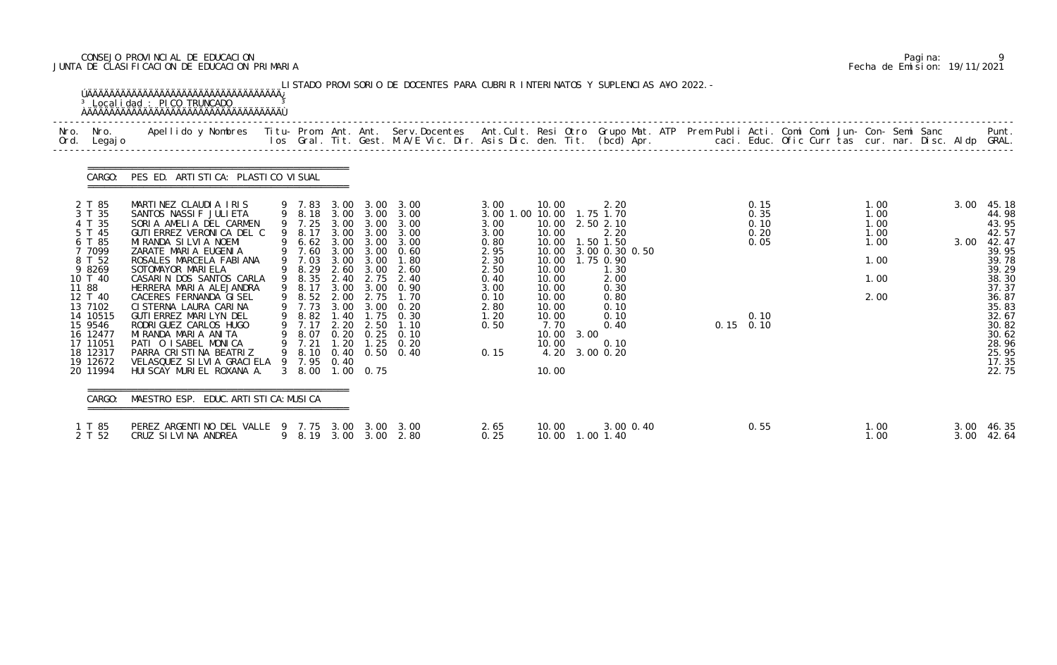CONSEJO PROVINCIAL DE EDUCACION
JUNTA DE CLASIFICACION DE EDUCACION PRIMARIA

Pagina: 9
Fecha de Emision: 19/11/2021

LISTADO PROVISORIO DE DOCENTES PARA CUBRIR INTERINATOS Y SUPLENCIAS AÑO 2022.-

Localidad : PICO TRUNCADO

CARGO: PES ED. ARTISTICA: PLASTICO VISUAL

| Nro. Ord. | Nro. Legajo | Apellido y Nombres | Titu- los | Prom. Gral. | Ant. Tit. | Ant. Gest. | Serv.Docentes M.A/E Vic. Dir. | Ant.Cult. Asis Dic. | Resi den. | Otro Tit. | Grupo Mat. (bcd) | ATP Apr. | Prem Publi caci. | Acti. Educ. | Comi Ofic | Comi Curr | Jun- tas | Con- cur. | Semi nar. | Sanc Disc. | Aldp | Punt. GRAL. |
|---|---|---|---|---|---|---|---|---|---|---|---|---|---|---|---|---|---|---|---|---|---|---|
| 2 | T 85 | MARTINEZ CLAUDIA IRIS | 9 | 7.83 | 3.00 | 3.00 | 3.00 | 3.00 | 10.00 | | 2.20 | | | 0.15 | | | | 1.00 | | | 3.00 | 45.18 |
| 3 | T 35 | SANTOS NASSIF JULIETA | 9 | 8.18 | 3.00 | 3.00 | 3.00 | 3.00 1.00 | 10.00 | 1.75 | 1.70 | | | 0.35 | | | | 1.00 | | | | 44.98 |
| 4 | T 35 | SORIA AMELIA DEL CARMEN | 9 | 7.25 | 3.00 | 3.00 | 3.00 | 3.00 | 10.00 | 2.50 | 2.10 | | | 0.10 | | | | 1.00 | | | | 43.95 |
| 5 | T 45 | GUTIERREZ VERONICA DEL C | 9 | 8.17 | 3.00 | 3.00 | 3.00 | 3.00 | 10.00 | | 2.20 | | | 0.20 | | | | 1.00 | | | | 42.57 |
| 6 | T 85 | MIRANDA SILVIA NOEMI | 9 | 6.62 | 3.00 | 3.00 | 3.00 | 0.80 | 10.00 | 1.50 | 1.50 | | | 0.05 | | | | 1.00 | | | 3.00 | 42.47 |
| 7 | 7099 | ZARATE MARIA EUGENIA | 9 | 7.60 | 3.00 | 3.00 | 0.60 | 2.95 | 10.00 | 3.00 | 0.30 0.50 | | | | | | | | | | | 39.95 |
| 8 | T 52 | ROSALES MARCELA FABIANA | 9 | 7.03 | 3.00 | 3.00 | 1.80 | 2.30 | 10.00 | 1.75 | 0.90 | | | | | | | 1.00 | | | | 39.78 |
| 9 | 8269 | SOTOMAYOR MARIELA | 9 | 8.29 | 2.60 | 3.00 | 2.60 | 2.50 | 10.00 | | 1.30 | | | | | | | | | | | 39.29 |
| 10 | T 40 | CASARIN DOS SANTOS CARLA | 9 | 8.35 | 2.40 | 2.75 | 2.40 | 0.40 | 10.00 | | 2.00 | | | | | | | 1.00 | | | | 38.30 |
| 11 | 88 | HERRERA MARIA ALEJANDRA | 9 | 8.17 | 3.00 | 3.00 | 0.90 | 3.00 | 10.00 | | 0.30 | | | | | | | | | | | 37.37 |
| 12 | T 40 | CACERES FERNANDA GISEL | 9 | 8.52 | 2.00 | 2.75 | 1.70 | 0.10 | 10.00 | | 0.80 | | | | | | | 2.00 | | | | 36.87 |
| 13 | 7102 | CISTERNA LAURA CARINA | 9 | 7.73 | 3.00 | 3.00 | 0.20 | 2.80 | 10.00 | | 0.10 | | | | | | | | | | | 35.83 |
| 14 | 10515 | GUTIERREZ MARILYN DEL | 9 | 8.82 | 1.40 | 1.75 | 0.30 | 1.20 | 10.00 | | 0.10 | | | 0.10 | | | | | | | | 32.67 |
| 15 | 9546 | RODRIGUEZ CARLOS HUGO | 9 | 7.17 | 2.20 | 2.50 | 1.10 | 0.50 | 7.70 | | 0.40 | | 0.15 | 0.10 | | | | | | | | 30.82 |
| 16 | 12477 | MIRANDA MARIA ANITA | 9 | 8.07 | 0.20 | 0.25 | 0.10 | | 10.00 | 3.00 | | | | | | | | | | | | 30.62 |
| 17 | 11051 | PATI O ISABEL MONICA | 9 | 7.21 | 1.20 | 1.25 | 0.20 | | 10.00 | | 0.10 | | | | | | | | | | | 28.96 |
| 18 | 12317 | PARRA CRISTINA BEATRIZ | 9 | 8.10 | 0.40 | 0.50 | 0.40 | 0.15 | 4.20 | 3.00 | 0.20 | | | | | | | | | | | 25.95 |
| 19 | 12672 | VELASQUEZ SILVIA GRACIELA | 9 | 7.95 | 0.40 | | | | | | | | | | | | | | | | | 17.35 |
| 20 | 11994 | HUISCAY MURIEL ROXANA A. | 3 | 8.00 | 1.00 | 0.75 | | | 10.00 | | | | | | | | | | | | | 22.75 |

CARGO: MAESTRO ESP. EDUC. ARTISTICA: MUSICA

| Nro. Ord. | Nro. Legajo | Apellido y Nombres | Titu- los | Prom. Gral. | Ant. Tit. | Ant. Gest. | Serv.Docentes M.A/E Vic. Dir. | Ant.Cult. Asis Dic. | Resi den. | Otro Tit. | Grupo Mat. (bcd) | ATP Apr. | Prem Publi caci. | Acti. Educ. | Comi Ofic | Comi Curr | Jun- tas | Con- cur. | Semi nar. | Sanc Disc. | Aldp | Punt. GRAL. |
|---|---|---|---|---|---|---|---|---|---|---|---|---|---|---|---|---|---|---|---|---|---|---|
| 1 | T 85 | PEREZ ARGENTINO DEL VALLE | 9 | 7.75 | 3.00 | 3.00 | 3.00 | 2.65 | 10.00 | | 3.00 0.40 | | | 0.55 | | | | 1.00 | | | 3.00 | 46.35 |
| 2 | T 52 | CRUZ SILVINA ANDREA | 9 | 8.19 | 3.00 | 3.00 | 2.80 | 0.25 | 10.00 | 1.00 | 1.40 | | | | | | | 1.00 | | | 3.00 | 42.64 |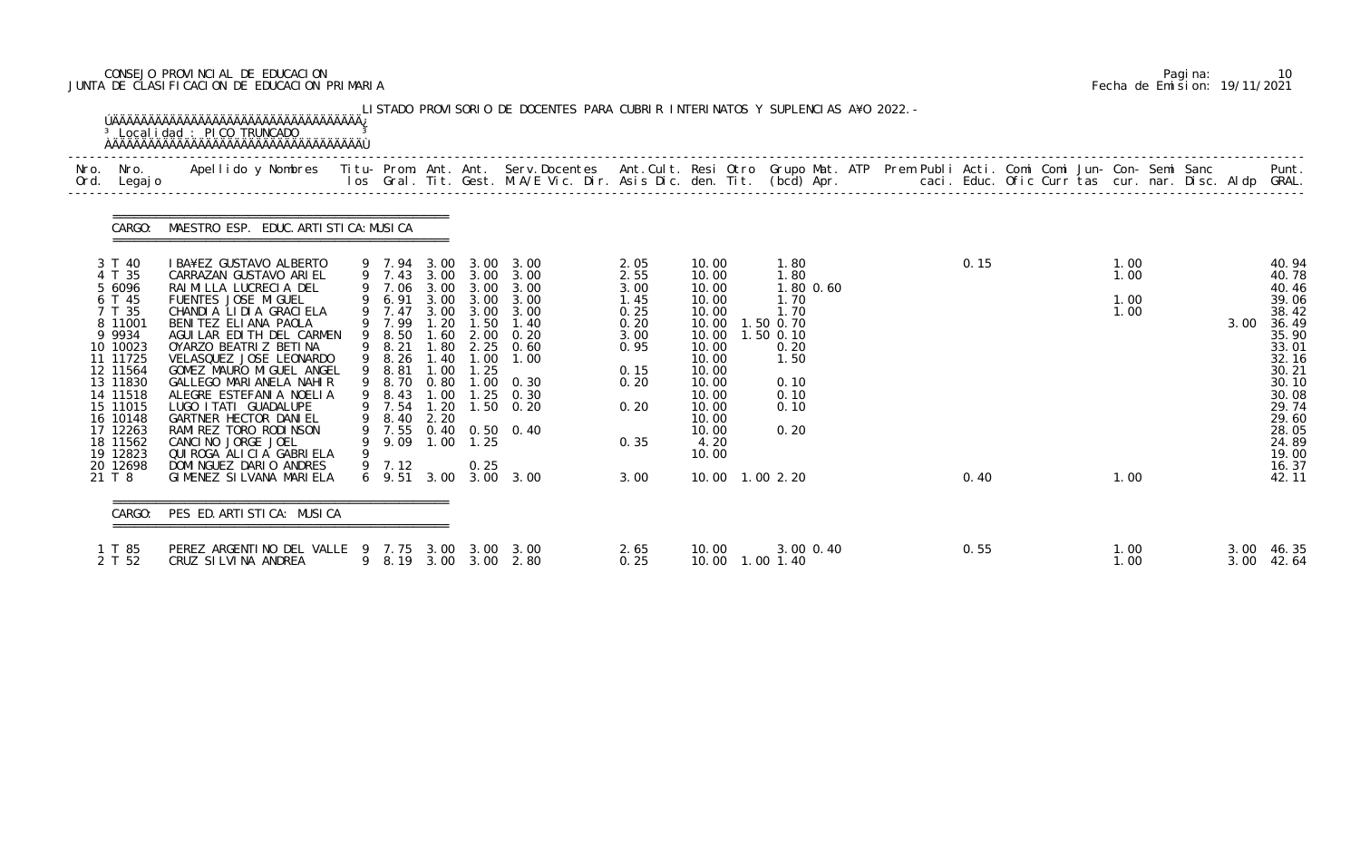CONSEJO PROVINCIAL DE EDUCACION
JUNTA DE CLASIFICACION DE EDUCACION PRIMARIA

Pagina: 10
Fecha de Emision: 19/11/2021

LISTADO PROVISORIO DE DOCENTES PARA CUBRIR INTERINATOS Y SUPLENCIAS A¥O 2022.-

Localidad : PICO TRUNCADO

CARGO: MAESTRO ESP. EDUC. ARTISTICA: MUSICA

| Nro. Ord. | Nro. Legajo | Apellido y Nombres | Titu-los | Prom. Gral. | Ant. Tit. | Ant. Gest. | Serv. Docentes M.A/E Vic. Dir. | Ant. Cult. Asis Dic. | Resi den. | Otro Tit. | Grupo Mat. (bcd) | ATP Apr. | Prem Publi caci. | Acti. Educ. | Comi Ofic | Comi Curr | Jun- tas | Con- cur. | Semi nar. | Sanc Disc. | Aldp | Punt. GRAL. |
|---|---|---|---|---|---|---|---|---|---|---|---|---|---|---|---|---|---|---|---|---|---|---|
| 3 | T 40 | IBA¥EZ GUSTAVO ALBERTO | 9 | 7.94 | 3.00 | 3.00 | 3.00 | 2.05 | 10.00 | | 1.80 | | | 0.15 | | | | 1.00 | | | | 40.94 |
| 4 | T 35 | CARRAZAN GUSTAVO ARIEL | 9 | 7.43 | 3.00 | 3.00 | 3.00 | 2.55 | 10.00 | | 1.80 | | | | | | | 1.00 | | | | 40.78 |
| 5 | 6096 | RAIMILLA LUCRECIA DEL | 9 | 7.06 | 3.00 | 3.00 | 3.00 | 3.00 | 10.00 | | 1.80 | 0.60 | | | | | | | | | | 40.46 |
| 6 | T 45 | FUENTES JOSE MIGUEL | 9 | 6.91 | 3.00 | 3.00 | 3.00 | 1.45 | 10.00 | | 1.70 | | | | | | | 1.00 | | | | 39.06 |
| 7 | T 35 | CHANDIA LIDIA GRACIELA | 9 | 7.47 | 3.00 | 3.00 | 3.00 | 0.25 | 10.00 | | 1.70 | | | | | | | 1.00 | | | | 38.42 |
| 8 | 11001 | BENITEZ ELIANA PAOLA | 9 | 7.99 | 1.20 | 1.50 | 1.40 | 0.20 | 10.00 | 1.50 | 0.70 | | | | | | | | | | 3.00 | 36.49 |
| 9 | 9934 | AGUILAR EDITH DEL CARMEN | 9 | 8.50 | 1.60 | 2.00 | 0.20 | 3.00 | 10.00 | 1.50 | 0.10 | | | | | | | | | | | 35.90 |
| 10 | 10023 | OYARZO BEATRIZ BETINA | 9 | 8.21 | 1.80 | 2.25 | 0.60 | 0.95 | 10.00 | | 0.20 | | | | | | | | | | | 33.01 |
| 11 | 11725 | VELASQUEZ JOSE LEONARDO | 9 | 8.26 | 1.40 | 1.00 | 1.00 | | 10.00 | | 1.50 | | | | | | | | | | | 32.16 |
| 12 | 11564 | GOMEZ MAURO MIGUEL ANGEL | 9 | 8.81 | 1.00 | 1.25 | | 0.15 | 10.00 | | | | | | | | | | | | | 30.21 |
| 13 | 11830 | GALLEGO MARIANELA NAHIR | 9 | 8.70 | 0.80 | 1.00 | 0.30 | 0.20 | 10.00 | | 0.10 | | | | | | | | | | | 30.10 |
| 14 | 11518 | ALEGRE ESTEFANIA NOELIA | 9 | 8.43 | 1.00 | 1.25 | 0.30 | | 10.00 | | 0.10 | | | | | | | | | | | 30.08 |
| 15 | 11015 | LUGO ITATI GUADALUPE | 9 | 7.54 | 1.20 | 1.50 | 0.20 | 0.20 | 10.00 | | 0.10 | | | | | | | | | | | 29.74 |
| 16 | 10148 | GARTNER HECTOR DANIEL | 9 | 8.40 | 2.20 | | | | 10.00 | | | | | | | | | | | | | 29.60 |
| 17 | 12263 | RAMIREZ TORO RODINSON | 9 | 7.55 | 0.40 | 0.50 | 0.40 | | 10.00 | | 0.20 | | | | | | | | | | | 28.05 |
| 18 | 11562 | CANCINO JORGE JOEL | 9 | 9.09 | 1.00 | 1.25 | | 0.35 | 4.20 | | | | | | | | | | | | | 24.89 |
| 19 | 12823 | QUIROGA ALICIA GABRIELA | 9 | | | | | | 10.00 | | | | | | | | | | | | | 19.00 |
| 20 | 12698 | DOMINGUEZ DARIO ANDRES | 9 | 7.12 | | 0.25 | | | | | | | | | | | | | | | | 16.37 |
| 21 | T 8 | GIMENEZ SILVANA MARIELA | 6 | 9.51 | 3.00 | 3.00 | 3.00 | 3.00 | 10.00 | 1.00 | 2.20 | | | 0.40 | | | | 1.00 | | | | 42.11 |

CARGO: PES ED. ARTISTICA: MUSICA

| Nro. Ord. | Nro. Legajo | Apellido y Nombres | Titu-los | Prom. Gral. | Ant. Tit. | Ant. Gest. | Serv. Docentes M.A/E Vic. Dir. | Ant. Cult. Asis Dic. | Resi den. | Otro Tit. | Grupo Mat. (bcd) | ATP Apr. | Prem Publi caci. | Acti. Educ. | Comi Ofic | Comi Curr | Jun- tas | Con- cur. | Semi nar. | Sanc Disc. | Aldp | Punt. GRAL. |
|---|---|---|---|---|---|---|---|---|---|---|---|---|---|---|---|---|---|---|---|---|---|---|
| 1 | T 85 | PEREZ ARGENTINO DEL VALLE | 9 | 7.75 | 3.00 | 3.00 | 3.00 | 2.65 | 10.00 | | 3.00 | 0.40 | | 0.55 | | | | 1.00 | | | 3.00 | 46.35 |
| 2 | T 52 | CRUZ SILVINA ANDREA | 9 | 8.19 | 3.00 | 3.00 | 2.80 | 0.25 | 10.00 | 1.00 | 1.40 | | | | | | | 1.00 | | | 3.00 | 42.64 |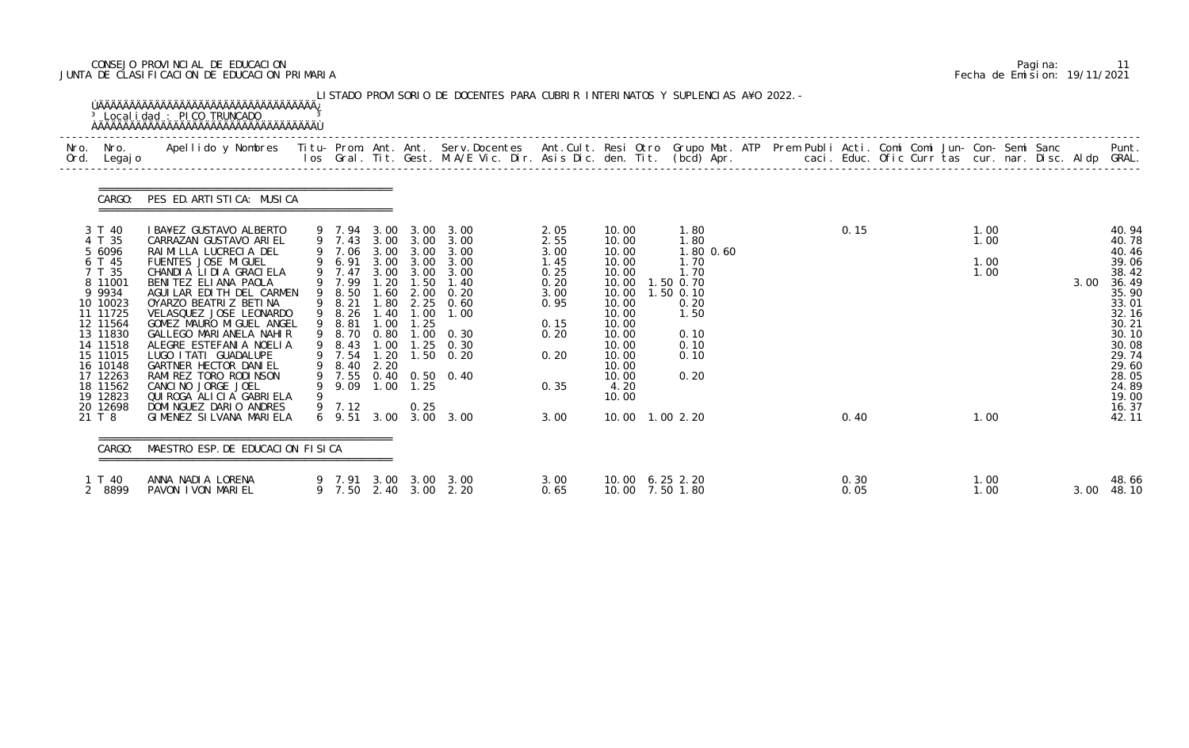CONSEJO PROVINCIAL DE EDUCACION
JUNTA DE CLASIFICACION DE EDUCACION PRIMARIA

Pagina: 11
Fecha de Emision: 19/11/2021

LISTADO PROVISORIO DE DOCENTES PARA CUBRIR INTERINATOS Y SUPLENCIAS A¥O 2022.-

Localidad : PICO TRUNCADO

CARGO: PES ED. ARTISTICA: MUSICA

| Nro. Ord. | Nro. Legajo | Apellido y Nombres | Titu- los | Prom. Gral. | Ant. Tit. | Ant. Gest. | Serv. Docentes M.A/E Vic. Dir. | Ant. Cult. Asis Dic. | Resi den. | Otro Tit. | Grupo (bcd) | Mat. Apr. | ATP | Prem Publi caci. | Acti. Educ. | Comi Ofic | Comi Curr | Jun- tas | Con- cur. | Semi nar. | Sanc Disc. | Aldp | Punt. GRAL. |
|---|---|---|---|---|---|---|---|---|---|---|---|---|---|---|---|---|---|---|---|---|---|---|---|
| 3 | T 40 | IBA¥EZ GUSTAVO ALBERTO | 9 | 7.94 | 3.00 | 3.00 | 3.00 | 2.05 | 10.00 | | 1.80 | | | | 0.15 | | | | 1.00 | | | | 40.94 |
| 4 | T 35 | CARRAZAN GUSTAVO ARIEL | 9 | 7.43 | 3.00 | 3.00 | 3.00 | 2.55 | 10.00 | | 1.80 | | | | | | | | 1.00 | | | | 40.78 |
| 5 | 6096 | RAIMILLA LUCRECIA DEL | 9 | 7.06 | 3.00 | 3.00 | 3.00 | 3.00 | 10.00 | | 1.80 | 0.60 | | | | | | | | | | | 40.46 |
| 6 | T 45 | FUENTES JOSE MIGUEL | 9 | 6.91 | 3.00 | 3.00 | 3.00 | 1.45 | 10.00 | | 1.70 | | | | | | | | 1.00 | | | | 39.06 |
| 7 | T 35 | CHANDIA LIDIA GRACIELA | 9 | 7.47 | 3.00 | 3.00 | 3.00 | 0.25 | 10.00 | | 1.70 | | | | | | | | 1.00 | | | | 38.42 |
| 8 | 11001 | BENITEZ ELIANA PAOLA | 9 | 7.99 | 1.20 | 1.50 | 1.40 | 0.20 | 10.00 | 1.50 | 0.70 | | | | | | | | | | | 3.00 | 36.49 |
| 9 | 9934 | AGUILAR EDITH DEL CARMEN | 9 | 8.50 | 1.60 | 2.00 | 0.20 | 3.00 | 10.00 | 1.50 | 0.10 | | | | | | | | | | | | 35.90 |
| 10 | 10023 | OYARZO BEATRIZ BETINA | 9 | 8.21 | 1.80 | 2.25 | 0.60 | 0.95 | 10.00 | | 0.20 | | | | | | | | | | | | 33.01 |
| 11 | 11725 | VELASQUEZ JOSE LEONARDO | 9 | 8.26 | 1.40 | 1.00 | 1.00 | | 10.00 | | 1.50 | | | | | | | | | | | | 32.16 |
| 12 | 11564 | GOMEZ MAURO MIGUEL ANGEL | 9 | 8.81 | 1.00 | 1.25 | | 0.15 | 10.00 | | | | | | | | | | | | | | 30.21 |
| 13 | 11830 | GALLEGO MARIANELA NAHIR | 9 | 8.70 | 0.80 | 1.00 | 0.30 | 0.20 | 10.00 | | 0.10 | | | | | | | | | | | | 30.10 |
| 14 | 11518 | ALEGRE ESTEFANIA NOELIA | 9 | 8.43 | 1.00 | 1.25 | 0.30 | | 10.00 | | 0.10 | | | | | | | | | | | | 30.08 |
| 15 | 11015 | LUGO ITATI GUADALUPE | 9 | 7.54 | 1.20 | 1.50 | 0.20 | 0.20 | 10.00 | | 0.10 | | | | | | | | | | | | 29.74 |
| 16 | 10148 | GARTNER HECTOR DANIEL | 9 | 8.40 | 2.20 | | | | 10.00 | | | | | | | | | | | | | | 29.60 |
| 17 | 12263 | RAMIREZ TORO RODINSON | 9 | 7.55 | 0.40 | 0.50 | 0.40 | | 10.00 | | 0.20 | | | | | | | | | | | | 28.05 |
| 18 | 11562 | CANCINO JORGE JOEL | 9 | 9.09 | 1.00 | 1.25 | | 0.35 | 4.20 | | | | | | | | | | | | | | 24.89 |
| 19 | 12823 | QUIROGA ALICIA GABRIELA | 9 | | | | | | 10.00 | | | | | | | | | | | | | | 19.00 |
| 20 | 12698 | DOMINGUEZ DARIO ANDRES | 9 | 7.12 | | 0.25 | | | | | | | | | | | | | | | | | 16.37 |
| 21 | T 8 | GIMENEZ SILVANA MARIELA | 6 | 9.51 | 3.00 | 3.00 | 3.00 | 3.00 | 10.00 | 1.00 | 2.20 | | | | 0.40 | | | | 1.00 | | | | 42.11 |

CARGO: MAESTRO ESP. DE EDUCACION FISICA

| Nro. Ord. | Nro. Legajo | Apellido y Nombres | Titu- los | Prom. Gral. | Ant. Tit. | Ant. Gest. | Serv. Docentes M.A/E Vic. Dir. | Ant. Cult. Asis Dic. | Resi den. | Otro Tit. | Grupo (bcd) | Mat. Apr. | ATP | Prem Publi caci. | Acti. Educ. | Comi Ofic | Comi Curr | Jun- tas | Con- cur. | Semi nar. | Sanc Disc. | Aldp | Punt. GRAL. |
|---|---|---|---|---|---|---|---|---|---|---|---|---|---|---|---|---|---|---|---|---|---|---|---|
| 1 | T 40 | ANNA NADIA LORENA | 9 | 7.91 | 3.00 | 3.00 | 3.00 | 3.00 | 10.00 | 6.25 | 2.20 | | | | 0.30 | | | | 1.00 | | | | 48.66 |
| 2 | 8899 | PAVON IVON MARIEL | 9 | 7.50 | 2.40 | 3.00 | 2.20 | 0.65 | 10.00 | 7.50 | 1.80 | | | | 0.05 | | | | 1.00 | | | 3.00 | 48.10 |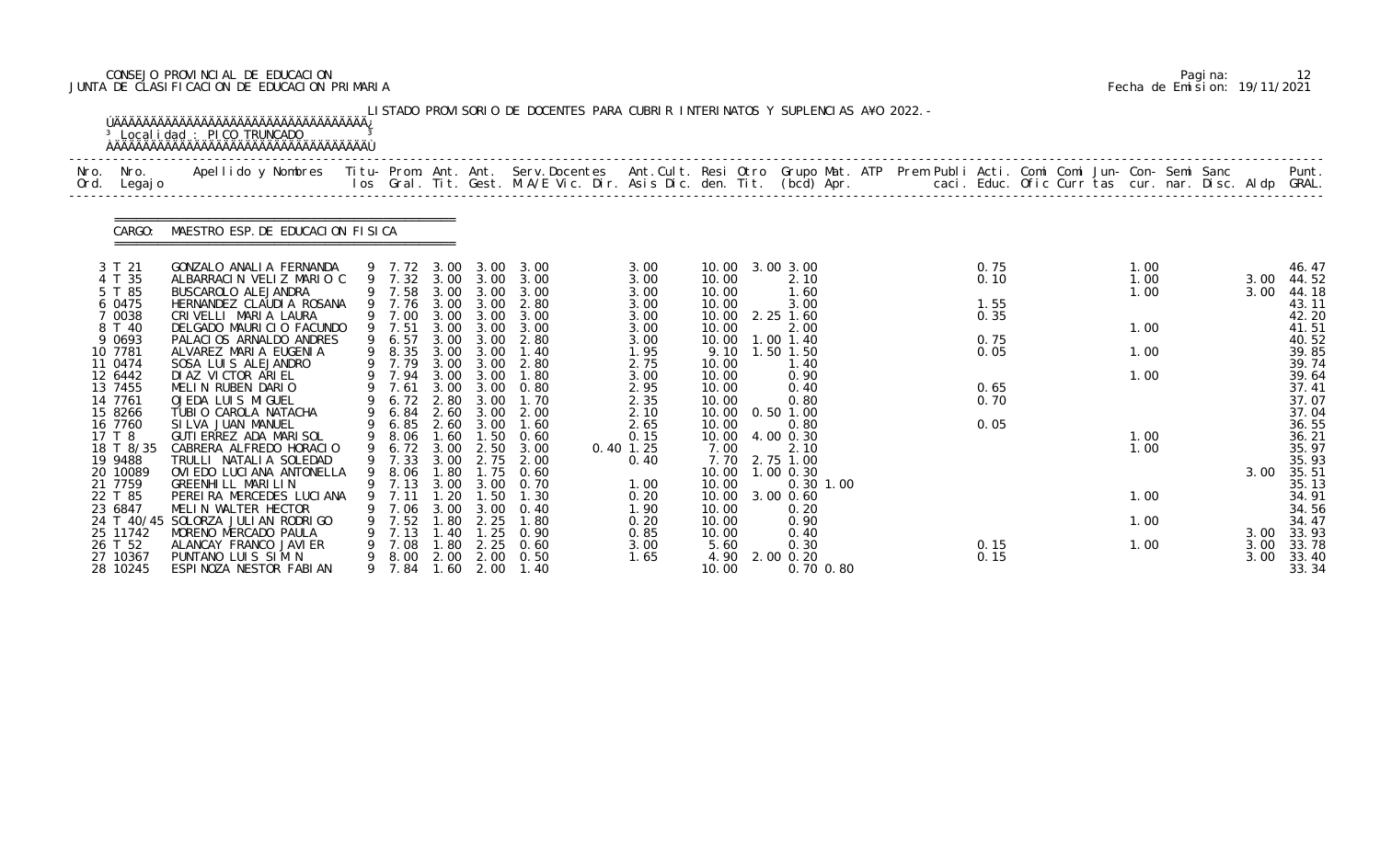CONSEJO PROVINCIAL DE EDUCACION
JUNTA DE CLASIFICACION DE EDUCACION PRIMARIA

Pagina: 12
Fecha de Emision: 19/11/2021

LISTADO PROVISORIO DE DOCENTES PARA CUBRIR INTERINATOS Y SUPLENCIAS A¥O 2022.-

Localidad : PICO TRUNCADO

CARGO: MAESTRO ESP. DE EDUCACION FISICA

| Nro. Ord. | Nro. Legajo | Apellido y Nombres | Titu- los | Prom. Gral. | Ant. Tit. | Ant. Gest. | Serv. Docentes M.A/E Vic. Dir. | Ant. Cult. Asis Dic. | Resi den. | Otro Tit. | Grupo Mat. (bcd) | ATP Apr. | Prem Publi caci. | Acti. Educ. | Comi Ofic | Comi Curr | Jun- tas | Con- cur. | Semi nar. | Sanc Disc. | Aldp | Punt. GRAL. |
|---|---|---|---|---|---|---|---|---|---|---|---|---|---|---|---|---|---|---|---|---|---|---|
| 3 | T 21 | GONZALO ANALIA FERNANDA | 9 | 7.72 | 3.00 | 3.00 | 3.00 | 3.00 | 10.00 | 3.00 | 3.00 | | | 0.75 | | | | 1.00 | | | | 46.47 |
| 4 | T 35 | ALBARRACIN VELIZ MARIO C | 9 | 7.32 | 3.00 | 3.00 | 3.00 | 3.00 | 10.00 | | 2.10 | | | 0.10 | | | | 1.00 | | | 3.00 | 44.52 |
| 5 | T 85 | BUSCAROLO ALEJANDRA | 9 | 7.58 | 3.00 | 3.00 | 3.00 | 3.00 | 10.00 | | 1.60 | | | | | | | 1.00 | | | 3.00 | 44.18 |
| 6 | 0475 | HERNANDEZ CLAUDIA ROSANA | 9 | 7.76 | 3.00 | 3.00 | 2.80 | 3.00 | 10.00 | | 3.00 | | | 1.55 | | | | | | | | 43.11 |
| 7 | 0038 | CRIVELLI MARIA LAURA | 9 | 7.00 | 3.00 | 3.00 | 3.00 | 3.00 | 10.00 | 2.25 | 1.60 | | | 0.35 | | | | | | | | 42.20 |
| 8 | T 40 | DELGADO MAURICIO FACUNDO | 9 | 7.51 | 3.00 | 3.00 | 3.00 | 3.00 | 10.00 | | 2.00 | | | | | | | 1.00 | | | | 41.51 |
| 9 | 0693 | PALACIOS ARNALDO ANDRES | 9 | 6.57 | 3.00 | 3.00 | 2.80 | 3.00 | 10.00 | 1.00 | 1.40 | | | 0.75 | | | | | | | | 40.52 |
| 10 | 7781 | ALVAREZ MARIA EUGENIA | 9 | 8.35 | 3.00 | 3.00 | 1.40 | 1.95 | 9.10 | 1.50 | 1.50 | | | 0.05 | | | | 1.00 | | | | 39.85 |
| 11 | 0474 | SOSA LUIS ALEJANDRO | 9 | 7.79 | 3.00 | 3.00 | 2.80 | 2.75 | 10.00 | | 1.40 | | | | | | | | | | | 39.74 |
| 12 | 6442 | DIAZ VICTOR ARIEL | 9 | 7.94 | 3.00 | 3.00 | 1.80 | 3.00 | 10.00 | | 0.90 | | | | | | | 1.00 | | | | 39.64 |
| 13 | 7455 | MELIN RUBEN DARIO | 9 | 7.61 | 3.00 | 3.00 | 0.80 | 2.95 | 10.00 | | 0.40 | | | 0.65 | | | | | | | | 37.41 |
| 14 | 7761 | OJEDA LUIS MIGUEL | 9 | 6.72 | 2.80 | 3.00 | 1.70 | 2.35 | 10.00 | | 0.80 | | | 0.70 | | | | | | | | 37.07 |
| 15 | 8266 | TUBIO CAROLA NATACHA | 9 | 6.84 | 2.60 | 3.00 | 2.00 | 2.10 | 10.00 | 0.50 | 1.00 | | | | | | | | | | | 37.04 |
| 16 | 7760 | SILVA JUAN MANUEL | 9 | 6.85 | 2.60 | 3.00 | 1.60 | 2.65 | 10.00 | | 0.80 | | | 0.05 | | | | | | | | 36.55 |
| 17 | T 8 | GUTIERREZ ADA MARISOL | 9 | 8.06 | 1.60 | 1.50 | 0.60 | 0.15 | 10.00 | 4.00 | 0.30 | | | | | | | 1.00 | | | | 36.21 |
| 18 | T 8/35 | CABRERA ALFREDO HORACIO | 9 | 6.72 | 3.00 | 2.50 | 3.00 | 0.40 1.25 | 7.00 | | 2.10 | | | | | | | 1.00 | | | | 35.97 |
| 19 | 9488 | TRULLI NATALIA SOLEDAD | 9 | 7.33 | 3.00 | 2.75 | 2.00 | 0.40 | 7.70 | 2.75 | 1.00 | | | | | | | | | | | 35.93 |
| 20 | 10089 | OVIEDO LUCIANA ANTONELLA | 9 | 8.06 | 1.80 | 1.75 | 0.60 | | 10.00 | 1.00 | 0.30 | | | | | | | | | | 3.00 | 35.51 |
| 21 | 7759 | GREENHILL MARILIN | 9 | 7.13 | 3.00 | 3.00 | 0.70 | 1.00 | 10.00 | | 0.30 | 1.00 | | | | | | | | | | 35.13 |
| 22 | T 85 | PEREIRA MERCEDES LUCIANA | 9 | 7.11 | 1.20 | 1.50 | 1.30 | 0.20 | 10.00 | 3.00 | 0.60 | | | | | | | 1.00 | | | | 34.91 |
| 23 | 6847 | MELIN WALTER HECTOR | 9 | 7.06 | 3.00 | 3.00 | 0.40 | 1.90 | 10.00 | | 0.20 | | | | | | | | | | | 34.56 |
| 24 | T 40/45 | SOLORZA JULIAN RODRIGO | 9 | 7.52 | 1.80 | 2.25 | 1.80 | 0.20 | 10.00 | | 0.90 | | | | | | | 1.00 | | | | 34.47 |
| 25 | 11742 | MORENO MERCADO PAULA | 9 | 7.13 | 1.40 | 1.25 | 0.90 | 0.85 | 10.00 | | 0.40 | | | | | | | | | | 3.00 | 33.93 |
| 26 | T 52 | ALANCAY FRANCO JAVIER | 9 | 7.08 | 1.80 | 2.25 | 0.60 | 3.00 | 5.60 | | 0.30 | | | 0.15 | | | | 1.00 | | | 3.00 | 33.78 |
| 27 | 10367 | PUNTANO LUIS SIMIN | 9 | 8.00 | 2.00 | 2.00 | 0.50 | 1.65 | 4.90 | 2.00 | 0.20 | | | 0.15 | | | | | | | 3.00 | 33.40 |
| 28 | 10245 | ESPINOZA NESTOR FABIAN | 9 | 7.84 | 1.60 | 2.00 | 1.40 | | 10.00 | | 0.70 | 0.80 | | | | | | | | | | 33.34 |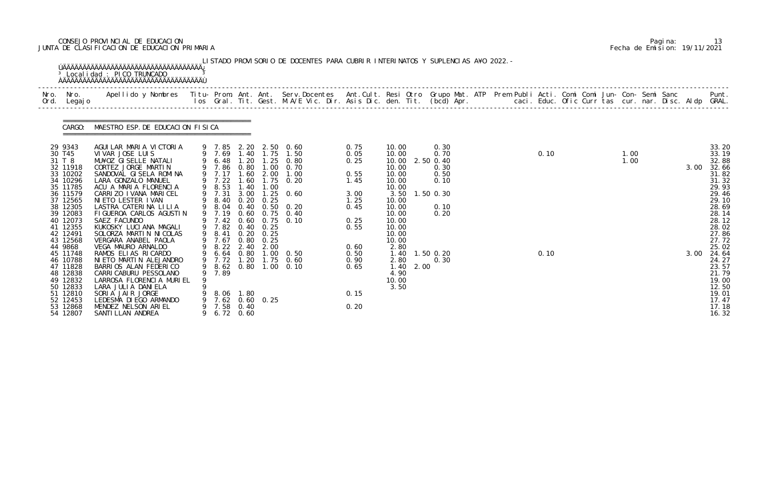CONSEJO PROVINCIAL DE EDUCACION
JUNTA DE CLASIFICACION DE EDUCACION PRIMARIA

Pagina: 13
Fecha de Emision: 19/11/2021

LISTADO PROVISORIO DE DOCENTES PARA CUBRIR INTERINATOS Y SUPLENCIAS A¥O 2022.-

Localidad : PICO TRUNCADO

CARGO: MAESTRO ESP. DE EDUCACION FISICA

| Nro. Ord. | Nro. Legajo | Apellido y Nombres | Titu-los | Prom. Gral. | Ant. Tit. | Ant. Gest. | Serv.Docentes M.A/E Vic. Dir. | Ant.Cult. Asis Dic. | Resi den. | Otro Tit. | Grupo Mat. (bcd) | ATP Apr. | Prem Publi caci. | Acti. Educ. | Comi Ofic | Comi Curr | Jun-tas | Con-cur. | Semi nar. | Sanc Disc. | Aldp | Punt. GRAL. |
|---|---|---|---|---|---|---|---|---|---|---|---|---|---|---|---|---|---|---|---|---|---|---|
| 29 | 9343 | AGUILAR MARIA VICTORIA | 9 | 7.85 | 2.20 | 2.50 | 0.60 | 0.75 | 10.00 | | 0.30 | | | | | | | | | | | 33.20 |
| 30 | T45 | VIVAR JOSE LUIS | 9 | 7.69 | 1.40 | 1.75 | 1.50 | 0.05 | 10.00 | | 0.70 | | | 0.10 | | | | 1.00 | | | | 33.19 |
| 31 | T 8 | MU¥OZ GISELLE NATALI | 9 | 6.48 | 1.20 | 1.25 | 0.80 | 0.25 | 10.00 | 2.50 | 0.40 | | | | | | | 1.00 | | | | 32.88 |
| 32 | 11918 | CORTEZ JORGE MARTIN | 9 | 7.86 | 0.80 | 1.00 | 0.70 | | 10.00 | | 0.30 | | | | | | | | | | 3.00 | 32.66 |
| 33 | 10202 | SANDOVAL GISELA ROMINA | 9 | 7.17 | 1.60 | 2.00 | 1.00 | 0.55 | 10.00 | | 0.50 | | | | | | | | | | | 31.82 |
| 34 | 10296 | LARA GONZALO MANUEL | 9 | 7.22 | 1.60 | 1.75 | 0.20 | 1.45 | 10.00 | | 0.10 | | | | | | | | | | | 31.32 |
| 35 | 11785 | ACU A MARIA FLORENCIA | 9 | 8.53 | 1.40 | 1.00 | | | 10.00 | | | | | | | | | | | | | 29.93 |
| 36 | 11579 | CARRIZO IVANA MARICEL | 9 | 7.31 | 3.00 | 1.25 | 0.60 | 3.00 | 3.50 | 1.50 | 0.30 | | | | | | | | | | | 29.46 |
| 37 | 12565 | NIETO LESTER IVAN | 9 | 8.40 | 0.20 | 0.25 | | 1.25 | 10.00 | | | | | | | | | | | | | 29.10 |
| 38 | 12305 | LASTRA CATERINA LILIA | 9 | 8.04 | 0.40 | 0.50 | 0.20 | 0.45 | 10.00 | | 0.10 | | | | | | | | | | | 28.69 |
| 39 | 12083 | FIGUEROA CARLOS AGUSTIN | 9 | 7.19 | 0.60 | 0.75 | 0.40 | | 10.00 | | 0.20 | | | | | | | | | | | 28.14 |
| 40 | 12073 | SAEZ FACUNDO | 9 | 7.42 | 0.60 | 0.75 | 0.10 | 0.25 | 10.00 | | | | | | | | | | | | | 28.12 |
| 41 | 12355 | KUKOSKY LUCIANA MAGALI | 9 | 7.82 | 0.40 | 0.25 | | 0.55 | 10.00 | | | | | | | | | | | | | 28.02 |
| 42 | 12491 | SOLORZA MARTIN NICOLAS | 9 | 8.41 | 0.20 | 0.25 | | | 10.00 | | | | | | | | | | | | | 27.86 |
| 43 | 12568 | VERGARA ANABEL PAOLA | 9 | 7.67 | 0.80 | 0.25 | | | 10.00 | | | | | | | | | | | | | 27.72 |
| 44 | 9868 | VEGA MAURO ARNALDO | 9 | 8.22 | 2.40 | 2.00 | | 0.60 | 2.80 | | | | | | | | | | | | | 25.02 |
| 45 | 11748 | RAMOS ELIAS RICARDO | 9 | 6.64 | 0.80 | 1.00 | 0.50 | 0.50 | 1.40 | 1.50 | 0.20 | | | 0.10 | | | | | | | 3.00 | 24.64 |
| 46 | 10788 | NIETO MARTIN ALEJANDRO | 9 | 7.72 | 1.20 | 1.75 | 0.60 | 0.90 | 2.80 | | 0.30 | | | | | | | | | | | 24.27 |
| 47 | 11828 | BARRIOS ALAN FEDERICO | 9 | 8.62 | 0.80 | 1.00 | 0.10 | 0.65 | 1.40 | 2.00 | | | | | | | | | | | | 23.57 |
| 48 | 12838 | CARRICABURU PESSOLANO | 9 | 7.89 | | | | | 4.90 | | | | | | | | | | | | | 21.79 |
| 49 | 12832 | LARROSA FLORENCIA MURIEL | 9 | | | | | | 10.00 | | | | | | | | | | | | | 19.00 |
| 50 | 12833 | LARA JULIA DANIELA | 9 | | | | | | 3.50 | | | | | | | | | | | | | 12.50 |
| 51 | 12810 | SORIA JAIR JORGE | 9 | 8.06 | 1.80 | | | 0.15 | | | | | | | | | | | | | | 19.01 |
| 52 | 12453 | LEDESMA DIEGO ARMANDO | 9 | 7.62 | 0.60 | 0.25 | | | | | | | | | | | | | | | | 17.47 |
| 53 | 12868 | MENDEZ NELSON ARIEL | 9 | 7.58 | 0.40 | | | 0.20 | | | | | | | | | | | | | | 17.18 |
| 54 | 12807 | SANTILLAN ANDREA | 9 | 6.72 | 0.60 | | | | | | | | | | | | | | | | | 16.32 |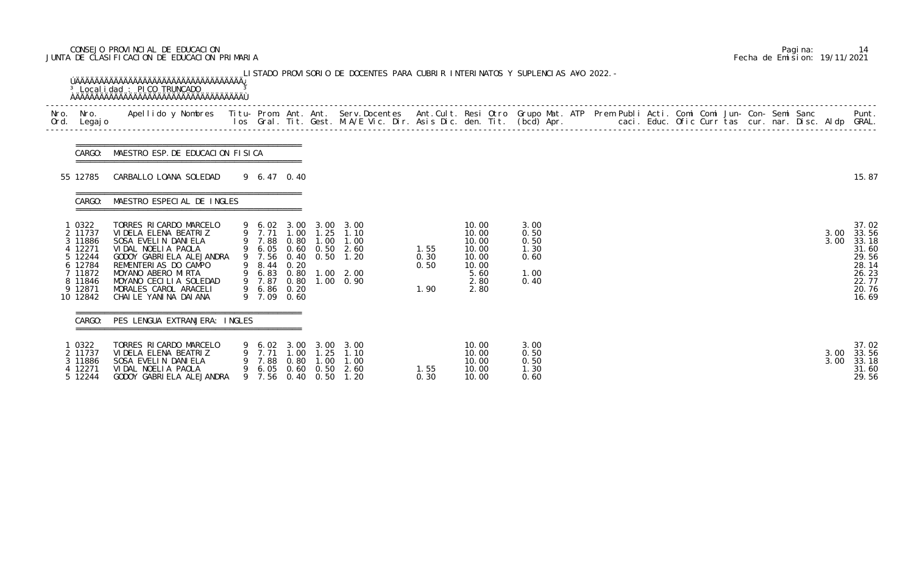CONSEJO PROVINCIAL DE EDUCACION
JUNTA DE CLASIFICACION DE EDUCACION PRIMARIA

LISTADO PROVISORIO DE DOCENTES PARA CUBRIR INTERINATOS Y SUPLENCIAS A¥O 2022.-

Localidad : PICO TRUNCADO

| Nro. Ord. | Nro. Legajo | Apellido y Nombres | Titu- los | Prom. Gral. | Ant. Tit. | Ant. Gest. | Serv.Docentes M.A/E Vic. Dir. | Ant.Cult. Asis Dic. | Resi den. | Otro Tit. | Grupo Mat. (bcd) | ATP Apr. | Prem Publi caci. | Acti. Educ. | Comi Ofic | Comi Curr | Jun- tas | Con- cur. | Semi nar. | Sanc Disc. | Aldp | Punt. GRAL. |
|---|---|---|---|---|---|---|---|---|---|---|---|---|---|---|---|---|---|---|---|---|---|---|

CARGO: MAESTRO ESP. DE EDUCACION FISICA

| Nro. Ord. | Nro. Legajo | Apellido y Nombres | Titu- los | Prom. Gral. | Ant. Tit. | Ant. Gest. | Serv.Docentes | Ant.Cult. | Resi den. | Otro Tit. | Aldp | Punt. GRAL. |
|---|---|---|---|---|---|---|---|---|---|---|---|---|
| 55 | 12785 | CARBALLO LOANA SOLEDAD | 9 | 6.47 | 0.40 | | | | | | | 15.87 |

CARGO: MAESTRO ESPECIAL DE INGLES

| Nro. Ord. | Nro. Legajo | Apellido y Nombres | Titu- los | Prom. Gral. | Ant. Tit. | Ant. Gest. | Serv.Docentes | Ant.Cult. | Resi den. | Otro Tit. | Aldp | Punt. GRAL. |
|---|---|---|---|---|---|---|---|---|---|---|---|---|
| 1 | 0322 | TORRES RICARDO MARCELO | 9 | 6.02 | 3.00 | 3.00 | 3.00 | | 10.00 | 3.00 | | 37.02 |
| 2 | 11737 | VIDELA ELENA BEATRIZ | 9 | 7.71 | 1.00 | 1.25 | 1.10 | | 10.00 | 0.50 | 3.00 | 33.56 |
| 3 | 11886 | SOSA EVELIN DANIELA | 9 | 7.88 | 0.80 | 1.00 | 1.00 | | 10.00 | 0.50 | 3.00 | 33.18 |
| 4 | 12271 | VIDAL NOELIA PAOLA | 9 | 6.05 | 0.60 | 0.50 | 2.60 | 1.55 | 10.00 | 1.30 | | 31.60 |
| 5 | 12244 | GODOY GABRIELA ALEJANDRA | 9 | 7.56 | 0.40 | 0.50 | 1.20 | 0.30 | 10.00 | 0.60 | | 29.56 |
| 6 | 12784 | REMENTERIAS DO CAMPO | 9 | 8.44 | 0.20 | | | 0.50 | 10.00 | | | 28.14 |
| 7 | 11872 | MOYANO ABERO MIRTA | 9 | 6.83 | 0.80 | 1.00 | 2.00 | | 5.60 | 1.00 | | 26.23 |
| 8 | 11846 | MOYANO CECILIA SOLEDAD | 9 | 7.87 | 0.80 | 1.00 | 0.90 | | 2.80 | 0.40 | | 22.77 |
| 9 | 12871 | MORALES CAROL ARACELI | 9 | 6.86 | 0.20 | | | 1.90 | 2.80 | | | 20.76 |
| 10 | 12842 | CHAILE YANINA DAIANA | 9 | 7.09 | 0.60 | | | | | | | 16.69 |

CARGO: PES LENGUA EXTRANJERA: INGLES

| Nro. Ord. | Nro. Legajo | Apellido y Nombres | Titu- los | Prom. Gral. | Ant. Tit. | Ant. Gest. | Serv.Docentes | Ant.Cult. | Resi den. | Otro Tit. | Aldp | Punt. GRAL. |
|---|---|---|---|---|---|---|---|---|---|---|---|---|
| 1 | 0322 | TORRES RICARDO MARCELO | 9 | 6.02 | 3.00 | 3.00 | 3.00 | | 10.00 | 3.00 | | 37.02 |
| 2 | 11737 | VIDELA ELENA BEATRIZ | 9 | 7.71 | 1.00 | 1.25 | 1.10 | | 10.00 | 0.50 | 3.00 | 33.56 |
| 3 | 11886 | SOSA EVELIN DANIELA | 9 | 7.88 | 0.80 | 1.00 | 1.00 | | 10.00 | 0.50 | 3.00 | 33.18 |
| 4 | 12271 | VIDAL NOELIA PAOLA | 9 | 6.05 | 0.60 | 0.50 | 2.60 | 1.55 | 10.00 | 1.30 | | 31.60 |
| 5 | 12244 | GODOY GABRIELA ALEJANDRA | 9 | 7.56 | 0.40 | 0.50 | 1.20 | 0.30 | 10.00 | 0.60 | | 29.56 |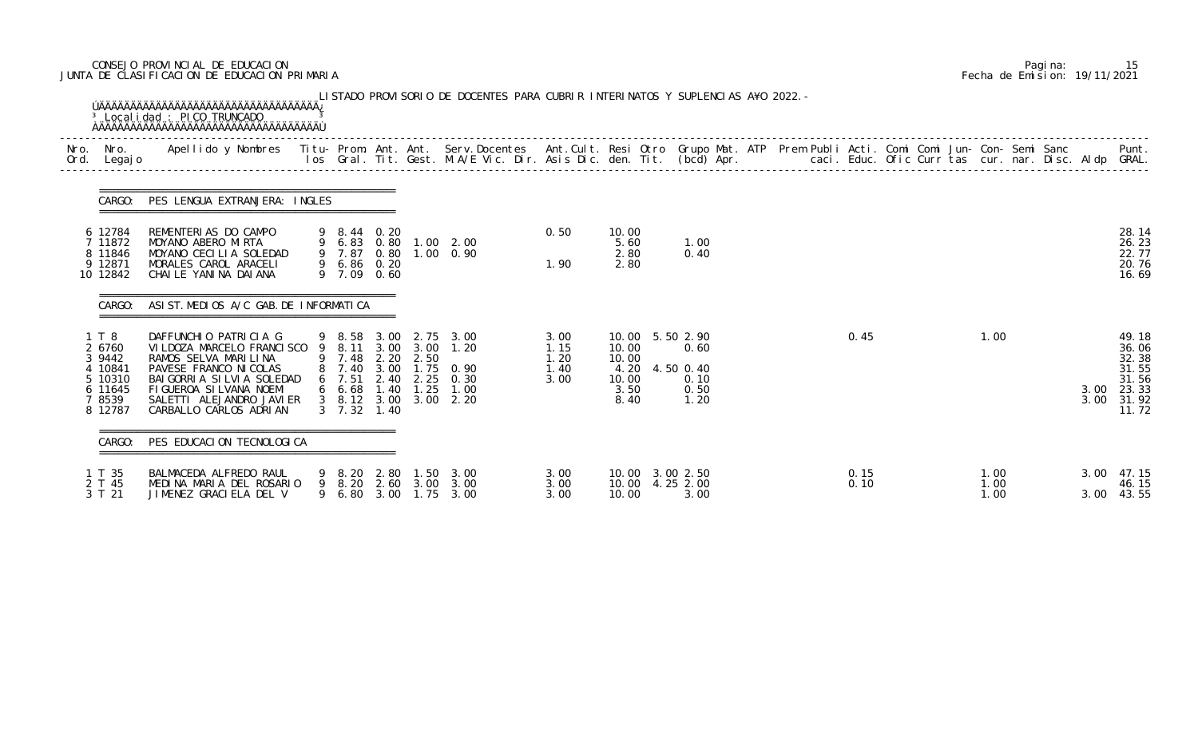CONSEJO PROVINCIAL DE EDUCACION
JUNTA DE CLASIFICACION DE EDUCACION PRIMARIA

Pagina: 15
Fecha de Emision: 19/11/2021

LISTADO PROVISORIO DE DOCENTES PARA CUBRIR INTERINATOS Y SUPLENCIAS A¥O 2022.-

Localidad : PICO TRUNCADO

| Nro. Ord. | Nro. Legajo | Apellido y Nombres | Titu- los | Prom. Gral. | Ant. Tit. | Ant. Gest. | Serv.Docentes M.A/E Vic. Dir. | Ant.Cult. Asis Dic. | Resi den. | Otro Tit. | Grupo Mat. (bcd) | ATP Apr. | Prem Publi caci. | Acti. Educ. | Comi Ofic | Comi Curr | Jun- tas | Con- cur. | Semi nar. | Sanc Disc. | Aldp | Punt. GRAL. |
|---|---|---|---|---|---|---|---|---|---|---|---|---|---|---|---|---|---|---|---|---|---|---|
| **CARGO: PES LENGUA EXTRANJERA: INGLES** | | | | | | | | | | | | | | | | | | | | | | |
| 6 | 12784 | REMENTERIAS DO CAMPO | 9 | 8.44 | 0.20 | | | 0.50 | 10.00 | | | | | | | | | | | | | 28.14 |
| 7 | 11872 | MOYANO ABERO MIRTA | 9 | 6.83 | 0.80 | 1.00 | 2.00 | | 5.60 | | 1.00 | | | | | | | | | | | 26.23 |
| 8 | 11846 | MOYANO CECILIA SOLEDAD | 9 | 7.87 | 0.80 | 1.00 | 0.90 | | 2.80 | | 0.40 | | | | | | | | | | | 22.77 |
| 9 | 12871 | MORALES CAROL ARACELI | 9 | 6.86 | 0.20 | | | 1.90 | 2.80 | | | | | | | | | | | | | 20.76 |
| 10 | 12842 | CHAILE YANINA DAIANA | 9 | 7.09 | 0.60 | | | | | | | | | | | | | | | | | 16.69 |
| **CARGO: ASIST. MEDIOS A/C GAB. DE INFORMATICA** | | | | | | | | | | | | | | | | | | | | | | |
| 1 | T 8 | DAFFUNCHIO PATRICIA G | 9 | 8.58 | 3.00 | 2.75 | 3.00 | 3.00 | 10.00 | 5.50 | 2.90 | | | 0.45 | | | | 1.00 | | | | 49.18 |
| 2 | 6760 | VILDOZA MARCELO FRANCISCO | 9 | 8.11 | 3.00 | 3.00 | 1.20 | 1.15 | 10.00 | | 0.60 | | | | | | | | | | | 36.06 |
| 3 | 9442 | RAMOS SELVA MARILINA | 9 | 7.48 | 2.20 | 2.50 | | 1.20 | 10.00 | | | | | | | | | | | | | 32.38 |
| 4 | 10841 | PAVESE FRANCO NICOLAS | 8 | 7.40 | 3.00 | 1.75 | 0.90 | 1.40 | 4.20 | 4.50 | 0.40 | | | | | | | | | | | 31.55 |
| 5 | 10310 | BAIGORRIA SILVIA SOLEDAD | 6 | 7.51 | 2.40 | 2.25 | 0.30 | 3.00 | 10.00 | | 0.10 | | | | | | | | | | | 31.56 |
| 6 | 11645 | FIGUEROA SILVANA NOEMI | 6 | 6.68 | 1.40 | 1.25 | 1.00 | | 3.50 | | 0.50 | | | | | | | | | | 3.00 | 23.33 |
| 7 | 8539 | SALETTI ALEJANDRO JAVIER | 3 | 8.12 | 3.00 | 3.00 | 2.20 | | 8.40 | | 1.20 | | | | | | | | | | 3.00 | 31.92 |
| 8 | 12787 | CARBALLO CARLOS ADRIAN | 3 | 7.32 | 1.40 | | | | | | | | | | | | | | | | | 11.72 |
| **CARGO: PES EDUCACION TECNOLOGICA** | | | | | | | | | | | | | | | | | | | | | | |
| 1 | T 35 | BALMACEDA ALFREDO RAUL | 9 | 8.20 | 2.80 | 1.50 | 3.00 | 3.00 | 10.00 | 3.00 | 2.50 | | | 0.15 | | | | 1.00 | | | 3.00 | 47.15 |
| 2 | T 45 | MEDINA MARIA DEL ROSARIO | 9 | 8.20 | 2.60 | 3.00 | 3.00 | 3.00 | 10.00 | 4.25 | 2.00 | | | 0.10 | | | | 1.00 | | | | 46.15 |
| 3 | T 21 | JIMENEZ GRACIELA DEL V | 9 | 6.80 | 3.00 | 1.75 | 3.00 | 3.00 | 10.00 | | 3.00 | | | | | | | 1.00 | | | 3.00 | 43.55 |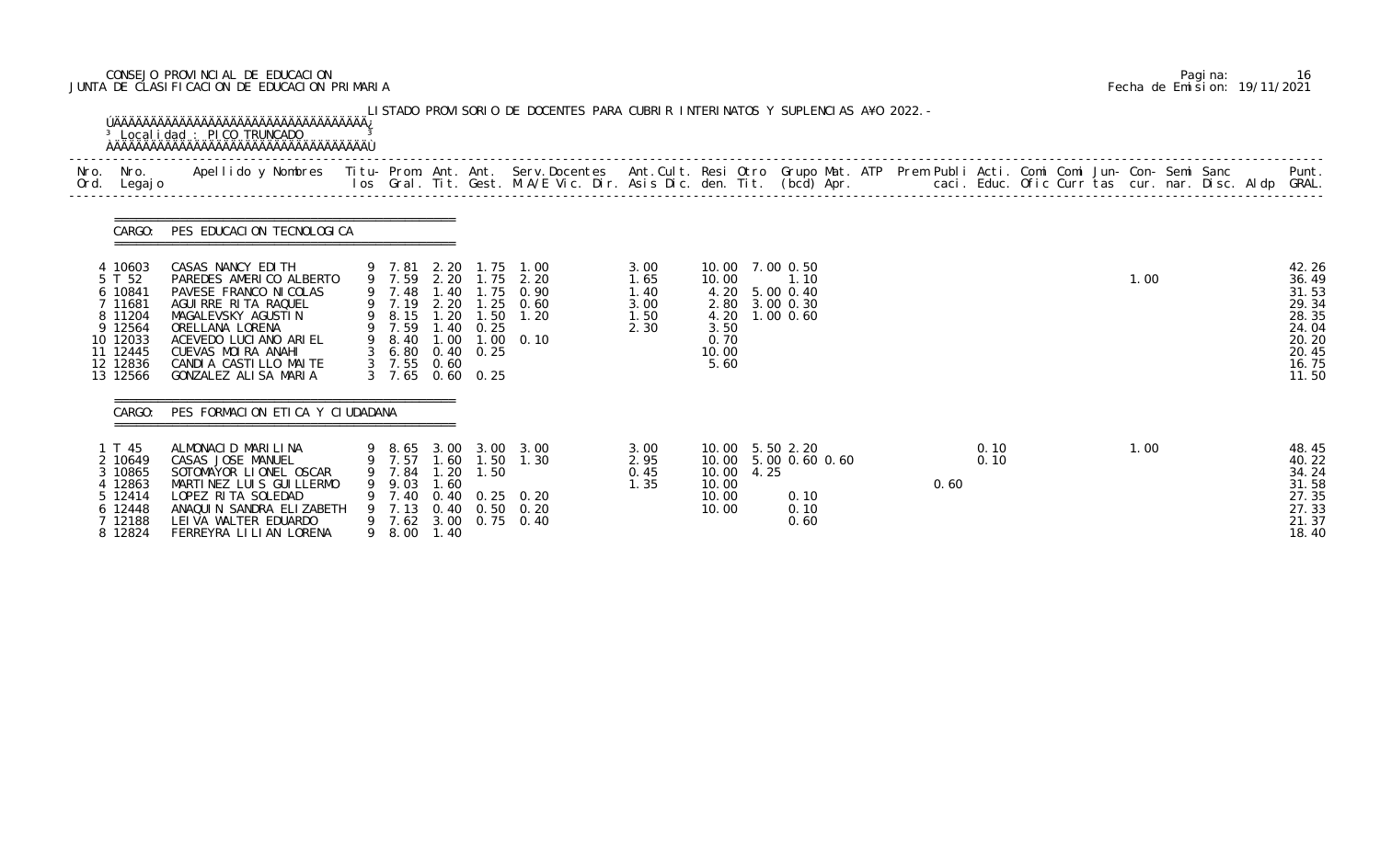CONSEJO PROVINCIAL DE EDUCACION
JUNTA DE CLASIFICACION DE EDUCACION PRIMARIA

LISTADO PROVISORIO DE DOCENTES PARA CUBRIR INTERINATOS Y SUPLENCIAS AÑO 2022.-

Localidad : PICO TRUNCADO

## CARGO: PES EDUCACION TECNOLOGICA

| Nro. Ord. | Nro. Legajo | Apellido y Nombres | Titu-los | Prom. Gral. | Ant. Tit. | Ant. Gest. | Serv.Docentes M.A/E Vic. Dir. | Ant.Cult. Asis Dic. | Resi den. | Otro Tit. | Grupo Mat. (bcd) | ATP Apr. | Prem | Publi caci. | Acti. Educ. | Comi Ofic | Comi Curr | Jun-tas | Con-cur. | Semi nar. | Sanc Disc. | Aldp | Punt. GRAL. |
|---|---|---|---|---|---|---|---|---|---|---|---|---|---|---|---|---|---|---|---|---|---|---|---|
| 4 | 10603 | CASAS NANCY EDITH | 9 | 7.81 | 2.20 | 1.75 | 1.00 | 3.00 | 10.00 | 7.00 | 0.50 | | | | | | | | | | | | 42.26 |
| 5 | T 52 | PAREDES AMERICO ALBERTO | 9 | 7.59 | 2.20 | 1.75 | 2.20 | 1.65 | 10.00 | | 1.10 | | | | | | | | 1.00 | | | | 36.49 |
| 6 | 10841 | PAVESE FRANCO NICOLAS | 9 | 7.48 | 1.40 | 1.75 | 0.90 | 1.40 | 4.20 | 5.00 | 0.40 | | | | | | | | | | | | 31.53 |
| 7 | 11681 | AGUIRRE RITA RAQUEL | 9 | 7.19 | 2.20 | 1.25 | 0.60 | 3.00 | 2.80 | 3.00 | 0.30 | | | | | | | | | | | | 29.34 |
| 8 | 11204 | MAGALEVSKY AGUSTIN | 9 | 8.15 | 1.20 | 1.50 | 1.20 | 1.50 | 4.20 | 1.00 | 0.60 | | | | | | | | | | | | 28.35 |
| 9 | 12564 | ORELLANA LORENA | 9 | 7.59 | 1.40 | 0.25 | | 2.30 | 3.50 | | | | | | | | | | | | | | 24.04 |
| 10 | 12033 | ACEVEDO LUCIANO ARIEL | 9 | 8.40 | 1.00 | 1.00 | 0.10 | | 0.70 | | | | | | | | | | | | | | 20.20 |
| 11 | 12445 | CUEVAS MOIRA ANAHI | 3 | 6.80 | 0.40 | 0.25 | | | 10.00 | | | | | | | | | | | | | | 20.45 |
| 12 | 12836 | CANDIA CASTILLO MAITE | 3 | 7.55 | 0.60 | | | | 5.60 | | | | | | | | | | | | | | 16.75 |
| 13 | 12566 | GONZALEZ ALISA MARIA | 3 | 7.65 | 0.60 | 0.25 | | | | | | | | | | | | | | | | | 11.50 |

## CARGO: PES FORMACION ETICA Y CIUDADANA

| Nro. Ord. | Nro. Legajo | Apellido y Nombres | Titu-los | Prom. Gral. | Ant. Tit. | Ant. Gest. | Serv.Docentes M.A/E Vic. Dir. | Ant.Cult. Asis Dic. | Resi den. | Otro Tit. | Grupo Mat. (bcd) | ATP Apr. | Prem | Publi caci. | Acti. Educ. | Comi Ofic | Comi Curr | Jun-tas | Con-cur. | Semi nar. | Sanc Disc. | Aldp | Punt. GRAL. |
|---|---|---|---|---|---|---|---|---|---|---|---|---|---|---|---|---|---|---|---|---|---|---|---|
| 1 | T 45 | ALMONACID MARILINA | 9 | 8.65 | 3.00 | 3.00 | 3.00 | 3.00 | 10.00 | 5.50 | 2.20 | | | | 0.10 | | | | 1.00 | | | | 48.45 |
| 2 | 10649 | CASAS JOSE MANUEL | 9 | 7.57 | 1.60 | 1.50 | 1.30 | 2.95 | 10.00 | 5.00 | 0.60 | 0.60 | | | 0.10 | | | | | | | | 40.22 |
| 3 | 10865 | SOTOMAYOR LIONEL OSCAR | 9 | 7.84 | 1.20 | 1.50 | | 0.45 | 10.00 | 4.25 | | | | | | | | | | | | | 34.24 |
| 4 | 12863 | MARTINEZ LUIS GUILLERMO | 9 | 9.03 | 1.60 | | | 1.35 | 10.00 | | | | | 0.60 | | | | | | | | | 31.58 |
| 5 | 12414 | LOPEZ RITA SOLEDAD | 9 | 7.40 | 0.40 | 0.25 | 0.20 | | 10.00 | | 0.10 | | | | | | | | | | | | 27.35 |
| 6 | 12448 | ANAQUIN SANDRA ELIZABETH | 9 | 7.13 | 0.40 | 0.50 | 0.20 | | 10.00 | | 0.10 | | | | | | | | | | | | 27.33 |
| 7 | 12188 | LEIVA WALTER EDUARDO | 9 | 7.62 | 3.00 | 0.75 | 0.40 | | | | 0.60 | | | | | | | | | | | | 21.37 |
| 8 | 12824 | FERREYRA LILIAN LORENA | 9 | 8.00 | 1.40 | | | | | | | | | | | | | | | | | | 18.40 |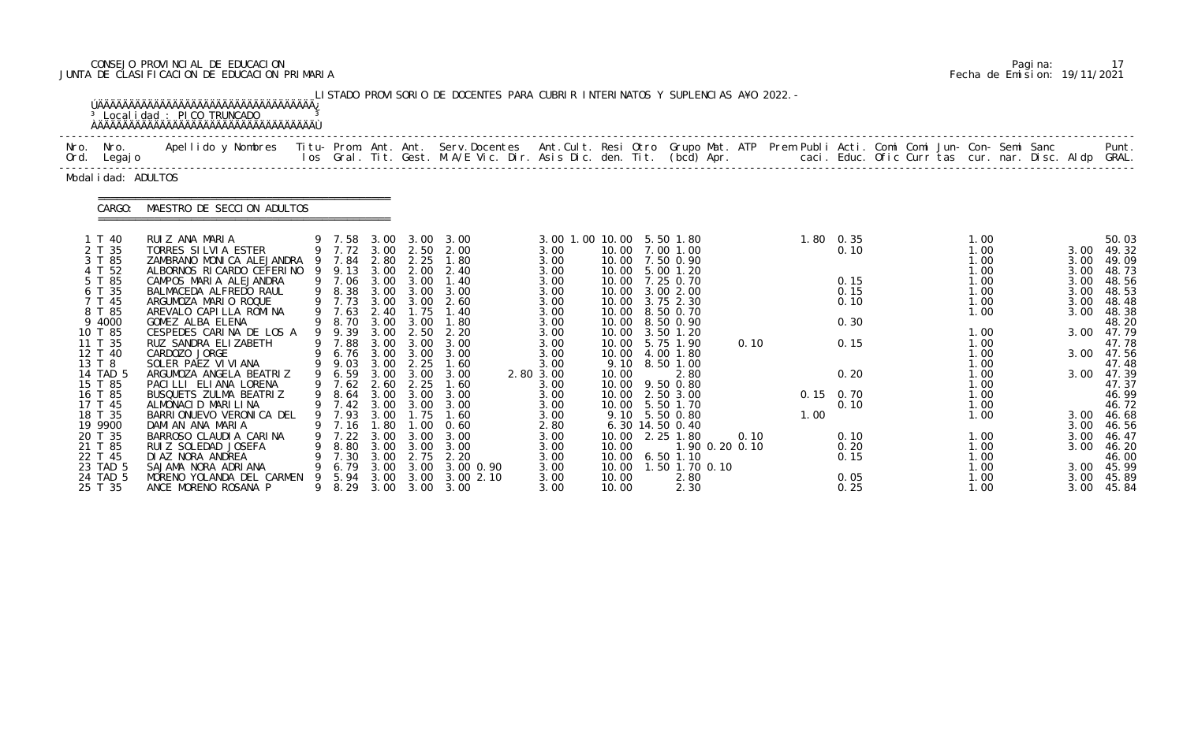CONSEJO PROVINCIAL DE EDUCACION
JUNTA DE CLASIFICACION DE EDUCACION PRIMARIA

Pagina: 17
Fecha de Emision: 19/11/2021

LISTADO PROVISORIO DE DOCENTES PARA CUBRIR INTERINATOS Y SUPLENCIAS A¥O 2022.-

Localidad : PICO TRUNCADO

Modalidad: ADULTOS

CARGO: MAESTRO DE SECCION ADULTOS

| Nro. Ord. | Nro. Legajo | Apellido y Nombres | Titu-los | Prom. Gral. | Ant. Tit. | Ant. Gest. | Serv.Docentes M.A/E Vic. Dir. | Ant.Cult. Asis Dic. | Resi den. | Otro Tit. | Grupo Mat. (bcd) Apr. | ATP | Prem Publi caci. | Acti. Educ. | Comi Ofic | Comi Curr | Jun- tas | Con- cur. | Semi nar. | Sanc Disc. | Aldp | Punt. GRAL. |
|---|---|---|---|---|---|---|---|---|---|---|---|---|---|---|---|---|---|---|---|---|---|---|
| 1 | T 40 | RUIZ ANA MARIA | 9 | 7.58 | 3.00 | 3.00 | 3.00 | 3.00 1.00 | 10.00 | 5.50 | 1.80 | | 1.80 | 0.35 | | | | 1.00 | | | | 50.03 |
| 2 | T 35 | TORRES SILVIA ESTER | 9 | 7.72 | 3.00 | 2.50 | 2.00 | 3.00 | 10.00 | 7.00 | 1.00 | | | 0.10 | | | | 1.00 | | | 3.00 | 49.32 |
| 3 | T 85 | ZAMBRANO MONICA ALEJANDRA | 9 | 7.84 | 2.80 | 2.25 | 1.80 | 3.00 | 10.00 | 7.50 | 0.90 | | | | | | | 1.00 | | | 3.00 | 49.09 |
| 4 | T 52 | ALBORNOS RICARDO CEFERINO | 9 | 9.13 | 3.00 | 2.00 | 2.40 | 3.00 | 10.00 | 5.00 | 1.20 | | | | | | | 1.00 | | | 3.00 | 48.73 |
| 5 | T 85 | CAMPOS MARIA ALEJANDRA | 9 | 7.06 | 3.00 | 3.00 | 1.40 | 3.00 | 10.00 | 7.25 | 0.70 | | | 0.15 | | | | 1.00 | | | 3.00 | 48.56 |
| 6 | T 35 | BALMACEDA ALFREDO RAUL | 9 | 8.38 | 3.00 | 3.00 | 3.00 | 3.00 | 10.00 | 3.00 | 2.00 | | | 0.15 | | | | 1.00 | | | 3.00 | 48.53 |
| 7 | T 45 | ARGUMOZA MARIO ROQUE | 9 | 7.73 | 3.00 | 3.00 | 2.60 | 3.00 | 10.00 | 3.75 | 2.30 | | | 0.10 | | | | 1.00 | | | 3.00 | 48.48 |
| 8 | T 85 | AREVALO CAPILLA ROMINA | 9 | 7.63 | 2.40 | 1.75 | 1.40 | 3.00 | 10.00 | 8.50 | 0.70 | | | | | | | 1.00 | | | 3.00 | 48.38 |
| 9 | 4000 | GOMEZ ALBA ELENA | 9 | 8.70 | 3.00 | 3.00 | 1.80 | 3.00 | 10.00 | 8.50 | 0.90 | | | 0.30 | | | | | | | | 48.20 |
| 10 | T 85 | CESPEDES CARINA DE LOS A | 9 | 9.39 | 3.00 | 2.50 | 2.20 | 3.00 | 10.00 | 3.50 | 1.20 | | | | | | | 1.00 | | | 3.00 | 47.79 |
| 11 | T 35 | RUZ SANDRA ELIZABETH | 9 | 7.88 | 3.00 | 3.00 | 3.00 | 3.00 | 10.00 | 5.75 | 1.90 | 0.10 | | 0.15 | | | | 1.00 | | | | 47.78 |
| 12 | T 40 | CARDOZO JORGE | 9 | 6.76 | 3.00 | 3.00 | 3.00 | 3.00 | 10.00 | 4.00 | 1.80 | | | | | | | 1.00 | | | 3.00 | 47.56 |
| 13 | T 8 | SOLER PAEZ VIVIANA | 9 | 9.03 | 3.00 | 2.25 | 1.60 | 3.00 | 9.10 | 8.50 | 1.00 | | | | | | | 1.00 | | | | 47.48 |
| 14 | TAD 5 | ARGUMOZA ANGELA BEATRIZ | 9 | 6.59 | 3.00 | 3.00 | 3.00 | 2.80 3.00 | 10.00 | | 2.80 | | | 0.20 | | | | 1.00 | | | 3.00 | 47.39 |
| 15 | T 85 | PACILLI ELIANA LORENA | 9 | 7.62 | 2.60 | 2.25 | 1.60 | 3.00 | 10.00 | 9.50 | 0.80 | | | | | | | 1.00 | | | | 47.37 |
| 16 | T 85 | BUSQUETS ZULMA BEATRIZ | 9 | 8.64 | 3.00 | 3.00 | 3.00 | 3.00 | 10.00 | 2.50 | 3.00 | | 0.15 | 0.70 | | | | 1.00 | | | | 46.99 |
| 17 | T 45 | ALMONACID MARILINA | 9 | 7.42 | 3.00 | 3.00 | 3.00 | 3.00 | 10.00 | 5.50 | 1.70 | | | 0.10 | | | | 1.00 | | | | 46.72 |
| 18 | T 35 | BARRIONUEVO VERONICA DEL | 9 | 7.93 | 3.00 | 1.75 | 1.60 | 3.00 | 9.10 | 5.50 | 0.80 | | 1.00 | | | | | 1.00 | | | 3.00 | 46.68 |
| 19 | 9900 | DAMIAN ANA MARIA | 9 | 7.16 | 1.80 | 1.00 | 0.60 | 2.80 | 6.30 | 14.50 | 0.40 | | | | | | | | | | 3.00 | 46.56 |
| 20 | T 35 | BARROSO CLAUDIA CARINA | 9 | 7.22 | 3.00 | 3.00 | 3.00 | 3.00 | 10.00 | 2.25 | 1.80 | 0.10 | | 0.10 | | | | 1.00 | | | 3.00 | 46.47 |
| 21 | T 85 | RUIZ SOLEDAD JOSEFA | 9 | 8.80 | 3.00 | 3.00 | 3.00 | 3.00 | 10.00 | | 1.90 0.20 | 0.10 | | 0.20 | | | | 1.00 | | | 3.00 | 46.20 |
| 22 | T 45 | DIAZ NORA ANDREA | 9 | 7.30 | 3.00 | 2.75 | 2.20 | 3.00 | 10.00 | 6.50 | 1.10 | | | 0.15 | | | | 1.00 | | | | 46.00 |
| 23 | TAD 5 | SAJAMA NORA ADRIANA | 9 | 6.79 | 3.00 | 3.00 | 3.00 0.90 | 3.00 | 10.00 | 1.50 | 1.70 0.10 | | | | | | | 1.00 | | | 3.00 | 45.99 |
| 24 | TAD 5 | MORENO YOLANDA DEL CARMEN | 9 | 5.94 | 3.00 | 3.00 | 3.00 2.10 | 3.00 | 10.00 | | 2.80 | | | 0.05 | | | | 1.00 | | | 3.00 | 45.89 |
| 25 | T 35 | ANCE MORENO ROSANA P | 9 | 8.29 | 3.00 | 3.00 | 3.00 | 3.00 | 10.00 | | 2.30 | | | 0.25 | | | | 1.00 | | | 3.00 | 45.84 |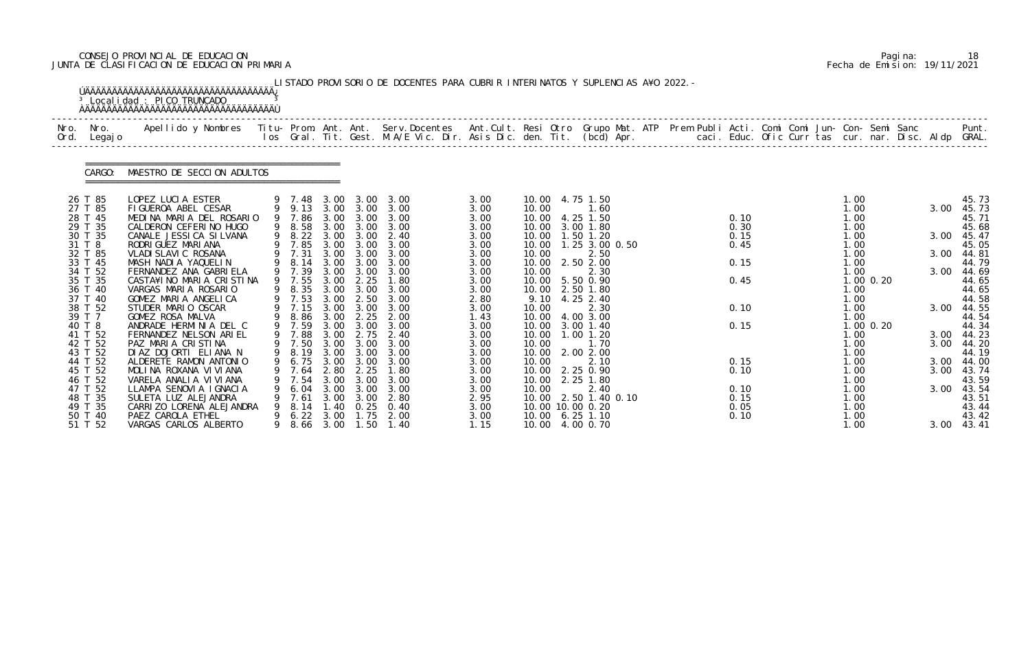CONSEJO PROVINCIAL DE EDUCACION
JUNTA DE CLASIFICACION DE EDUCACION PRIMARIA

Pagina: 18
Fecha de Emision: 19/11/2021

LISTADO PROVISORIO DE DOCENTES PARA CUBRIR INTERINATOS Y SUPLENCIAS A¥O 2022.-

Localidad : PICO TRUNCADO

CARGO: MAESTRO DE SECCION ADULTOS

| Nro. Ord. | Nro. Legajo | Apellido y Nombres | Titu-los | Prom. Gral. | Ant. Tit. | Ant. Gest. | Serv.Docentes M.A/E Vic. Dir. | Ant.Cult. Asis Dic. | Resi den. | Otro Tit. | Grupo Mat. (bcd) | ATP Apr. | Prem Publi caci. | Acti. Educ. | Comi Ofic | Comi Curr | Jun-tas | Con-cur. | Semi nar. | Sanc Disc. | Aldp | Punt. GRAL. |
|---|---|---|---|---|---|---|---|---|---|---|---|---|---|---|---|---|---|---|---|---|---|---|
| 26 | T 85 | LOPEZ LUCIA ESTER | 9 | 7.48 | 3.00 | 3.00 | 3.00 | 3.00 | 10.00 | 4.75 | 1.50 | | | | | | | 1.00 | | | | 45.73 |
| 27 | T 85 | FIGUEROA ABEL CESAR | 9 | 9.13 | 3.00 | 3.00 | 3.00 | 3.00 | 10.00 | | 1.60 | | | | | | | 1.00 | | | 3.00 | 45.73 |
| 28 | T 45 | MEDINA MARIA DEL ROSARIO | 9 | 7.86 | 3.00 | 3.00 | 3.00 | 3.00 | 10.00 | 4.25 | 1.50 | | | 0.10 | | | | 1.00 | | | | 45.71 |
| 29 | T 35 | CALDERON CEFERINO HUGO | 9 | 8.58 | 3.00 | 3.00 | 3.00 | 3.00 | 10.00 | 3.00 | 1.80 | | | 0.30 | | | | 1.00 | | | | 45.68 |
| 30 | T 35 | CANALE JESSICA SILVANA | 9 | 8.22 | 3.00 | 3.00 | 2.40 | 3.00 | 10.00 | 1.50 | 1.20 | | | 0.15 | | | | 1.00 | | | 3.00 | 45.47 |
| 31 | T 8 | RODRIGUEZ MARIANA | 9 | 7.85 | 3.00 | 3.00 | 3.00 | 3.00 | 10.00 | 1.25 | 3.00 0.50 | | | 0.45 | | | | 1.00 | | | | 45.05 |
| 32 | T 85 | VLADISLAVIC ROSANA | 9 | 7.31 | 3.00 | 3.00 | 3.00 | 3.00 | 10.00 | | 2.50 | | | | | | | 1.00 | | | 3.00 | 44.81 |
| 33 | T 45 | MASH NADIA YAQUELIN | 9 | 8.14 | 3.00 | 3.00 | 3.00 | 3.00 | 10.00 | 2.50 | 2.00 | | | 0.15 | | | | 1.00 | | | | 44.79 |
| 34 | T 52 | FERNANDEZ ANA GABRIELA | 9 | 7.39 | 3.00 | 3.00 | 3.00 | 3.00 | 10.00 | | 2.30 | | | | | | | 1.00 | | | 3.00 | 44.69 |
| 35 | T 35 | CASTA¥INO MARIA CRISTINA | 9 | 7.55 | 3.00 | 2.25 | 1.80 | 3.00 | 10.00 | 5.50 | 0.90 | | | 0.45 | | | | 1.00 | 0.20 | | | 44.65 |
| 36 | T 40 | VARGAS MARIA ROSARIO | 9 | 8.35 | 3.00 | 3.00 | 3.00 | 3.00 | 10.00 | 2.50 | 1.80 | | | | | | | 1.00 | | | | 44.65 |
| 37 | T 40 | GOMEZ MARIA ANGELICA | 9 | 7.53 | 3.00 | 2.50 | 3.00 | 2.80 | 9.10 | 4.25 | 2.40 | | | | | | | 1.00 | | | | 44.58 |
| 38 | T 52 | STUDER MARIO OSCAR | 9 | 7.15 | 3.00 | 3.00 | 3.00 | 3.00 | 10.00 | | 2.30 | | | 0.10 | | | | 1.00 | | | 3.00 | 44.55 |
| 39 | T 7 | GOMEZ ROSA MALVA | 9 | 8.86 | 3.00 | 2.25 | 2.00 | 1.43 | 10.00 | 4.00 | 3.00 | | | | | | | 1.00 | | | | 44.54 |
| 40 | T 8 | ANDRADE HERMINIA DEL C | 9 | 7.59 | 3.00 | 3.00 | 3.00 | 3.00 | 10.00 | 3.00 | 1.40 | | | 0.15 | | | | 1.00 | 0.20 | | | 44.34 |
| 41 | T 52 | FERNANDEZ NELSON ARIEL | 9 | 7.88 | 3.00 | 2.75 | 2.40 | 3.00 | 10.00 | 1.00 | 1.20 | | | | | | | 1.00 | | | 3.00 | 44.23 |
| 42 | T 52 | PAZ MARIA CRISTINA | 9 | 7.50 | 3.00 | 3.00 | 3.00 | 3.00 | 10.00 | | 1.70 | | | | | | | 1.00 | | | 3.00 | 44.20 |
| 43 | T 52 | DIAZ DOJORTI ELIANA N | 9 | 8.19 | 3.00 | 3.00 | 3.00 | 3.00 | 10.00 | 2.00 | 2.00 | | | | | | | 1.00 | | | | 44.19 |
| 44 | T 52 | ALDERETE RAMON ANTONIO | 9 | 6.75 | 3.00 | 3.00 | 3.00 | 3.00 | 10.00 | | 2.10 | | | 0.15 | | | | 1.00 | | | 3.00 | 44.00 |
| 45 | T 52 | MOLINA ROXANA VIVIANA | 9 | 7.64 | 2.80 | 2.25 | 1.80 | 3.00 | 10.00 | 2.25 | 0.90 | | | 0.10 | | | | 1.00 | | | 3.00 | 43.74 |
| 46 | T 52 | VARELA ANALIA VIVIANA | 9 | 7.54 | 3.00 | 3.00 | 3.00 | 3.00 | 10.00 | 2.25 | 1.80 | | | | | | | 1.00 | | | | 43.59 |
| 47 | T 52 | LLAMPA SENOVIA IGNACIA | 9 | 6.04 | 3.00 | 3.00 | 3.00 | 3.00 | 10.00 | | 2.40 | | | 0.10 | | | | 1.00 | | | 3.00 | 43.54 |
| 48 | T 35 | SULETA LUZ ALEJANDRA | 9 | 7.61 | 3.00 | 3.00 | 2.80 | 2.95 | 10.00 | 2.50 | 1.40 0.10 | | | 0.15 | | | | 1.00 | | | | 43.51 |
| 49 | T 35 | CARRIZO LORENA ALEJANDRA | 9 | 8.14 | 1.40 | 0.25 | 0.40 | 3.00 | 10.00 | 10.00 | 0.20 | | | 0.05 | | | | 1.00 | | | | 43.44 |
| 50 | T 40 | PAEZ CAROLA ETHEL | 9 | 6.22 | 3.00 | 1.75 | 2.00 | 3.00 | 10.00 | 6.25 | 1.10 | | | 0.10 | | | | 1.00 | | | | 43.42 |
| 51 | T 52 | VARGAS CARLOS ALBERTO | 9 | 8.66 | 3.00 | 1.50 | 1.40 | 1.15 | 10.00 | 4.00 | 0.70 | | | | | | | 1.00 | | | 3.00 | 43.41 |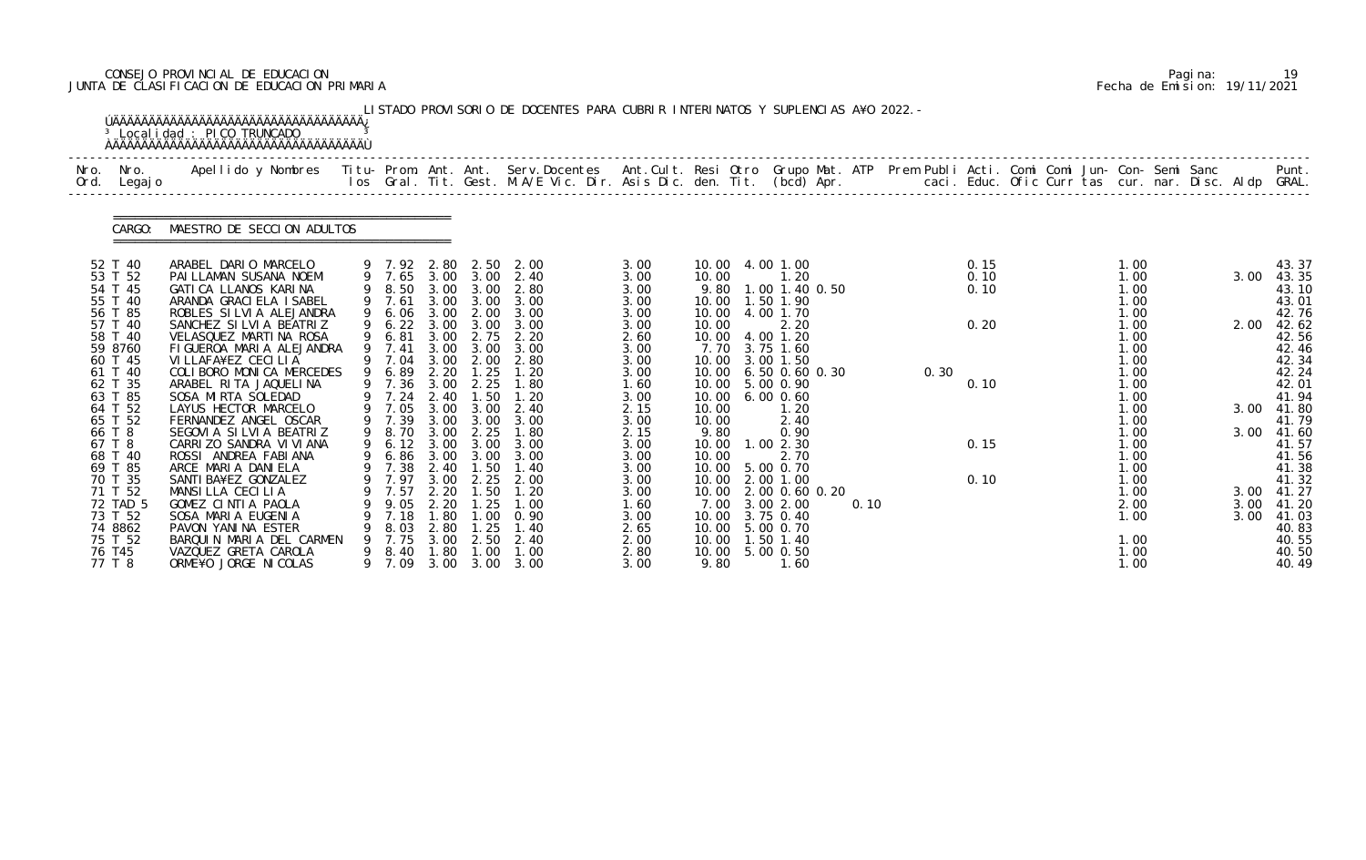CONSEJO PROVINCIAL DE EDUCACION
JUNTA DE CLASIFICACION DE EDUCACION PRIMARIA

Pagina: 19
Fecha de Emision: 19/11/2021

LISTADO PROVISORIO DE DOCENTES PARA CUBRIR INTERINATOS Y SUPLENCIAS A¥O 2022.-

Localidad : PICO TRUNCADO

CARGO: MAESTRO DE SECCION ADULTOS

| Nro. Ord. | Nro. Legajo | Apellido y Nombres | Titu- los | Prom. Gral. | Ant. Tit. | Ant. Gest. | Serv.Docentes M.A/E Vic. Dir. | Ant.Cult. Asis Dic. | Resi den. | Otro Tit. | Grupo Mat. (bcd) | ATP Apr. | Prem caci. | Publi Educ. | Acti. Ofic | Comi Curr | Comi tas | Jun- cur. | Con- nar. | Semi Disc. | Sanc Aldp | Punt. GRAL. |
|---|---|---|---|---|---|---|---|---|---|---|---|---|---|---|---|---|---|---|---|---|---|---|
| 52 | T 40 | ARABEL DARIO MARCELO | 9 | 7.92 | 2.80 | 2.50 | 2.00 | 3.00 | 10.00 | 4.00 | 1.00 | | | 0.15 | | | | 1.00 | | | | 43.37 |
| 53 | T 52 | PAILLAMAN SUSANA NOEMI | 9 | 7.65 | 3.00 | 3.00 | 2.40 | 3.00 | 10.00 | | 1.20 | | | 0.10 | | | | 1.00 | | | 3.00 | 43.35 |
| 54 | T 45 | GATICA LLANOS KARINA | 9 | 8.50 | 3.00 | 3.00 | 2.80 | 3.00 | 9.80 | 1.00 | 1.40 0.50 | | | 0.10 | | | | 1.00 | | | | 43.10 |
| 55 | T 40 | ARANDA GRACIELA ISABEL | 9 | 7.61 | 3.00 | 3.00 | 3.00 | 3.00 | 10.00 | 1.50 | 1.90 | | | | | | | 1.00 | | | | 43.01 |
| 56 | T 85 | ROBLES SILVIA ALEJANDRA | 9 | 6.06 | 3.00 | 2.00 | 3.00 | 3.00 | 10.00 | 4.00 | 1.70 | | | | | | | 1.00 | | | | 42.76 |
| 57 | T 40 | SANCHEZ SILVIA BEATRIZ | 9 | 6.22 | 3.00 | 3.00 | 3.00 | 3.00 | 10.00 | | 2.20 | | | 0.20 | | | | 1.00 | | | 2.00 | 42.62 |
| 58 | T 40 | VELASQUEZ MARTINA ROSA | 9 | 6.81 | 3.00 | 2.75 | 2.20 | 2.60 | 10.00 | 4.00 | 1.20 | | | | | | | 1.00 | | | | 42.56 |
| 59 | 8760 | FIGUEROA MARIA ALEJANDRA | 9 | 7.41 | 3.00 | 3.00 | 3.00 | 3.00 | 7.70 | 3.75 | 1.60 | | | | | | | 1.00 | | | | 42.46 |
| 60 | T 45 | VILLAFA¥EZ CECILIA | 9 | 7.04 | 3.00 | 2.00 | 2.80 | 3.00 | 10.00 | 3.00 | 1.50 | | | | | | | 1.00 | | | | 42.34 |
| 61 | T 40 | COLIBORO MONICA MERCEDES | 9 | 6.89 | 2.20 | 1.25 | 1.20 | 3.00 | 10.00 | 6.50 | 0.60 0.30 | | 0.30 | | | | | 1.00 | | | | 42.24 |
| 62 | T 35 | ARABEL RITA JAQUELINA | 9 | 7.36 | 3.00 | 2.25 | 1.80 | 1.60 | 10.00 | 5.00 | 0.90 | | | 0.10 | | | | 1.00 | | | | 42.01 |
| 63 | T 85 | SOSA MIRTA SOLEDAD | 9 | 7.24 | 2.40 | 1.50 | 1.20 | 3.00 | 10.00 | 6.00 | 0.60 | | | | | | | 1.00 | | | | 41.94 |
| 64 | T 52 | LAYUS HECTOR MARCELO | 9 | 7.05 | 3.00 | 3.00 | 2.40 | 2.15 | 10.00 | | 1.20 | | | | | | | 1.00 | | | 3.00 | 41.80 |
| 65 | T 52 | FERNANDEZ ANGEL OSCAR | 9 | 7.39 | 3.00 | 3.00 | 3.00 | 3.00 | 10.00 | | 2.40 | | | | | | | 1.00 | | | | 41.79 |
| 66 | T 8 | SEGOVIA SILVIA BEATRIZ | 9 | 8.70 | 3.00 | 2.25 | 1.80 | 2.15 | 9.80 | | 0.90 | | | | | | | 1.00 | | | 3.00 | 41.60 |
| 67 | T 8 | CARRIZO SANDRA VIVIANA | 9 | 6.12 | 3.00 | 3.00 | 3.00 | 3.00 | 10.00 | 1.00 | 2.30 | | | 0.15 | | | | 1.00 | | | | 41.57 |
| 68 | T 40 | ROSSI ANDREA FABIANA | 9 | 6.86 | 3.00 | 3.00 | 3.00 | 3.00 | 10.00 | | 2.70 | | | | | | | 1.00 | | | | 41.56 |
| 69 | T 85 | ARCE MARIA DANIELA | 9 | 7.38 | 2.40 | 1.50 | 1.40 | 3.00 | 10.00 | 5.00 | 0.70 | | | | | | | 1.00 | | | | 41.38 |
| 70 | T 35 | SANTIBA¥EZ GONZALEZ | 9 | 7.97 | 3.00 | 2.25 | 2.00 | 3.00 | 10.00 | 2.00 | 1.00 | | | 0.10 | | | | 1.00 | | | | 41.32 |
| 71 | T 52 | MANSILLA CECILIA | 9 | 7.57 | 2.20 | 1.50 | 1.20 | 3.00 | 10.00 | 2.00 | 0.60 0.20 | | | | | | | 1.00 | | | 3.00 | 41.27 |
| 72 | TAD 5 | GOMEZ CINTIA PAOLA | 9 | 9.05 | 2.20 | 1.25 | 1.00 | 1.60 | 7.00 | 3.00 | 2.00 | 0.10 | | | | | | 2.00 | | | 3.00 | 41.20 |
| 73 | T 52 | SOSA MARIA EUGENIA | 9 | 7.18 | 1.80 | 1.00 | 0.90 | 3.00 | 10.00 | 3.75 | 0.40 | | | | | | | 1.00 | | | 3.00 | 41.03 |
| 74 | 8862 | PAVON YANINA ESTER | 9 | 8.03 | 2.80 | 1.25 | 1.40 | 2.65 | 10.00 | 5.00 | 0.70 | | | | | | | | | | | 40.83 |
| 75 | T 52 | BARQUIN MARIA DEL CARMEN | 9 | 7.75 | 3.00 | 2.50 | 2.40 | 2.00 | 10.00 | 1.50 | 1.40 | | | | | | | 1.00 | | | | 40.55 |
| 76 | T45 | VAZQUEZ GRETA CAROLA | 9 | 8.40 | 1.80 | 1.00 | 1.00 | 2.80 | 10.00 | 5.00 | 0.50 | | | | | | | 1.00 | | | | 40.50 |
| 77 | T 8 | ORME¥O JORGE NICOLAS | 9 | 7.09 | 3.00 | 3.00 | 3.00 | 3.00 | 9.80 | | 1.60 | | | | | | | 1.00 | | | | 40.49 |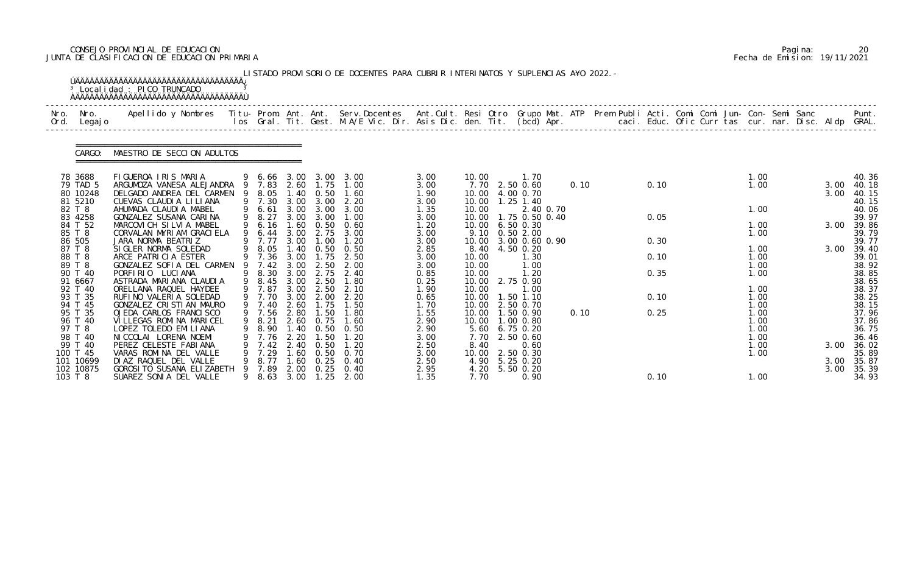CONSEJO PROVINCIAL DE EDUCACION
JUNTA DE CLASIFICACION DE EDUCACION PRIMARIA

Pagina: 20
Fecha de Emision: 19/11/2021

LISTADO PROVISORIO DE DOCENTES PARA CUBRIR INTERINATOS Y SUPLENCIAS A¥O 2022.-

Localidad : PICO TRUNCADO

CARGO: MAESTRO DE SECCION ADULTOS

| Nro. Ord. | Nro. Legajo | Apellido y Nombres | Titu-los | Prom. Gral. | Ant. Tit. | Ant. Gest. | Serv.Docentes M.A/E Vic. Dir. | Ant.Cult. Asis Dic. | Resi den. | Otro Tit. | Grupo Mat. (bcd) Apr. | ATP | Prem Publi caci. | Acti. Educ. | Comi Ofic | Comi Curr | Jun-tas | Con-cur. | Semi nar. | Sanc Disc. | Aldp | Punt. GRAL. |
|---|---|---|---|---|---|---|---|---|---|---|---|---|---|---|---|---|---|---|---|---|---|---|
| 78 | 3688 | FIGUEROA IRIS MARIA | 9 | 6.66 | 3.00 | 3.00 | 3.00 | 3.00 | 10.00 | | 1.70 | | | | | | | 1.00 | | | | 40.36 |
| 79 | TAD 5 | ARGUMOZA VANESA ALEJANDRA | 9 | 7.83 | 2.60 | 1.75 | 1.00 | 3.00 | 7.70 | 2.50 | 0.60 | 0.10 | | 0.10 | | | | 1.00 | | | 3.00 | 40.18 |
| 80 | 10248 | DELGADO ANDREA DEL CARMEN | 9 | 8.05 | 1.40 | 0.50 | 1.60 | 1.90 | 10.00 | 4.00 | 0.70 | | | | | | | | | | 3.00 | 40.15 |
| 81 | 5210 | CUEVAS CLAUDIA LILIANA | 9 | 7.30 | 3.00 | 3.00 | 2.20 | 3.00 | 10.00 | 1.25 | 1.40 | | | | | | | | | | | 40.15 |
| 82 | T 8 | AHUMADA CLAUDIA MABEL | 9 | 6.61 | 3.00 | 3.00 | 3.00 | 1.35 | 10.00 | | 2.40 0.70 | | | | | | | 1.00 | | | | 40.06 |
| 83 | 4258 | GONZALEZ SUSANA CARINA | 9 | 8.27 | 3.00 | 3.00 | 1.00 | 3.00 | 10.00 | 1.75 | 0.50 0.40 | | | 0.05 | | | | | | | | 39.97 |
| 84 | T 52 | MARCOVICH SILVIA MABEL | 9 | 6.16 | 1.60 | 0.50 | 0.60 | 1.20 | 10.00 | 6.50 | 0.30 | | | | | | | 1.00 | | | 3.00 | 39.86 |
| 85 | T 8 | CORVALAN MYRIAM GRACIELA | 9 | 6.44 | 3.00 | 2.75 | 3.00 | 3.00 | 9.10 | 0.50 | 2.00 | | | | | | | 1.00 | | | | 39.79 |
| 86 | 505 | JARA NORMA BEATRIZ | 9 | 7.77 | 3.00 | 1.00 | 1.20 | 3.00 | 10.00 | 3.00 | 0.60 0.90 | | | 0.30 | | | | | | | | 39.77 |
| 87 | T 8 | SIGLER NORMA SOLEDAD | 9 | 8.05 | 1.40 | 0.50 | 0.50 | 2.85 | 8.40 | 4.50 | 0.20 | | | | | | | 1.00 | | | 3.00 | 39.40 |
| 88 | T 8 | ARCE PATRICIA ESTER | 9 | 7.36 | 3.00 | 1.75 | 2.50 | 3.00 | 10.00 | | 1.30 | | | 0.10 | | | | 1.00 | | | | 39.01 |
| 89 | T 8 | GONZALEZ SOFIA DEL CARMEN | 9 | 7.42 | 3.00 | 2.50 | 2.00 | 3.00 | 10.00 | | 1.00 | | | | | | | 1.00 | | | | 38.92 |
| 90 | T 40 | PORFIRIO LUCIANA | 9 | 8.30 | 3.00 | 2.75 | 2.40 | 0.85 | 10.00 | | 1.20 | | | 0.35 | | | | 1.00 | | | | 38.85 |
| 91 | 6667 | ASTRADA MARIANA CLAUDIA | 9 | 8.45 | 3.00 | 2.50 | 1.80 | 0.25 | 10.00 | 2.75 | 0.90 | | | | | | | | | | | 38.65 |
| 92 | T 40 | ORELLANA RAQUEL HAYDEE | 9 | 7.87 | 3.00 | 2.50 | 2.10 | 1.90 | 10.00 | | 1.00 | | | | | | | 1.00 | | | | 38.37 |
| 93 | T 35 | RUFINO VALERIA SOLEDAD | 9 | 7.70 | 3.00 | 2.00 | 2.20 | 0.65 | 10.00 | 1.50 | 1.10 | | | 0.10 | | | | 1.00 | | | | 38.25 |
| 94 | T 45 | GONZALEZ CRISTIAN MAURO | 9 | 7.40 | 2.60 | 1.75 | 1.50 | 1.70 | 10.00 | 2.50 | 0.70 | | | | | | | 1.00 | | | | 38.15 |
| 95 | T 35 | OJEDA CARLOS FRANCISCO | 9 | 7.56 | 2.80 | 1.50 | 1.80 | 1.55 | 10.00 | 1.50 | 0.90 | 0.10 | | 0.25 | | | | 1.00 | | | | 37.96 |
| 96 | T 40 | VILLEGAS ROMINA MARICEL | 9 | 8.21 | 2.60 | 0.75 | 1.60 | 2.90 | 10.00 | 1.00 | 0.80 | | | | | | | 1.00 | | | | 37.86 |
| 97 | T 8 | LOPEZ TOLEDO EMILIANA | 9 | 8.90 | 1.40 | 0.50 | 0.50 | 2.90 | 5.60 | 6.75 | 0.20 | | | | | | | 1.00 | | | | 36.75 |
| 98 | T 40 | NICCOLAI LORENA NOEMI | 9 | 7.76 | 2.20 | 1.50 | 1.20 | 3.00 | 7.70 | 2.50 | 0.60 | | | | | | | 1.00 | | | | 36.46 |
| 99 | T 40 | PEREZ CELESTE FABIANA | 9 | 7.42 | 2.40 | 0.50 | 1.20 | 2.50 | 8.40 | | 0.60 | | | | | | | 1.00 | | | 3.00 | 36.02 |
| 100 | T 45 | VARAS ROMINA DEL VALLE | 9 | 7.29 | 1.60 | 0.50 | 0.70 | 3.00 | 10.00 | 2.50 | 0.30 | | | | | | | 1.00 | | | | 35.89 |
| 101 | 10699 | DIAZ RAQUEL DEL VALLE | 9 | 8.77 | 1.60 | 0.25 | 0.40 | 2.50 | 4.90 | 5.25 | 0.20 | | | | | | | | | | 3.00 | 35.87 |
| 102 | 10875 | GOROSITO SUSANA ELIZABETH | 9 | 7.89 | 2.00 | 0.25 | 0.40 | 2.95 | 4.20 | 5.50 | 0.20 | | | | | | | | | | 3.00 | 35.39 |
| 103 | T 8 | SUAREZ SONIA DEL VALLE | 9 | 8.63 | 3.00 | 1.25 | 2.00 | 1.35 | 7.70 | | 0.90 | | | 0.10 | | | | 1.00 | | | | 34.93 |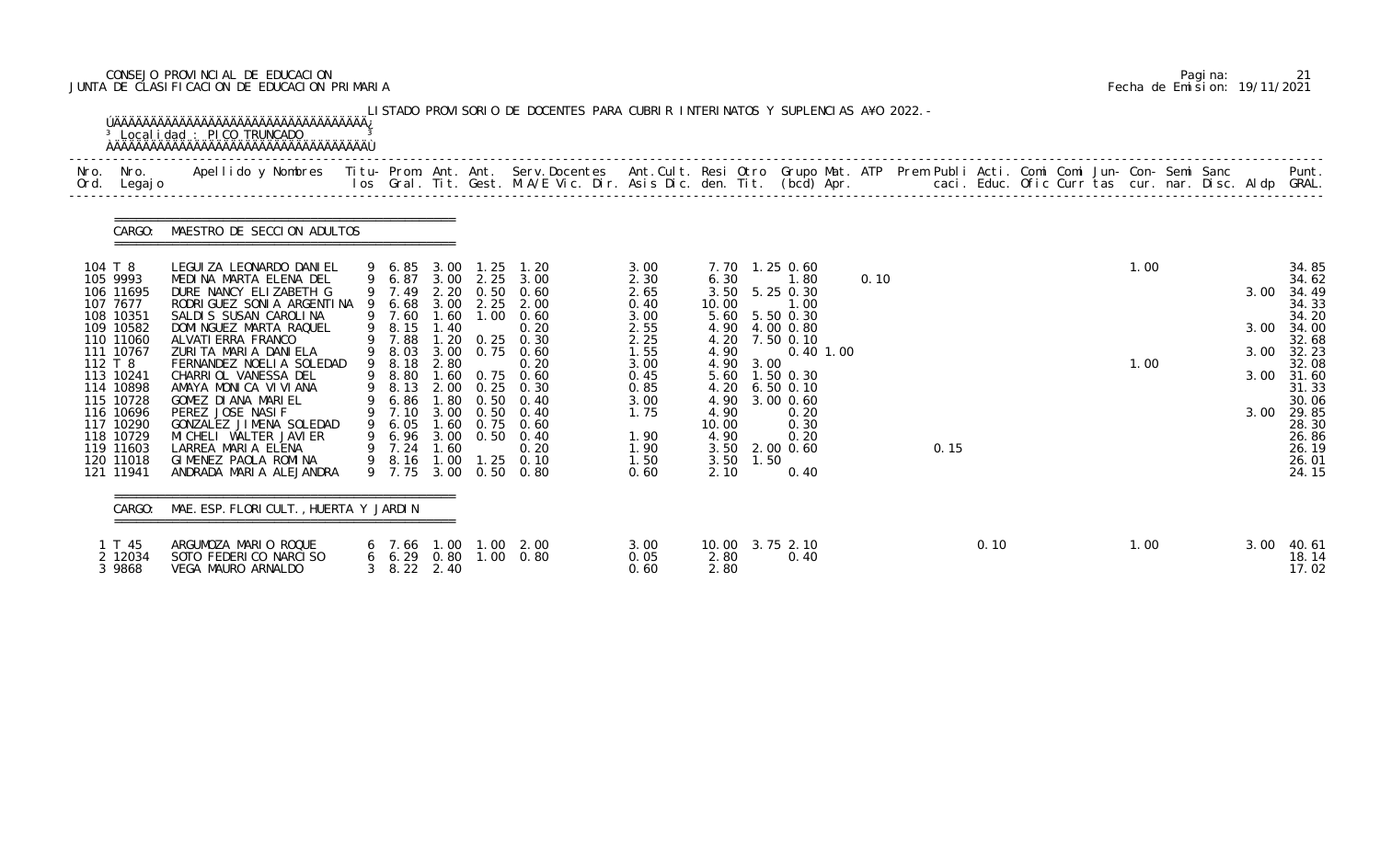CONSEJO PROVINCIAL DE EDUCACION
JUNTA DE CLASIFICACION DE EDUCACION PRIMARIA

Pagina: 21
Fecha de Emision: 19/11/2021

LISTADO PROVISORIO DE DOCENTES PARA CUBRIR INTERINATOS Y SUPLENCIAS A¥O 2022.-

Localidad : PICO TRUNCADO

| Nro. Ord. | Nro. Legajo | Apellido y Nombres | Titu- los | Prom. Gral. | Ant. Tit. | Ant. Gest. | Serv.Docentes M.A/E Vic. Dir. | Ant.Cult. Asis Dic. | Resi den. | Otro Tit. | Grupo Mat. (bcd) | ATP Apr. | Prem Publi caci. | Acti. Educ. | Comi Ofic | Comi Curr | Jun- tas | Con- cur. | Semi nar. | Sanc Disc. | Aldp | Punt. GRAL. |
|---|---|---|---|---|---|---|---|---|---|---|---|---|---|---|---|---|---|---|---|---|---|---|
| **CARGO: MAESTRO DE SECCION ADULTOS** | | | | | | | | | | | | | | | | | | | | | | |
| 104 | T 8 | LEGUIZA LEONARDO DANIEL | 9 | 6.85 | 3.00 | 1.25 | 1.20 | 3.00 | 7.70 | 1.25 | 0.60 | | | | | | | 1.00 | | | | 34.85 |
| 105 | 9993 | MEDINA MARTA ELENA DEL | 9 | 6.87 | 3.00 | 2.25 | 3.00 | 2.30 | 6.30 | | 1.80 | 0.10 | | | | | | | | | | 34.62 |
| 106 | 11695 | DURE NANCY ELIZABETH G | 9 | 7.49 | 2.20 | 0.50 | 0.60 | 2.65 | 3.50 | 5.25 | 0.30 | | | | | | | | | | 3.00 | 34.49 |
| 107 | 7677 | RODRIGUEZ SONIA ARGENTINA | 9 | 6.68 | 3.00 | 2.25 | 2.00 | 0.40 | 10.00 | | 1.00 | | | | | | | | | | | 34.33 |
| 108 | 10351 | SALDIS SUSAN CAROLINA | 9 | 7.60 | 1.60 | 1.00 | 0.60 | 3.00 | 5.60 | 5.50 | 0.30 | | | | | | | | | | | 34.20 |
| 109 | 10582 | DOMINGUEZ MARTA RAQUEL | 9 | 8.15 | 1.40 | | 0.20 | 2.55 | 4.90 | 4.00 | 0.80 | | | | | | | | | | 3.00 | 34.00 |
| 110 | 11060 | ALVATIERRA FRANCO | 9 | 7.88 | 1.20 | 0.25 | 0.30 | 2.25 | 4.20 | 7.50 | 0.10 | | | | | | | | | | | 32.68 |
| 111 | 10767 | ZURITA MARIA DANIELA | 9 | 8.03 | 3.00 | 0.75 | 0.60 | 1.55 | 4.90 | | 0.40 | 1.00 | | | | | | | | | 3.00 | 32.23 |
| 112 | T 8 | FERNANDEZ NOELIA SOLEDAD | 9 | 8.18 | 2.80 | | 0.20 | 3.00 | 4.90 | 3.00 | | | | | | | | 1.00 | | | | 32.08 |
| 113 | 10241 | CHARRIOL VANESSA DEL | 9 | 8.80 | 1.60 | 0.75 | 0.60 | 0.45 | 5.60 | 1.50 | 0.30 | | | | | | | | | | 3.00 | 31.60 |
| 114 | 10898 | AMAYA MONICA VIVIANA | 9 | 8.13 | 2.00 | 0.25 | 0.30 | 0.85 | 4.20 | 6.50 | 0.10 | | | | | | | | | | | 31.33 |
| 115 | 10728 | GOMEZ DIANA MARIEL | 9 | 6.86 | 1.80 | 0.50 | 0.40 | 3.00 | 4.90 | 3.00 | 0.60 | | | | | | | | | | | 30.06 |
| 116 | 10696 | PEREZ JOSE NASIF | 9 | 7.10 | 3.00 | 0.50 | 0.40 | 1.75 | 4.90 | | 0.20 | | | | | | | | | | 3.00 | 29.85 |
| 117 | 10290 | GONZALEZ JIMENA SOLEDAD | 9 | 6.05 | 1.60 | 0.75 | 0.60 | | 10.00 | | 0.30 | | | | | | | | | | | 28.30 |
| 118 | 10729 | MICHELI WALTER JAVIER | 9 | 6.96 | 3.00 | 0.50 | 0.40 | 1.90 | 4.90 | | 0.20 | | | | | | | | | | | 26.86 |
| 119 | 11603 | LARREA MARIA ELENA | 9 | 7.24 | 1.60 | | 0.20 | 1.90 | 3.50 | 2.00 | 0.60 | | 0.15 | | | | | | | | | 26.19 |
| 120 | 11018 | GIMENEZ PAOLA ROMINA | 9 | 8.16 | 1.00 | 1.25 | 0.10 | 1.50 | 3.50 | 1.50 | | | | | | | | | | | | 26.01 |
| 121 | 11941 | ANDRADA MARIA ALEJANDRA | 9 | 7.75 | 3.00 | 0.50 | 0.80 | 0.60 | 2.10 | | 0.40 | | | | | | | | | | | 24.15 |
| **CARGO: MAE. ESP. FLORICULT., HUERTA Y JARDIN** | | | | | | | | | | | | | | | | | | | | | | |
| 1 | T 45 | ARGUMOZA MARIO ROQUE | 6 | 7.66 | 1.00 | 1.00 | 2.00 | 3.00 | 10.00 | 3.75 | 2.10 | | | 0.10 | | | | 1.00 | | | 3.00 | 40.61 |
| 2 | 12034 | SOTO FEDERICO NARCISO | 6 | 6.29 | 0.80 | 1.00 | 0.80 | 0.05 | 2.80 | | 0.40 | | | | | | | | | | | 18.14 |
| 3 | 9868 | VEGA MAURO ARNALDO | 3 | 8.22 | 2.40 | | | 0.60 | 2.80 | | | | | | | | | | | | | 17.02 |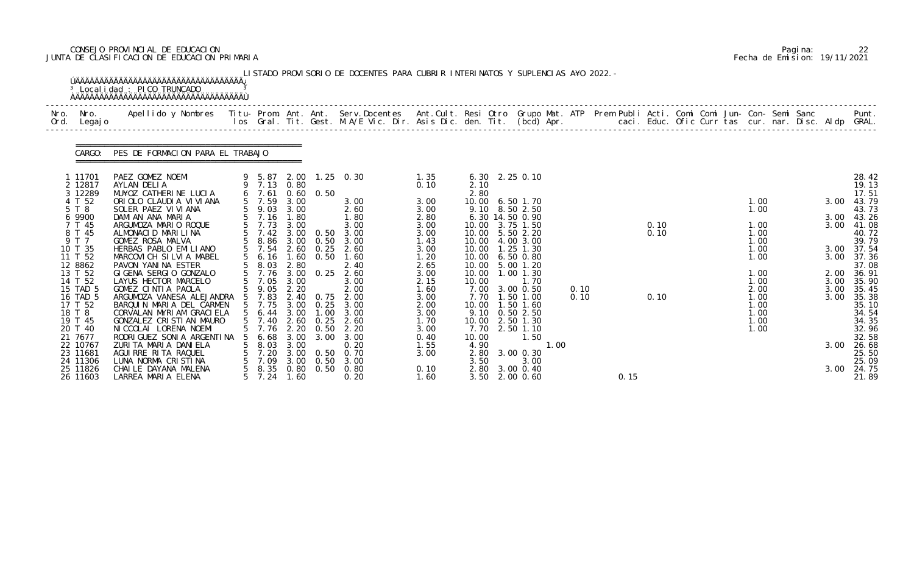CONSEJO PROVINCIAL DE EDUCACION
JUNTA DE CLASIFICACION DE EDUCACION PRIMARIA

Pagina: 22
Fecha de Emision: 19/11/2021

LISTADO PROVISORIO DE DOCENTES PARA CUBRIR INTERINATOS Y SUPLENCIAS A¥O 2022.-

Localidad : PICO TRUNCADO

CARGO: PES DE FORMACION PARA EL TRABAJO

| Nro. Ord. | Nro. Legajo | Apellido y Nombres | Titu- los | Prom. Gral. | Ant. Tit. | Ant. Gest. | Serv.Docentes M.A/E Vic. Dir. | Ant.Cult. Asis Dic. | Resi den. | Otro Tit. | Grupo Mat. (bcd) Apr. | ATP | Prem Publi caci. | Acti. Educ. | Comi Ofic | Comi Curr | Jun- tas | Con- cur. | Semi nar. | Sanc Disc. | Aldp | Punt. GRAL. |
|---|---|---|---|---|---|---|---|---|---|---|---|---|---|---|---|---|---|---|---|---|---|---|
| 1 | 11701 | PAEZ GOMEZ NOEMI | 9 | 5.87 | 2.00 | 1.25 | 0.30 | 1.35 | 6.30 | | 2.25 0.10 | | | | | | | | | | | 28.42 |
| 2 | 12817 | AYLAN DELIA | 9 | 7.13 | 0.80 | | | 0.10 | 2.10 | | | | | | | | | | | | | 19.13 |
| 3 | 12289 | MU¥OZ CATHERINE LUCIA | 6 | 7.61 | 0.60 | 0.50 | | | 2.80 | | | | | | | | | | | | | 17.51 |
| 4 | T 52 | ORIOLO CLAUDIA VIVIANA | 5 | 7.59 | 3.00 | | 3.00 | 3.00 | 10.00 | | 6.50 1.70 | | | | | | | 1.00 | | | 3.00 | 43.79 |
| 5 | T 8 | SOLER PAEZ VIVIANA | 5 | 9.03 | 3.00 | | 2.60 | 3.00 | 9.10 | | 8.50 2.50 | | | | | | | 1.00 | | | | 43.73 |
| 6 | 9900 | DAMIAN ANA MARIA | 5 | 7.16 | 1.80 | | 1.80 | 2.80 | 6.30 | 14.50 | 0.90 | | | | | | | | | | 3.00 | 43.26 |
| 7 | T 45 | ARGUMOZA MARIO ROQUE | 5 | 7.73 | 3.00 | | 3.00 | 3.00 | 10.00 | | 3.75 1.50 | | | 0.10 | | | | 1.00 | | | 3.00 | 41.08 |
| 8 | T 45 | ALMONACID MARILINA | 5 | 7.42 | 3.00 | 0.50 | 3.00 | 3.00 | 10.00 | | 5.50 2.20 | | | 0.10 | | | | 1.00 | | | | 40.72 |
| 9 | T 7 | GOMEZ ROSA MALVA | 5 | 8.86 | 3.00 | 0.50 | 3.00 | 1.43 | 10.00 | | 4.00 3.00 | | | | | | | 1.00 | | | | 39.79 |
| 10 | T 35 | HERBAS PABLO EMILIANO | 5 | 7.54 | 2.60 | 0.25 | 2.60 | 3.00 | 10.00 | | 1.25 1.30 | | | | | | | 1.00 | | | 3.00 | 37.54 |
| 11 | T 52 | MARCOVICH SILVIA MABEL | 5 | 6.16 | 1.60 | 0.50 | 1.60 | 1.20 | 10.00 | | 6.50 0.80 | | | | | | | 1.00 | | | 3.00 | 37.36 |
| 12 | 8862 | PAVON YANINA ESTER | 5 | 8.03 | 2.80 | | 2.40 | 2.65 | 10.00 | | 5.00 1.20 | | | | | | | | | | | 37.08 |
| 13 | T 52 | GIGENA SERGIO GONZALO | 5 | 7.76 | 3.00 | 0.25 | 2.60 | 3.00 | 10.00 | | 1.00 1.30 | | | | | | | 1.00 | | | 2.00 | 36.91 |
| 14 | T 52 | LAYUS HECTOR MARCELO | 5 | 7.05 | 3.00 | | 3.00 | 2.15 | 10.00 | | 1.70 | | | | | | | 1.00 | | | 3.00 | 35.90 |
| 15 | TAD 5 | GOMEZ CINTIA PAOLA | 5 | 9.05 | 2.20 | | 2.00 | 1.60 | 7.00 | | 3.00 0.50 | 0.10 | | | | | | 2.00 | | | 3.00 | 35.45 |
| 16 | TAD 5 | ARGUMOZA VANESA ALEJANDRA | 5 | 7.83 | 2.40 | 0.75 | 2.00 | 3.00 | 7.70 | | 1.50 1.00 | 0.10 | | 0.10 | | | | 1.00 | | | 3.00 | 35.38 |
| 17 | T 52 | BARQUIN MARIA DEL CARMEN | 5 | 7.75 | 3.00 | 0.25 | 3.00 | 2.00 | 10.00 | | 1.50 1.60 | | | | | | | 1.00 | | | | 35.10 |
| 18 | T 8 | CORVALAN MYRIAM GRACIELA | 5 | 6.44 | 3.00 | 1.00 | 3.00 | 3.00 | 9.10 | | 0.50 2.50 | | | | | | | 1.00 | | | | 34.54 |
| 19 | T 45 | GONZALEZ CRISTIAN MAURO | 5 | 7.40 | 2.60 | 0.25 | 2.60 | 1.70 | 10.00 | | 2.50 1.30 | | | | | | | 1.00 | | | | 34.35 |
| 20 | T 40 | NICCOLAI LORENA NOEMI | 5 | 7.76 | 2.20 | 0.50 | 2.20 | 3.00 | 7.70 | | 2.50 1.10 | | | | | | | 1.00 | | | | 32.96 |
| 21 | 7677 | RODRIGUEZ SONIA ARGENTINA | 5 | 6.68 | 3.00 | 3.00 | 3.00 | 0.40 | 10.00 | | 1.50 | | | | | | | | | | | 32.58 |
| 22 | 10767 | ZURITA MARIA DANIELA | 5 | 8.03 | 3.00 | | 0.20 | 1.55 | 4.90 | | 1.00 | | | | | | | | | | 3.00 | 26.68 |
| 23 | 11681 | AGUIRRE RITA RAQUEL | 5 | 7.20 | 3.00 | 0.50 | 0.70 | 3.00 | 2.80 | | 3.00 0.30 | | | | | | | | | | | 25.50 |
| 24 | 11306 | LUNA NORMA CRISTINA | 5 | 7.09 | 3.00 | 0.50 | 3.00 | | 3.50 | | 3.00 | | | | | | | | | | | 25.09 |
| 25 | 11826 | CHAILE DAYANA MALENA | 5 | 8.35 | 0.80 | 0.50 | 0.80 | 0.10 | 2.80 | | 3.00 0.40 | | | | | | | | | | 3.00 | 24.75 |
| 26 | 11603 | LARREA MARIA ELENA | 5 | 7.24 | 1.60 | | 0.20 | 1.60 | 3.50 | | 2.00 0.60 | | 0.15 | | | | | | | | | 21.89 |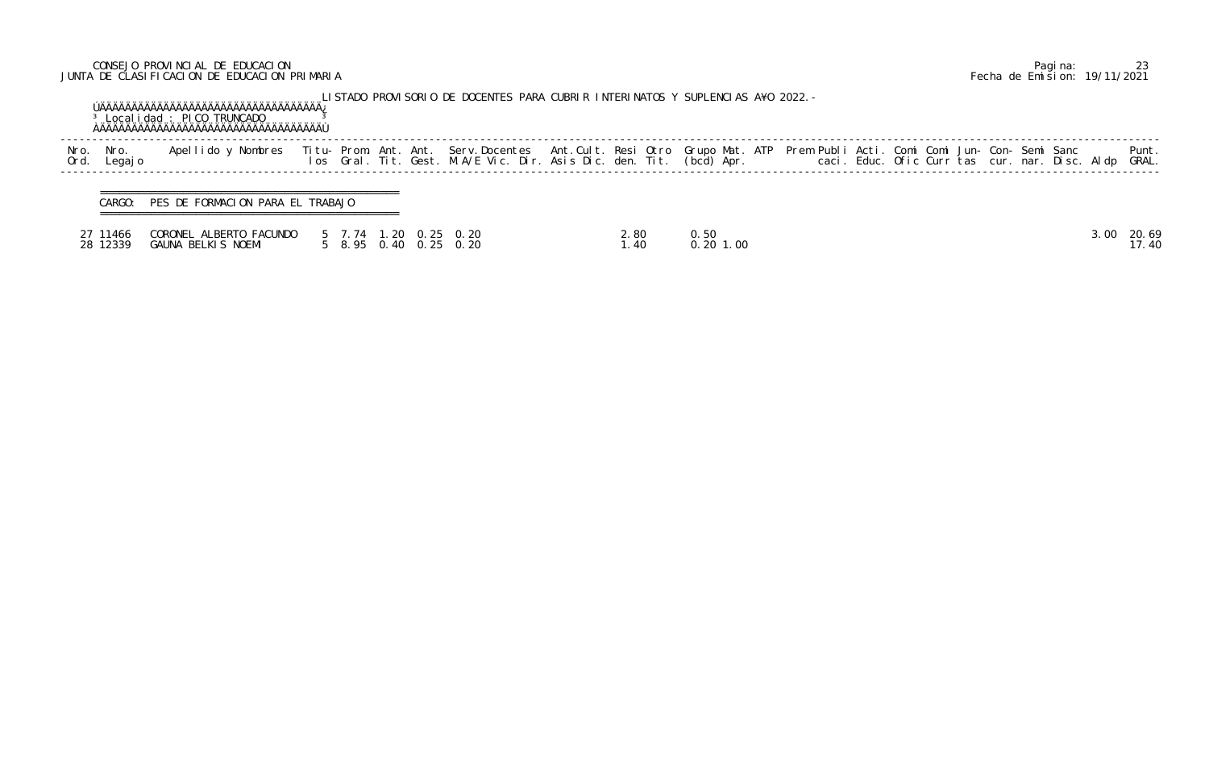CONSEJO PROVINCIAL DE EDUCACION
JUNTA DE CLASIFICACION DE EDUCACION PRIMARIA

Pagina: 23
Fecha de Emision: 19/11/2021

LISTADO PROVISORIO DE DOCENTES PARA CUBRIR INTERINATOS Y SUPLENCIAS AÑO 2022.-

Localidad : PICO TRUNCADO

CARGO: PES DE FORMACION PARA EL TRABAJO

| Nro. Ord. | Nro. Legajo | Apellido y Nombres | Titulos | Prom. Gral. | Ant. Tit. | Ant. Gest. | Serv.Docentes M.A/E Vic. Dir. | Ant.Cult. Asis Dic. | Resi den. | Otro Tit. | Grupo (bcd) | Mat. Apr. | ATP | Prem | Publi caci. | Acti. Educ. | Comi Ofic | Comi Curr | Jun- tas | Con- cur. | Semi nar. | Sanc Disc. | Aldp | Punt. GRAL. |
|---|---|---|---|---|---|---|---|---|---|---|---|---|---|---|---|---|---|---|---|---|---|---|---|---|
| 27 | 11466 | CORONEL ALBERTO FACUNDO | 5 | 7.74 | 1.20 | 0.25 | 0.20 | 2.80 | | 0.50 | | | | | | | | | | | | | 3.00 | 20.69 |
| 28 | 12339 | GAUNA BELKIS NOEMI | 5 | 8.95 | 0.40 | 0.25 | 0.20 | 1.40 | | 0.20 | 1.00 | | | | | | | | | | | | | 17.40 |